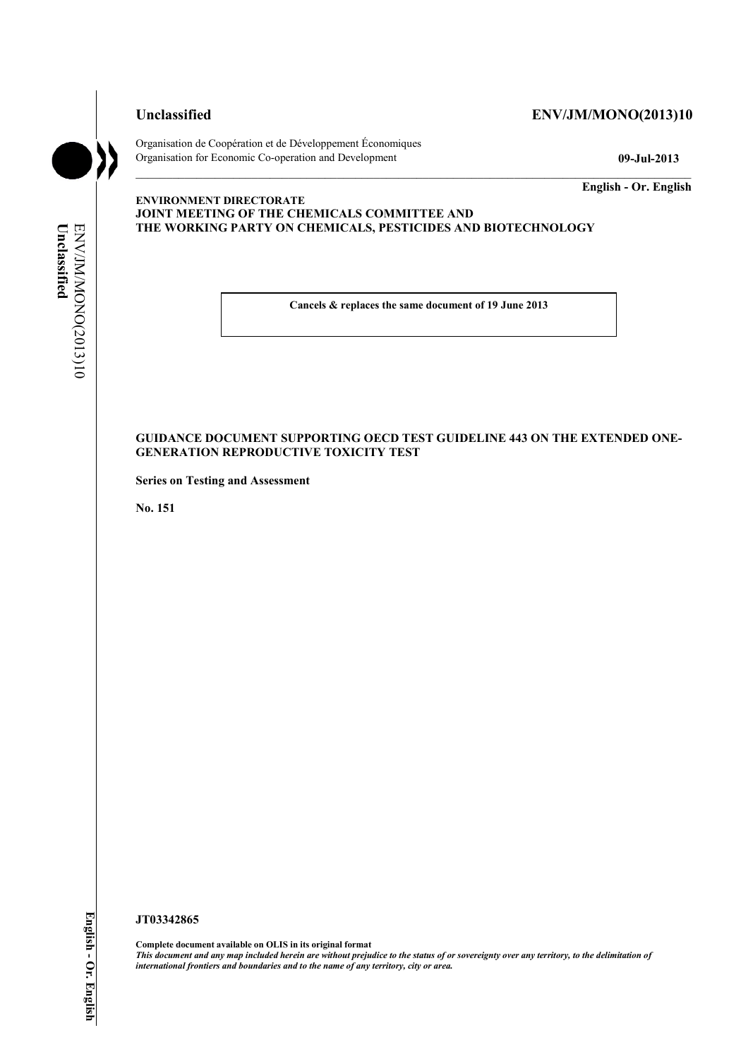**Unclassified** **ENV/JM/MONO(2013)10**

Organisation de Coopération et de Développement Économiques
Organisation for Economic Co-operation and Development **09-Jul-2013**

**English - Or. English**

**ENVIRONMENT DIRECTORATE**
**JOINT MEETING OF THE CHEMICALS COMMITTEE AND**
**THE WORKING PARTY ON CHEMICALS, PESTICIDES AND BIOTECHNOLOGY**

**Cancels & replaces the same document of 19 June 2013**

# GUIDANCE DOCUMENT SUPPORTING OECD TEST GUIDELINE 443 ON THE EXTENDED ONE-GENERATION REPRODUCTIVE TOXICITY TEST

**Series on Testing and Assessment**

**No. 151**

**JT03342865**

**Complete document available on OLIS in its original format**
***This document and any map included herein are without prejudice to the status of or sovereignty over any territory, to the delimitation of international frontiers and boundaries and to the name of any territory, city or area.***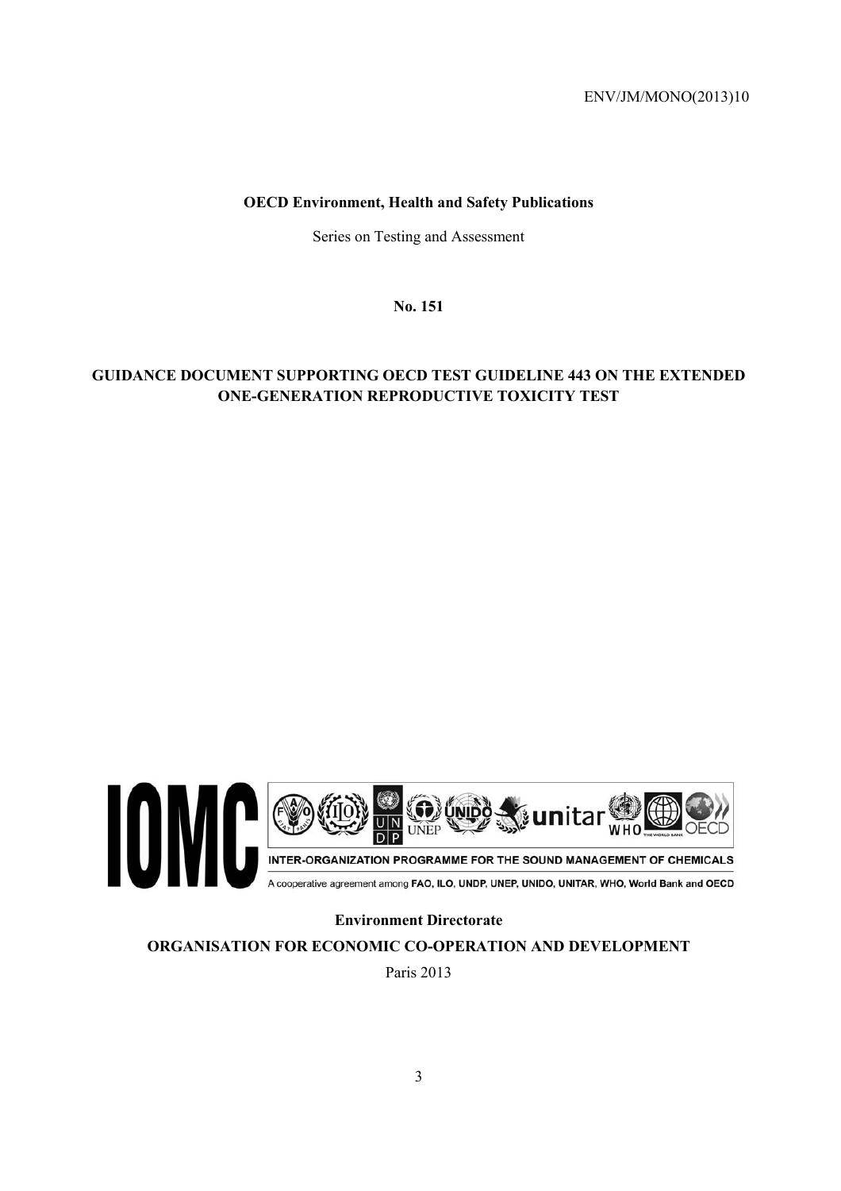ENV/JM/MONO(2013)10

**OECD Environment, Health and Safety Publications**

Series on Testing and Assessment

**No. 151**

# GUIDANCE DOCUMENT SUPPORTING OECD TEST GUIDELINE 443 ON THE EXTENDED ONE-GENERATION REPRODUCTIVE TOXICITY TEST

IOMC

INTER-ORGANIZATION PROGRAMME FOR THE SOUND MANAGEMENT OF CHEMICALS

A cooperative agreement among **FAO, ILO, UNDP, UNEP, UNIDO, UNITAR, WHO, World Bank and OECD**

**Environment Directorate**

**ORGANISATION FOR ECONOMIC CO-OPERATION AND DEVELOPMENT**

Paris 2013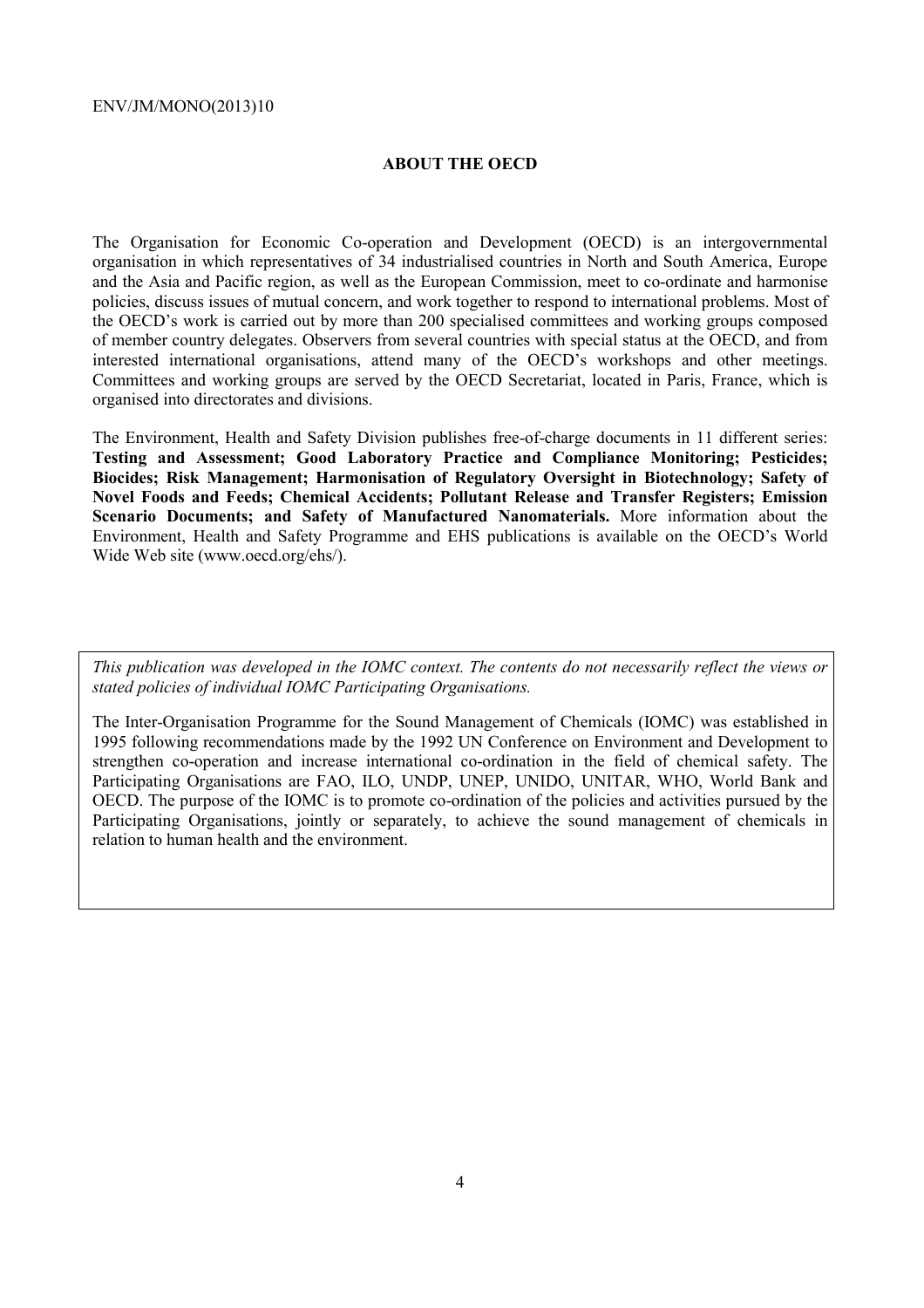## ABOUT THE OECD

The Organisation for Economic Co-operation and Development (OECD) is an intergovernmental organisation in which representatives of 34 industrialised countries in North and South America, Europe and the Asia and Pacific region, as well as the European Commission, meet to co-ordinate and harmonise policies, discuss issues of mutual concern, and work together to respond to international problems. Most of the OECD's work is carried out by more than 200 specialised committees and working groups composed of member country delegates. Observers from several countries with special status at the OECD, and from interested international organisations, attend many of the OECD's workshops and other meetings. Committees and working groups are served by the OECD Secretariat, located in Paris, France, which is organised into directorates and divisions.

The Environment, Health and Safety Division publishes free-of-charge documents in 11 different series: **Testing and Assessment; Good Laboratory Practice and Compliance Monitoring; Pesticides; Biocides; Risk Management; Harmonisation of Regulatory Oversight in Biotechnology; Safety of Novel Foods and Feeds; Chemical Accidents; Pollutant Release and Transfer Registers; Emission Scenario Documents; and Safety of Manufactured Nanomaterials.** More information about the Environment, Health and Safety Programme and EHS publications is available on the OECD's World Wide Web site (www.oecd.org/ehs/).

*This publication was developed in the IOMC context. The contents do not necessarily reflect the views or stated policies of individual IOMC Participating Organisations.*

The Inter-Organisation Programme for the Sound Management of Chemicals (IOMC) was established in 1995 following recommendations made by the 1992 UN Conference on Environment and Development to strengthen co-operation and increase international co-ordination in the field of chemical safety. The Participating Organisations are FAO, ILO, UNDP, UNEP, UNIDO, UNITAR, WHO, World Bank and OECD. The purpose of the IOMC is to promote co-ordination of the policies and activities pursued by the Participating Organisations, jointly or separately, to achieve the sound management of chemicals in relation to human health and the environment.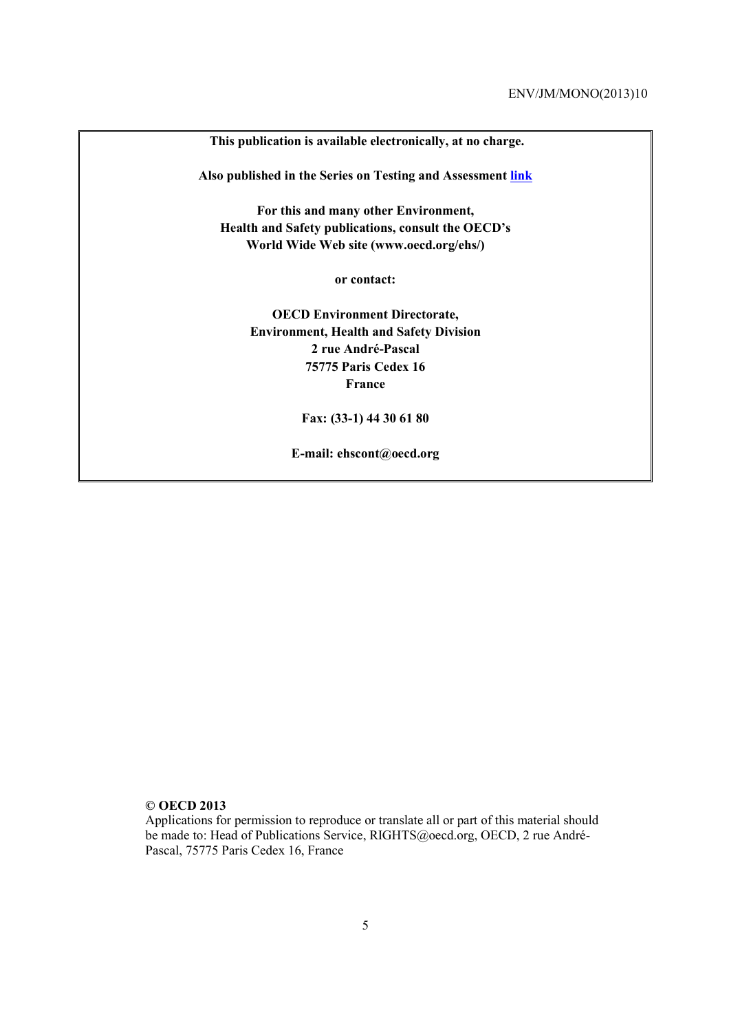**This publication is available electronically, at no charge.**

**Also published in the Series on Testing and Assessment link**

**For this and many other Environment, Health and Safety publications, consult the OECD's World Wide Web site (www.oecd.org/ehs/)**

**or contact:**

**OECD Environment Directorate,**
**Environment, Health and Safety Division**
**2 rue André-Pascal**
**75775 Paris Cedex 16**
**France**

**Fax: (33-1) 44 30 61 80**

**E-mail: ehscont@oecd.org**

**© OECD 2013**
Applications for permission to reproduce or translate all or part of this material should be made to: Head of Publications Service, RIGHTS@oecd.org, OECD, 2 rue André-Pascal, 75775 Paris Cedex 16, France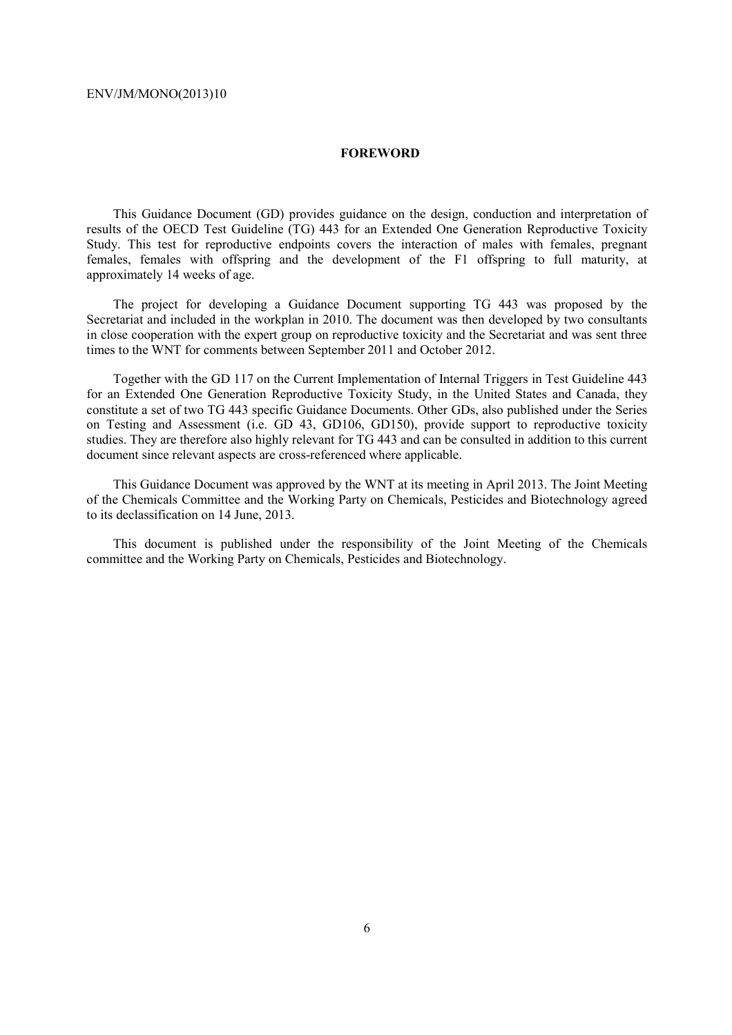# FOREWORD

This Guidance Document (GD) provides guidance on the design, conduction and interpretation of results of the OECD Test Guideline (TG) 443 for an Extended One Generation Reproductive Toxicity Study. This test for reproductive endpoints covers the interaction of males with females, pregnant females, females with offspring and the development of the F1 offspring to full maturity, at approximately 14 weeks of age.

The project for developing a Guidance Document supporting TG 443 was proposed by the Secretariat and included in the workplan in 2010. The document was then developed by two consultants in close cooperation with the expert group on reproductive toxicity and the Secretariat and was sent three times to the WNT for comments between September 2011 and October 2012.

Together with the GD 117 on the Current Implementation of Internal Triggers in Test Guideline 443 for an Extended One Generation Reproductive Toxicity Study, in the United States and Canada, they constitute a set of two TG 443 specific Guidance Documents. Other GDs, also published under the Series on Testing and Assessment (i.e. GD 43, GD106, GD150), provide support to reproductive toxicity studies. They are therefore also highly relevant for TG 443 and can be consulted in addition to this current document since relevant aspects are cross-referenced where applicable.

This Guidance Document was approved by the WNT at its meeting in April 2013. The Joint Meeting of the Chemicals Committee and the Working Party on Chemicals, Pesticides and Biotechnology agreed to its declassification on 14 June, 2013.

This document is published under the responsibility of the Joint Meeting of the Chemicals committee and the Working Party on Chemicals, Pesticides and Biotechnology.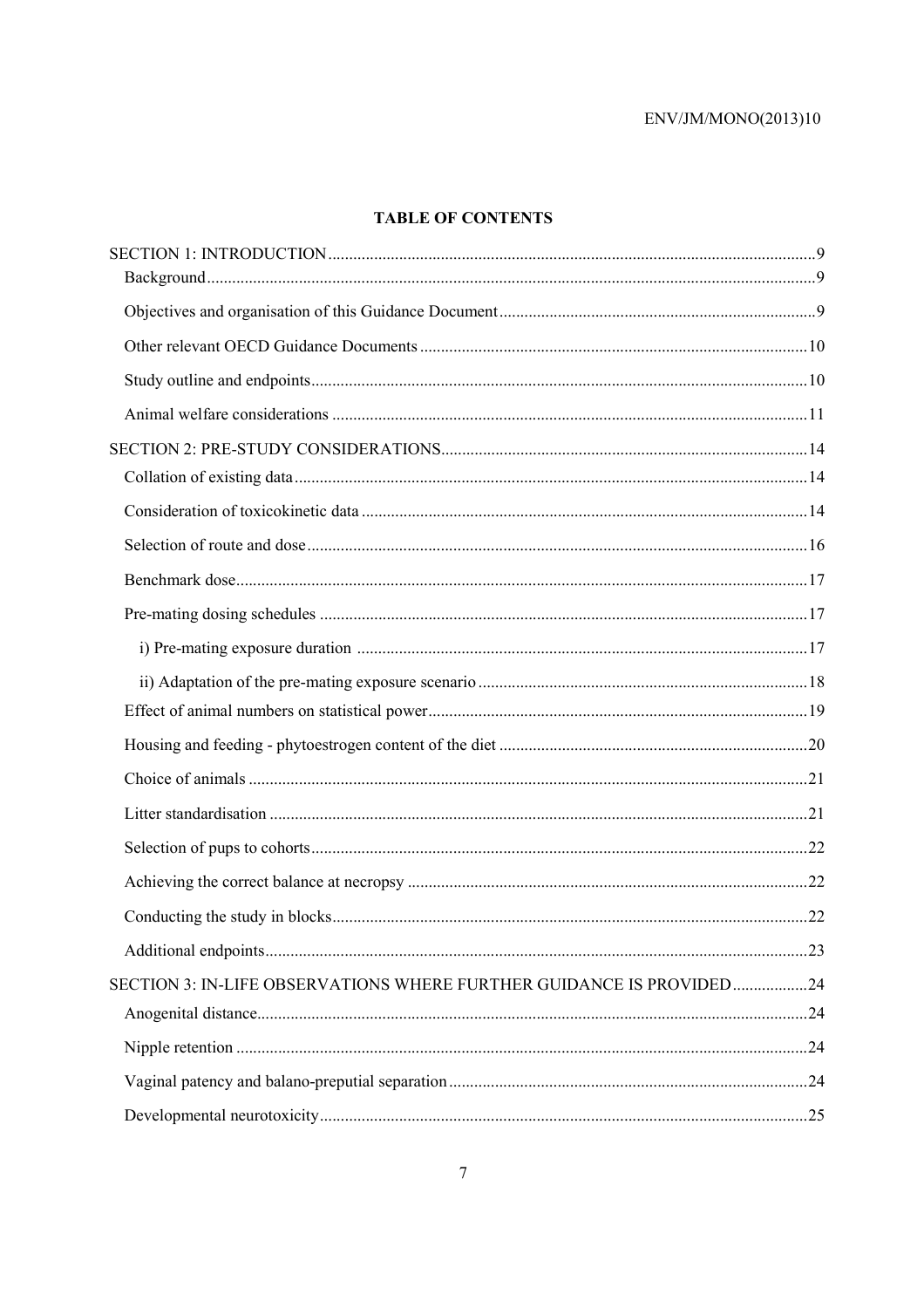**TABLE OF CONTENTS**

SECTION 1: INTRODUCTION ... 9
- Background ... 9
- Objectives and organisation of this Guidance Document ... 9
- Other relevant OECD Guidance Documents ... 10
- Study outline and endpoints ... 10
- Animal welfare considerations ... 11

SECTION 2: PRE-STUDY CONSIDERATIONS ... 14
- Collation of existing data ... 14
- Consideration of toxicokinetic data ... 14
- Selection of route and dose ... 16
- Benchmark dose ... 17
- Pre-mating dosing schedules ... 17
  - i) Pre-mating exposure duration ... 17
  - ii) Adaptation of the pre-mating exposure scenario ... 18
- Effect of animal numbers on statistical power ... 19
- Housing and feeding - phytoestrogen content of the diet ... 20
- Choice of animals ... 21
- Litter standardisation ... 21
- Selection of pups to cohorts ... 22
- Achieving the correct balance at necropsy ... 22
- Conducting the study in blocks ... 22
- Additional endpoints ... 23

SECTION 3: IN-LIFE OBSERVATIONS WHERE FURTHER GUIDANCE IS PROVIDED ... 24
- Anogenital distance ... 24
- Nipple retention ... 24
- Vaginal patency and balano-preputial separation ... 24
- Developmental neurotoxicity ... 25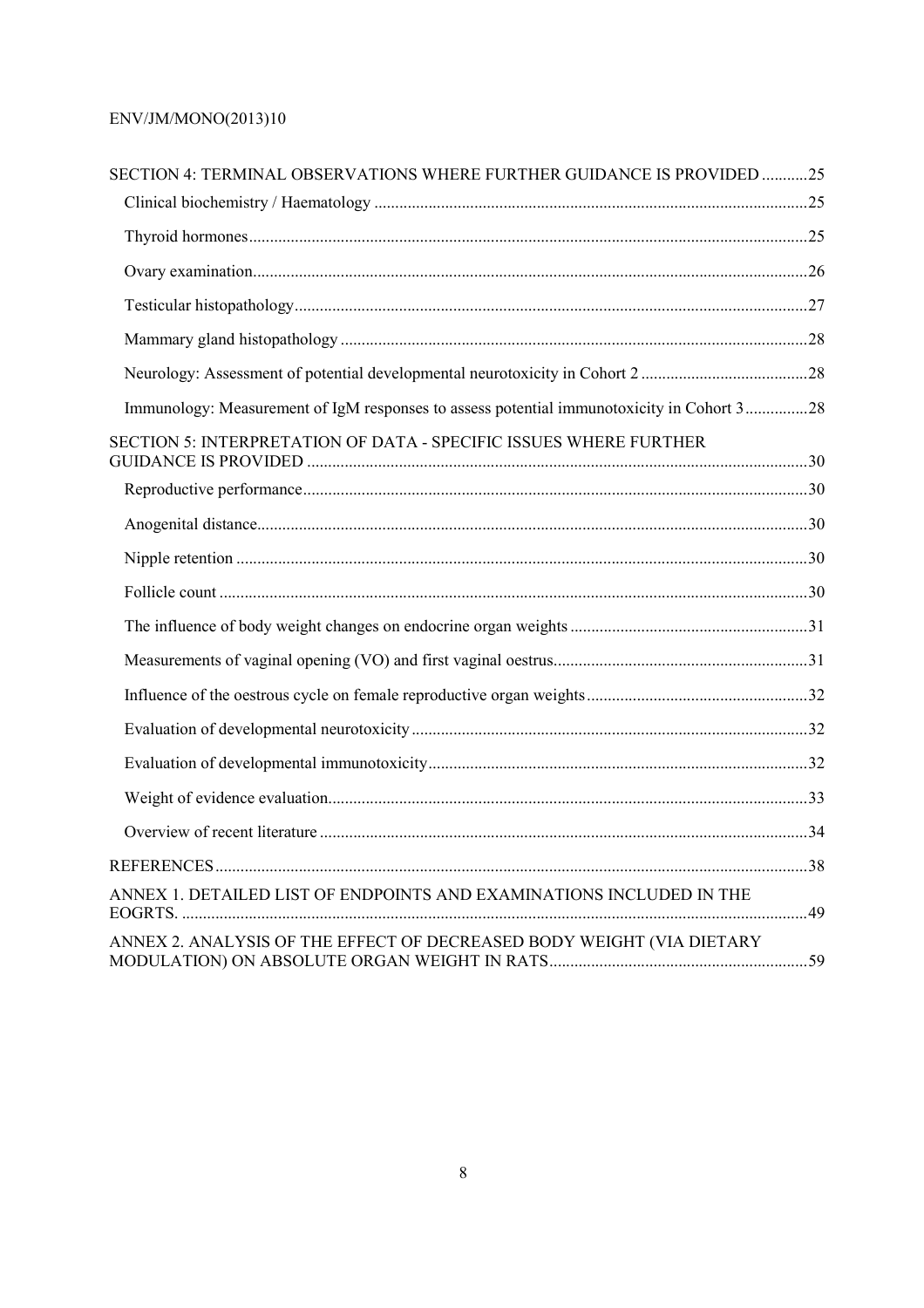SECTION 4: TERMINAL OBSERVATIONS WHERE FURTHER GUIDANCE IS PROVIDED ...........25

- Clinical biochemistry / Haematology .......................................................................................................25
- Thyroid hormones.....................................................................................................................................25
- Ovary examination....................................................................................................................................26
- Testicular histopathology..........................................................................................................................27
- Mammary gland histopathology ...............................................................................................................28
- Neurology: Assessment of potential developmental neurotoxicity in Cohort 2 ........................................28
- Immunology: Measurement of IgM responses to assess potential immunotoxicity in Cohort 3...............28

SECTION 5: INTERPRETATION OF DATA - SPECIFIC ISSUES WHERE FURTHER GUIDANCE IS PROVIDED .......................................................................................................................30

- Reproductive performance........................................................................................................................30
- Anogenital distance...................................................................................................................................30
- Nipple retention ........................................................................................................................................30
- Follicle count ............................................................................................................................................30
- The influence of body weight changes on endocrine organ weights .........................................................31
- Measurements of vaginal opening (VO) and first vaginal oestrus.............................................................31
- Influence of the oestrous cycle on female reproductive organ weights.....................................................32
- Evaluation of developmental neurotoxicity ..............................................................................................32
- Evaluation of developmental immunotoxicity...........................................................................................32
- Weight of evidence evaluation..................................................................................................................33
- Overview of recent literature ....................................................................................................................34

REFERENCES.............................................................................................................................................38

ANNEX 1. DETAILED LIST OF ENDPOINTS AND EXAMINATIONS INCLUDED IN THE EOGRTS. .....................................................................................................................................................49

ANNEX 2. ANALYSIS OF THE EFFECT OF DECREASED BODY WEIGHT (VIA DIETARY MODULATION) ON ABSOLUTE ORGAN WEIGHT IN RATS..............................................................59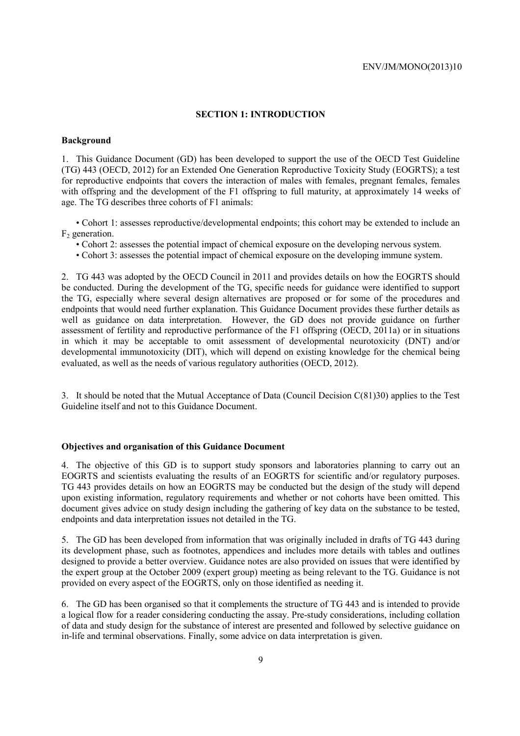## SECTION 1: INTRODUCTION

### Background

1. This Guidance Document (GD) has been developed to support the use of the OECD Test Guideline (TG) 443 (OECD, 2012) for an Extended One Generation Reproductive Toxicity Study (EOGRTS); a test for reproductive endpoints that covers the interaction of males with females, pregnant females, females with offspring and the development of the F1 offspring to full maturity, at approximately 14 weeks of age. The TG describes three cohorts of F1 animals:

- Cohort 1: assesses reproductive/developmental endpoints; this cohort may be extended to include an $F_2$ generation.
- Cohort 2: assesses the potential impact of chemical exposure on the developing nervous system.
- Cohort 3: assesses the potential impact of chemical exposure on the developing immune system.

2. TG 443 was adopted by the OECD Council in 2011 and provides details on how the EOGRTS should be conducted. During the development of the TG, specific needs for guidance were identified to support the TG, especially where several design alternatives are proposed or for some of the procedures and endpoints that would need further explanation. This Guidance Document provides these further details as well as guidance on data interpretation. However, the GD does not provide guidance on further assessment of fertility and reproductive performance of the F1 offspring (OECD, 2011a) or in situations in which it may be acceptable to omit assessment of developmental neurotoxicity (DNT) and/or developmental immunotoxicity (DIT), which will depend on existing knowledge for the chemical being evaluated, as well as the needs of various regulatory authorities (OECD, 2012).

3. It should be noted that the Mutual Acceptance of Data (Council Decision C(81)30) applies to the Test Guideline itself and not to this Guidance Document.

### Objectives and organisation of this Guidance Document

4. The objective of this GD is to support study sponsors and laboratories planning to carry out an EOGRTS and scientists evaluating the results of an EOGRTS for scientific and/or regulatory purposes. TG 443 provides details on how an EOGRTS may be conducted but the design of the study will depend upon existing information, regulatory requirements and whether or not cohorts have been omitted. This document gives advice on study design including the gathering of key data on the substance to be tested, endpoints and data interpretation issues not detailed in the TG.

5. The GD has been developed from information that was originally included in drafts of TG 443 during its development phase, such as footnotes, appendices and includes more details with tables and outlines designed to provide a better overview. Guidance notes are also provided on issues that were identified by the expert group at the October 2009 (expert group) meeting as being relevant to the TG. Guidance is not provided on every aspect of the EOGRTS, only on those identified as needing it.

6. The GD has been organised so that it complements the structure of TG 443 and is intended to provide a logical flow for a reader considering conducting the assay. Pre-study considerations, including collation of data and study design for the substance of interest are presented and followed by selective guidance on in-life and terminal observations. Finally, some advice on data interpretation is given.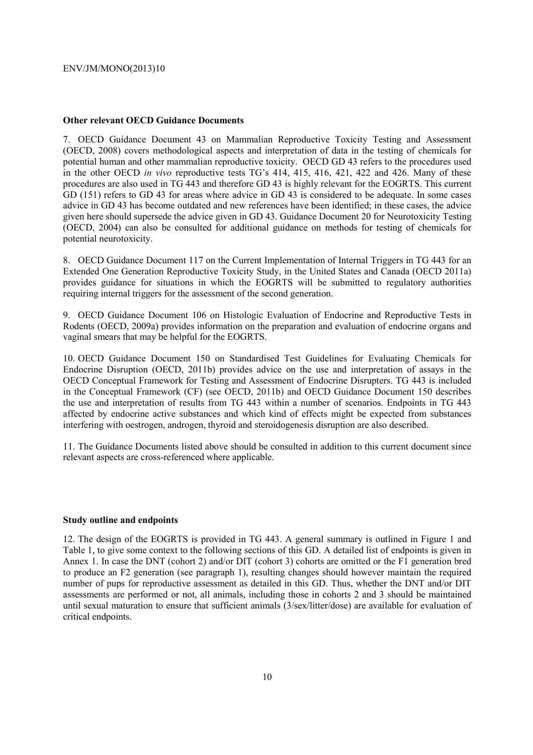**Other relevant OECD Guidance Documents**

7. OECD Guidance Document 43 on Mammalian Reproductive Toxicity Testing and Assessment (OECD, 2008) covers methodological aspects and interpretation of data in the testing of chemicals for potential human and other mammalian reproductive toxicity. OECD GD 43 refers to the procedures used in the other OECD *in vivo* reproductive tests TG's 414, 415, 416, 421, 422 and 426. Many of these procedures are also used in TG 443 and therefore GD 43 is highly relevant for the EOGRTS. This current GD (151) refers to GD 43 for areas where advice in GD 43 is considered to be adequate. In some cases advice in GD 43 has become outdated and new references have been identified; in these cases, the advice given here should supersede the advice given in GD 43. Guidance Document 20 for Neurotoxicity Testing (OECD, 2004) can also be consulted for additional guidance on methods for testing of chemicals for potential neurotoxicity.

8. OECD Guidance Document 117 on the Current Implementation of Internal Triggers in TG 443 for an Extended One Generation Reproductive Toxicity Study, in the United States and Canada (OECD 2011a) provides guidance for situations in which the EOGRTS will be submitted to regulatory authorities requiring internal triggers for the assessment of the second generation.

9. OECD Guidance Document 106 on Histologic Evaluation of Endocrine and Reproductive Tests in Rodents (OECD, 2009a) provides information on the preparation and evaluation of endocrine organs and vaginal smears that may be helpful for the EOGRTS.

10. OECD Guidance Document 150 on Standardised Test Guidelines for Evaluating Chemicals for Endocrine Disruption (OECD, 2011b) provides advice on the use and interpretation of assays in the OECD Conceptual Framework for Testing and Assessment of Endocrine Disrupters. TG 443 is included in the Conceptual Framework (CF) (see OECD, 2011b) and OECD Guidance Document 150 describes the use and interpretation of results from TG 443 within a number of scenarios. Endpoints in TG 443 affected by endocrine active substances and which kind of effects might be expected from substances interfering with oestrogen, androgen, thyroid and steroidogenesis disruption are also described.

11. The Guidance Documents listed above should be consulted in addition to this current document since relevant aspects are cross-referenced where applicable.

**Study outline and endpoints**

12. The design of the EOGRTS is provided in TG 443. A general summary is outlined in Figure 1 and Table 1, to give some context to the following sections of this GD. A detailed list of endpoints is given in Annex 1. In case the DNT (cohort 2) and/or DIT (cohort 3) cohorts are omitted or the F1 generation bred to produce an F2 generation (see paragraph 1), resulting changes should however maintain the required number of pups for reproductive assessment as detailed in this GD. Thus, whether the DNT and/or DIT assessments are performed or not, all animals, including those in cohorts 2 and 3 should be maintained until sexual maturation to ensure that sufficient animals (3/sex/litter/dose) are available for evaluation of critical endpoints.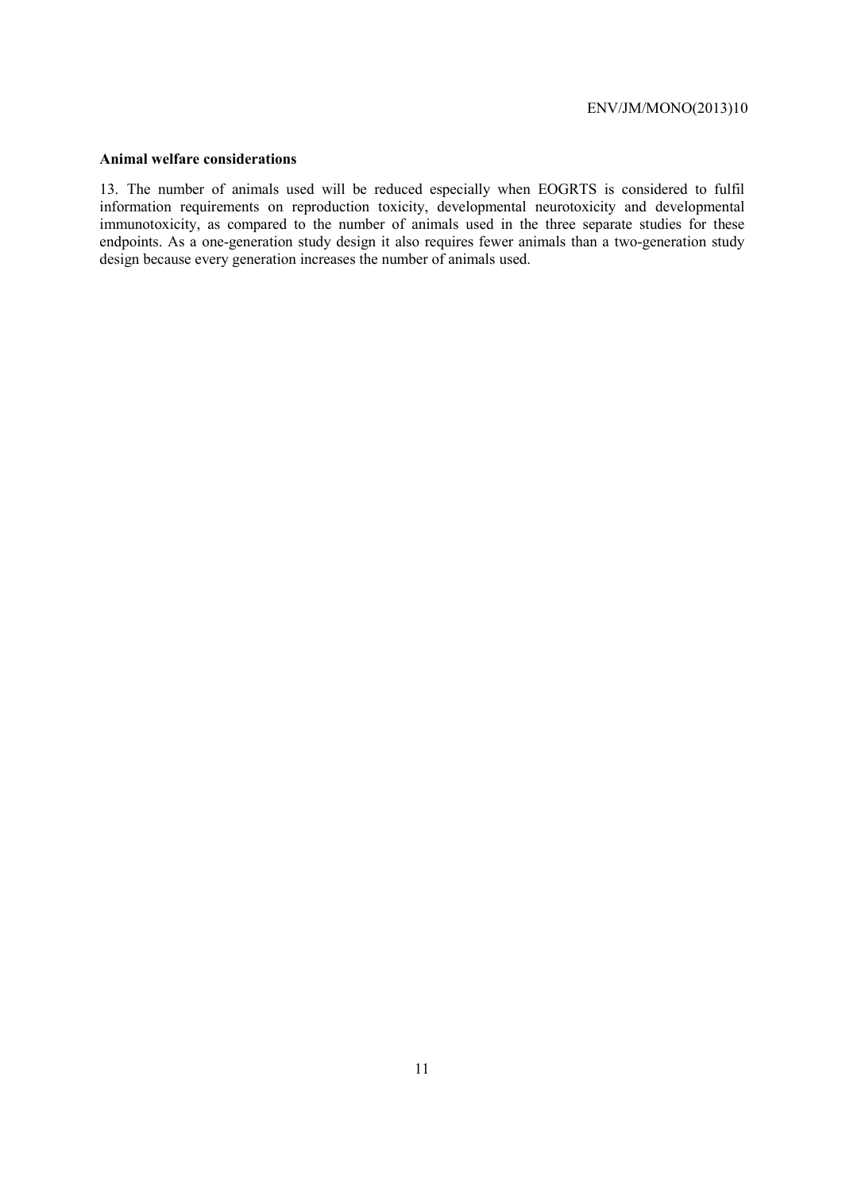**Animal welfare considerations**

13. The number of animals used will be reduced especially when EOGRTS is considered to fulfil information requirements on reproduction toxicity, developmental neurotoxicity and developmental immunotoxicity, as compared to the number of animals used in the three separate studies for these endpoints. As a one-generation study design it also requires fewer animals than a two-generation study design because every generation increases the number of animals used.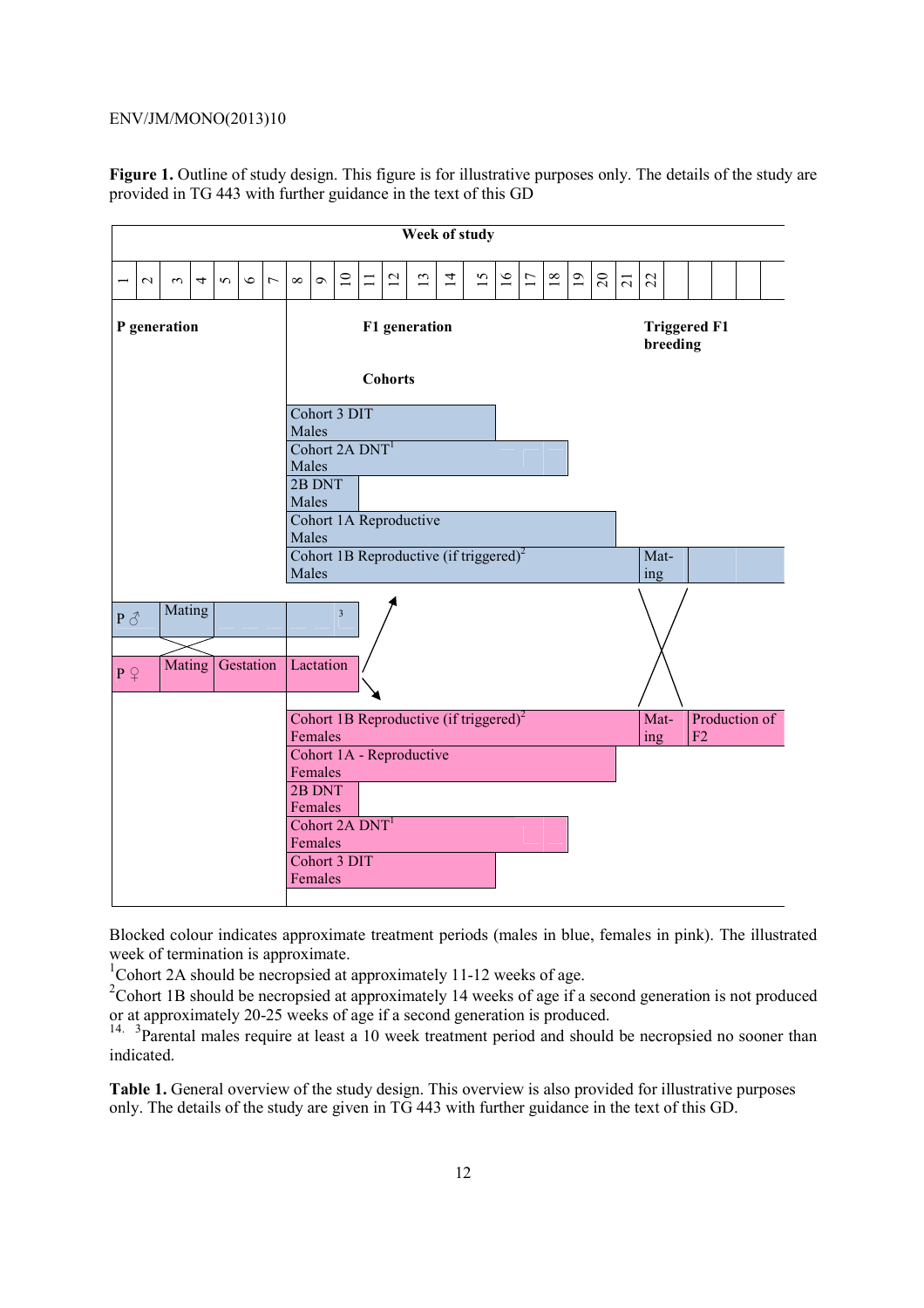**Figure 1.** Outline of study design. This figure is for illustrative purposes only. The details of the study are provided in TG 443 with further guidance in the text of this GD

| Week of study |
|---|
| 1 2 3 4 5 6 7 8 9 10 11 12 13 14 15 16 17 18 19 20 21 22 |

**P generation** | **F1 generation** | **Triggered F1 breeding**

**Cohorts**

- Cohort 3 DIT Males
- Cohort 2A DNT[1] Males
- 2B DNT Males
- Cohort 1A Reproductive Males
- Cohort 1B Reproductive (if triggered)[2] Males — Mat-ing

P ♂ — Mating — [3]

P ♀ — Mating — Gestation — Lactation

- Cohort 1B Reproductive (if triggered)[2] Females — Mat-ing — Production of F2
- Cohort 1A - Reproductive Females
- 2B DNT Females
- Cohort 2A DNT[1] Females
- Cohort 3 DIT Females

Blocked colour indicates approximate treatment periods (males in blue, females in pink). The illustrated week of termination is approximate.

[1]Cohort 2A should be necropsied at approximately 11-12 weeks of age.

[2]Cohort 1B should be necropsied at approximately 14 weeks of age if a second generation is not produced or at approximately 20-25 weeks of age if a second generation is produced.

14. [3]Parental males require at least a 10 week treatment period and should be necropsied no sooner than indicated.

**Table 1.** General overview of the study design. This overview is also provided for illustrative purposes only. The details of the study are given in TG 443 with further guidance in the text of this GD.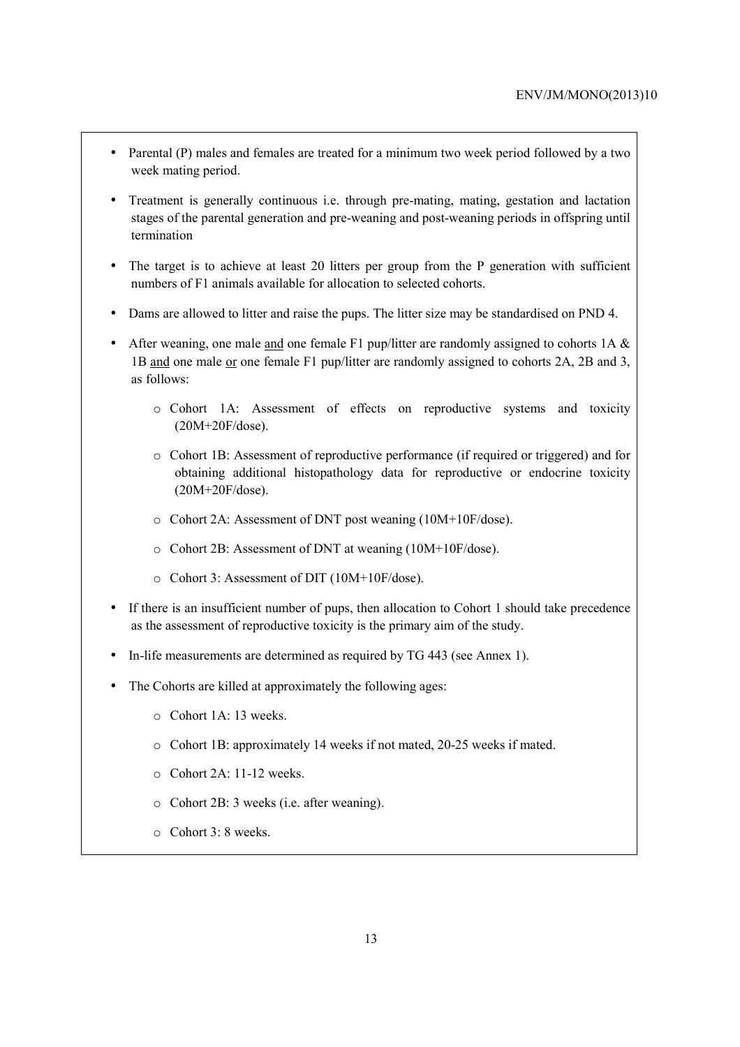- Parental (P) males and females are treated for a minimum two week period followed by a two week mating period.
- Treatment is generally continuous i.e. through pre-mating, mating, gestation and lactation stages of the parental generation and pre-weaning and post-weaning periods in offspring until termination
- The target is to achieve at least 20 litters per group from the P generation with sufficient numbers of F1 animals available for allocation to selected cohorts.
- Dams are allowed to litter and raise the pups. The litter size may be standardised on PND 4.
- After weaning, one male <u>and</u> one female F1 pup/litter are randomly assigned to cohorts 1A & 1B <u>and</u> one male <u>or</u> one female F1 pup/litter are randomly assigned to cohorts 2A, 2B and 3, as follows:
    - Cohort 1A: Assessment of effects on reproductive systems and toxicity (20M+20F/dose).
    - Cohort 1B: Assessment of reproductive performance (if required or triggered) and for obtaining additional histopathology data for reproductive or endocrine toxicity (20M+20F/dose).
    - Cohort 2A: Assessment of DNT post weaning (10M+10F/dose).
    - Cohort 2B: Assessment of DNT at weaning (10M+10F/dose).
    - Cohort 3: Assessment of DIT (10M+10F/dose).
- If there is an insufficient number of pups, then allocation to Cohort 1 should take precedence as the assessment of reproductive toxicity is the primary aim of the study.
- In-life measurements are determined as required by TG 443 (see Annex 1).
- The Cohorts are killed at approximately the following ages:
    - Cohort 1A: 13 weeks.
    - Cohort 1B: approximately 14 weeks if not mated, 20-25 weeks if mated.
    - Cohort 2A: 11-12 weeks.
    - Cohort 2B: 3 weeks (i.e. after weaning).
    - Cohort 3: 8 weeks.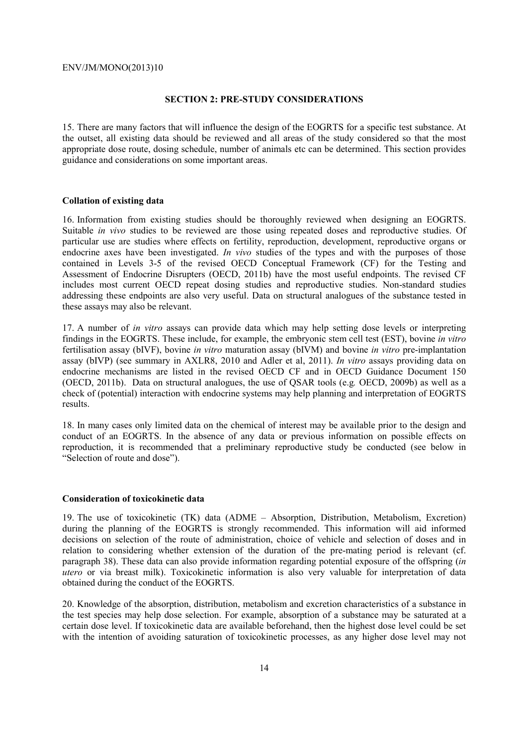## SECTION 2: PRE-STUDY CONSIDERATIONS

15. There are many factors that will influence the design of the EOGRTS for a specific test substance. At the outset, all existing data should be reviewed and all areas of the study considered so that the most appropriate dose route, dosing schedule, number of animals etc can be determined. This section provides guidance and considerations on some important areas.

### Collation of existing data

16. Information from existing studies should be thoroughly reviewed when designing an EOGRTS. Suitable *in vivo* studies to be reviewed are those using repeated doses and reproductive studies. Of particular use are studies where effects on fertility, reproduction, development, reproductive organs or endocrine axes have been investigated. *In vivo* studies of the types and with the purposes of those contained in Levels 3-5 of the revised OECD Conceptual Framework (CF) for the Testing and Assessment of Endocrine Disrupters (OECD, 2011b) have the most useful endpoints. The revised CF includes most current OECD repeat dosing studies and reproductive studies. Non-standard studies addressing these endpoints are also very useful. Data on structural analogues of the substance tested in these assays may also be relevant.

17. A number of *in vitro* assays can provide data which may help setting dose levels or interpreting findings in the EOGRTS. These include, for example, the embryonic stem cell test (EST), bovine *in vitro* fertilisation assay (bIVF), bovine *in vitro* maturation assay (bIVM) and bovine *in vitro* pre-implantation assay (bIVP) (see summary in AXLR8, 2010 and Adler et al, 2011). *In vitro* assays providing data on endocrine mechanisms are listed in the revised OECD CF and in OECD Guidance Document 150 (OECD, 2011b). Data on structural analogues, the use of QSAR tools (e.g*.* OECD, 2009b) as well as a check of (potential) interaction with endocrine systems may help planning and interpretation of EOGRTS results.

18. In many cases only limited data on the chemical of interest may be available prior to the design and conduct of an EOGRTS. In the absence of any data or previous information on possible effects on reproduction, it is recommended that a preliminary reproductive study be conducted (see below in "Selection of route and dose").

### Consideration of toxicokinetic data

19. The use of toxicokinetic (TK) data (ADME – Absorption, Distribution, Metabolism, Excretion) during the planning of the EOGRTS is strongly recommended. This information will aid informed decisions on selection of the route of administration, choice of vehicle and selection of doses and in relation to considering whether extension of the duration of the pre-mating period is relevant (cf. paragraph 38). These data can also provide information regarding potential exposure of the offspring (*in utero* or via breast milk). Toxicokinetic information is also very valuable for interpretation of data obtained during the conduct of the EOGRTS.

20. Knowledge of the absorption, distribution, metabolism and excretion characteristics of a substance in the test species may help dose selection. For example, absorption of a substance may be saturated at a certain dose level. If toxicokinetic data are available beforehand, then the highest dose level could be set with the intention of avoiding saturation of toxicokinetic processes, as any higher dose level may not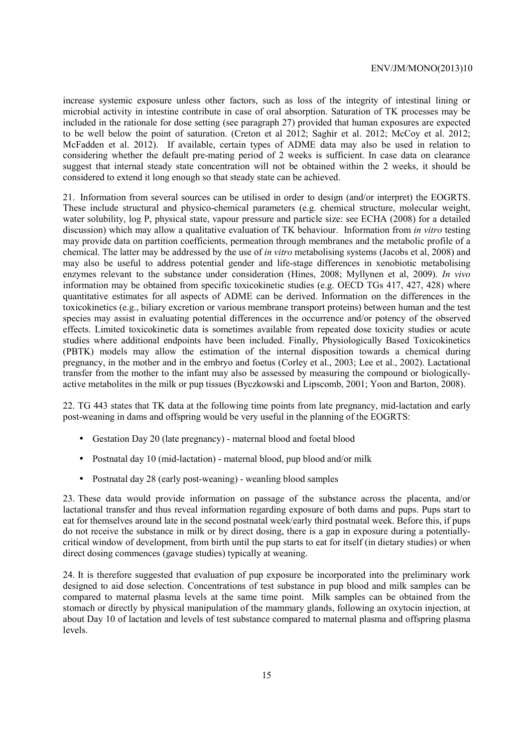increase systemic exposure unless other factors, such as loss of the integrity of intestinal lining or microbial activity in intestine contribute in case of oral absorption. Saturation of TK processes may be included in the rationale for dose setting (see paragraph 27) provided that human exposures are expected to be well below the point of saturation. (Creton et al 2012; Saghir et al. 2012; McCoy et al. 2012; McFadden et al. 2012). If available, certain types of ADME data may also be used in relation to considering whether the default pre-mating period of 2 weeks is sufficient. In case data on clearance suggest that internal steady state concentration will not be obtained within the 2 weeks, it should be considered to extend it long enough so that steady state can be achieved.

21. Information from several sources can be utilised in order to design (and/or interpret) the EOGRTS. These include structural and physico-chemical parameters (e.g. chemical structure, molecular weight, water solubility, log P, physical state, vapour pressure and particle size: see ECHA (2008) for a detailed discussion) which may allow a qualitative evaluation of TK behaviour. Information from *in vitro* testing may provide data on partition coefficients, permeation through membranes and the metabolic profile of a chemical. The latter may be addressed by the use of *in vitro* metabolising systems (Jacobs et al, 2008) and may also be useful to address potential gender and life-stage differences in xenobiotic metabolising enzymes relevant to the substance under consideration (Hines, 2008; Myllynen et al, 2009). *In vivo* information may be obtained from specific toxicokinetic studies (e.g. OECD TGs 417, 427, 428) where quantitative estimates for all aspects of ADME can be derived. Information on the differences in the toxicokinetics (e.g., biliary excretion or various membrane transport proteins) between human and the test species may assist in evaluating potential differences in the occurrence and/or potency of the observed effects. Limited toxicokinetic data is sometimes available from repeated dose toxicity studies or acute studies where additional endpoints have been included. Finally, Physiologically Based Toxicokinetics (PBTK) models may allow the estimation of the internal disposition towards a chemical during pregnancy, in the mother and in the embryo and foetus (Corley et al., 2003; Lee et al., 2002). Lactational transfer from the mother to the infant may also be assessed by measuring the compound or biologically-active metabolites in the milk or pup tissues (Byczkowski and Lipscomb, 2001; Yoon and Barton, 2008).

22. TG 443 states that TK data at the following time points from late pregnancy, mid-lactation and early post-weaning in dams and offspring would be very useful in the planning of the EOGRTS:

- Gestation Day 20 (late pregnancy) - maternal blood and foetal blood
- Postnatal day 10 (mid-lactation) - maternal blood, pup blood and/or milk
- Postnatal day 28 (early post-weaning) - weanling blood samples

23. These data would provide information on passage of the substance across the placenta, and/or lactational transfer and thus reveal information regarding exposure of both dams and pups. Pups start to eat for themselves around late in the second postnatal week/early third postnatal week. Before this, if pups do not receive the substance in milk or by direct dosing, there is a gap in exposure during a potentially-critical window of development, from birth until the pup starts to eat for itself (in dietary studies) or when direct dosing commences (gavage studies) typically at weaning.

24. It is therefore suggested that evaluation of pup exposure be incorporated into the preliminary work designed to aid dose selection. Concentrations of test substance in pup blood and milk samples can be compared to maternal plasma levels at the same time point. Milk samples can be obtained from the stomach or directly by physical manipulation of the mammary glands, following an oxytocin injection, at about Day 10 of lactation and levels of test substance compared to maternal plasma and offspring plasma levels.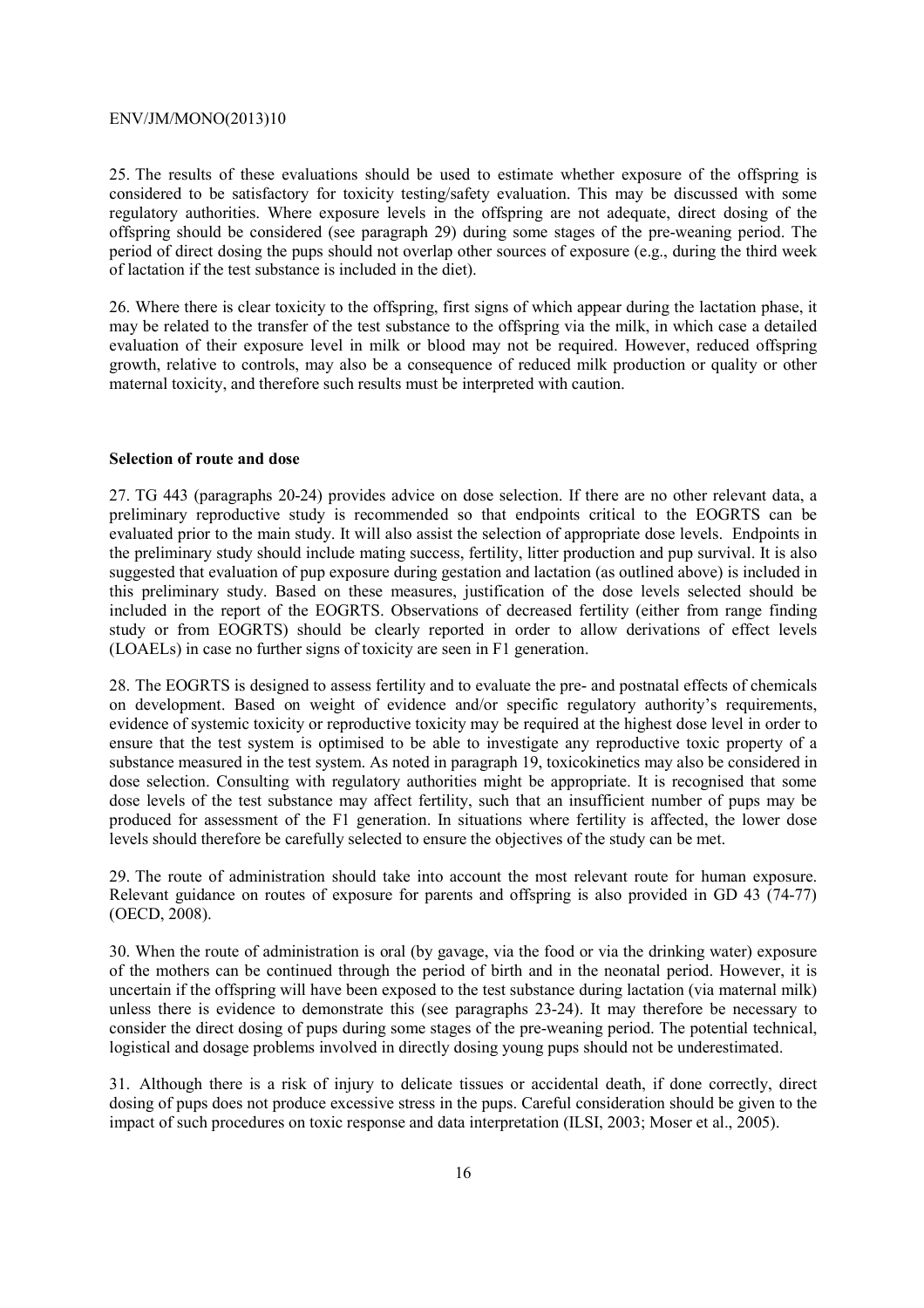25. The results of these evaluations should be used to estimate whether exposure of the offspring is considered to be satisfactory for toxicity testing/safety evaluation. This may be discussed with some regulatory authorities. Where exposure levels in the offspring are not adequate, direct dosing of the offspring should be considered (see paragraph 29) during some stages of the pre-weaning period. The period of direct dosing the pups should not overlap other sources of exposure (e.g., during the third week of lactation if the test substance is included in the diet).

26. Where there is clear toxicity to the offspring, first signs of which appear during the lactation phase, it may be related to the transfer of the test substance to the offspring via the milk, in which case a detailed evaluation of their exposure level in milk or blood may not be required. However, reduced offspring growth, relative to controls, may also be a consequence of reduced milk production or quality or other maternal toxicity, and therefore such results must be interpreted with caution.

**Selection of route and dose**

27. TG 443 (paragraphs 20-24) provides advice on dose selection. If there are no other relevant data, a preliminary reproductive study is recommended so that endpoints critical to the EOGRTS can be evaluated prior to the main study. It will also assist the selection of appropriate dose levels. Endpoints in the preliminary study should include mating success, fertility, litter production and pup survival. It is also suggested that evaluation of pup exposure during gestation and lactation (as outlined above) is included in this preliminary study. Based on these measures, justification of the dose levels selected should be included in the report of the EOGRTS. Observations of decreased fertility (either from range finding study or from EOGRTS) should be clearly reported in order to allow derivations of effect levels (LOAELs) in case no further signs of toxicity are seen in F1 generation.

28. The EOGRTS is designed to assess fertility and to evaluate the pre- and postnatal effects of chemicals on development. Based on weight of evidence and/or specific regulatory authority's requirements, evidence of systemic toxicity or reproductive toxicity may be required at the highest dose level in order to ensure that the test system is optimised to be able to investigate any reproductive toxic property of a substance measured in the test system. As noted in paragraph 19, toxicokinetics may also be considered in dose selection. Consulting with regulatory authorities might be appropriate. It is recognised that some dose levels of the test substance may affect fertility, such that an insufficient number of pups may be produced for assessment of the F1 generation. In situations where fertility is affected, the lower dose levels should therefore be carefully selected to ensure the objectives of the study can be met.

29. The route of administration should take into account the most relevant route for human exposure. Relevant guidance on routes of exposure for parents and offspring is also provided in GD 43 (74-77) (OECD, 2008).

30. When the route of administration is oral (by gavage, via the food or via the drinking water) exposure of the mothers can be continued through the period of birth and in the neonatal period. However, it is uncertain if the offspring will have been exposed to the test substance during lactation (via maternal milk) unless there is evidence to demonstrate this (see paragraphs 23-24). It may therefore be necessary to consider the direct dosing of pups during some stages of the pre-weaning period. The potential technical, logistical and dosage problems involved in directly dosing young pups should not be underestimated.

31. Although there is a risk of injury to delicate tissues or accidental death, if done correctly, direct dosing of pups does not produce excessive stress in the pups. Careful consideration should be given to the impact of such procedures on toxic response and data interpretation (ILSI, 2003; Moser et al., 2005).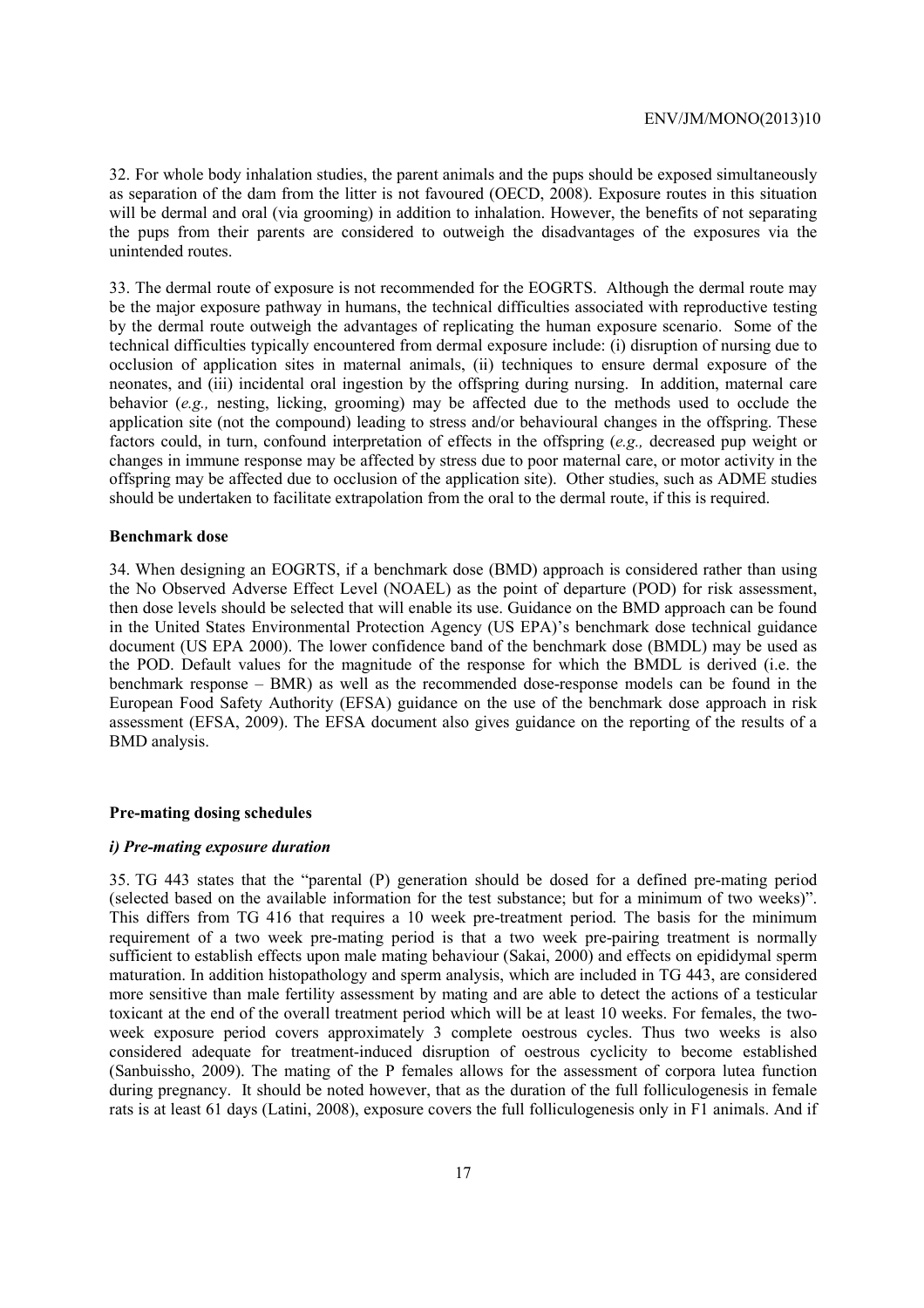32. For whole body inhalation studies, the parent animals and the pups should be exposed simultaneously as separation of the dam from the litter is not favoured (OECD, 2008). Exposure routes in this situation will be dermal and oral (via grooming) in addition to inhalation. However, the benefits of not separating the pups from their parents are considered to outweigh the disadvantages of the exposures via the unintended routes.

33. The dermal route of exposure is not recommended for the EOGRTS. Although the dermal route may be the major exposure pathway in humans, the technical difficulties associated with reproductive testing by the dermal route outweigh the advantages of replicating the human exposure scenario. Some of the technical difficulties typically encountered from dermal exposure include: (i) disruption of nursing due to occlusion of application sites in maternal animals, (ii) techniques to ensure dermal exposure of the neonates, and (iii) incidental oral ingestion by the offspring during nursing. In addition, maternal care behavior (*e.g.,* nesting, licking, grooming) may be affected due to the methods used to occlude the application site (not the compound) leading to stress and/or behavioural changes in the offspring. These factors could, in turn, confound interpretation of effects in the offspring (*e.g.,* decreased pup weight or changes in immune response may be affected by stress due to poor maternal care, or motor activity in the offspring may be affected due to occlusion of the application site). Other studies, such as ADME studies should be undertaken to facilitate extrapolation from the oral to the dermal route, if this is required.

**Benchmark dose**

34. When designing an EOGRTS, if a benchmark dose (BMD) approach is considered rather than using the No Observed Adverse Effect Level (NOAEL) as the point of departure (POD) for risk assessment, then dose levels should be selected that will enable its use. Guidance on the BMD approach can be found in the United States Environmental Protection Agency (US EPA)'s benchmark dose technical guidance document (US EPA 2000). The lower confidence band of the benchmark dose (BMDL) may be used as the POD. Default values for the magnitude of the response for which the BMDL is derived (i.e. the benchmark response – BMR) as well as the recommended dose-response models can be found in the European Food Safety Authority (EFSA) guidance on the use of the benchmark dose approach in risk assessment (EFSA, 2009). The EFSA document also gives guidance on the reporting of the results of a BMD analysis.

**Pre-mating dosing schedules**

***i) Pre-mating exposure duration***

35. TG 443 states that the "parental (P) generation should be dosed for a defined pre-mating period (selected based on the available information for the test substance; but for a minimum of two weeks)". This differs from TG 416 that requires a 10 week pre-treatment period. The basis for the minimum requirement of a two week pre-mating period is that a two week pre-pairing treatment is normally sufficient to establish effects upon male mating behaviour (Sakai, 2000) and effects on epididymal sperm maturation. In addition histopathology and sperm analysis, which are included in TG 443, are considered more sensitive than male fertility assessment by mating and are able to detect the actions of a testicular toxicant at the end of the overall treatment period which will be at least 10 weeks. For females, the two-week exposure period covers approximately 3 complete oestrous cycles. Thus two weeks is also considered adequate for treatment-induced disruption of oestrous cyclicity to become established (Sanbuissho, 2009). The mating of the P females allows for the assessment of corpora lutea function during pregnancy. It should be noted however, that as the duration of the full folliculogenesis in female rats is at least 61 days (Latini, 2008), exposure covers the full folliculogenesis only in F1 animals. And if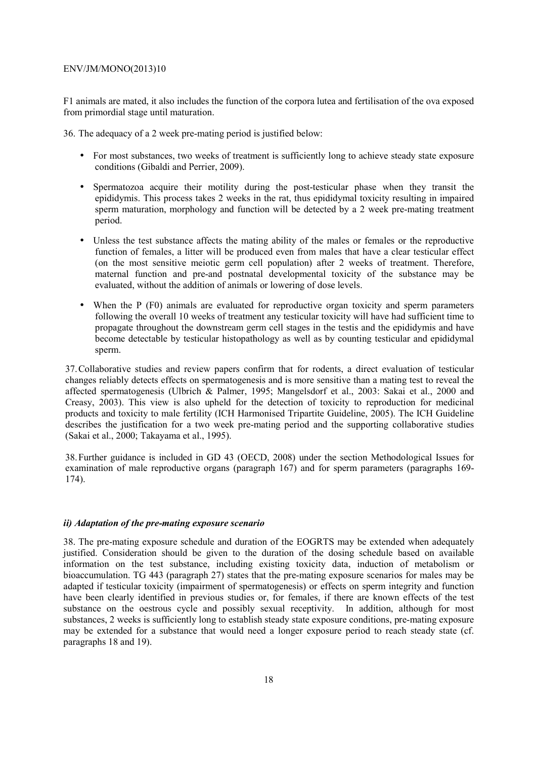F1 animals are mated, it also includes the function of the corpora lutea and fertilisation of the ova exposed from primordial stage until maturation.

36. The adequacy of a 2 week pre-mating period is justified below:

- For most substances, two weeks of treatment is sufficiently long to achieve steady state exposure conditions (Gibaldi and Perrier, 2009).
- Spermatozoa acquire their motility during the post-testicular phase when they transit the epididymis. This process takes 2 weeks in the rat, thus epididymal toxicity resulting in impaired sperm maturation, morphology and function will be detected by a 2 week pre-mating treatment period.
- Unless the test substance affects the mating ability of the males or females or the reproductive function of females, a litter will be produced even from males that have a clear testicular effect (on the most sensitive meiotic germ cell population) after 2 weeks of treatment. Therefore, maternal function and pre-and postnatal developmental toxicity of the substance may be evaluated, without the addition of animals or lowering of dose levels.
- When the P (F0) animals are evaluated for reproductive organ toxicity and sperm parameters following the overall 10 weeks of treatment any testicular toxicity will have had sufficient time to propagate throughout the downstream germ cell stages in the testis and the epididymis and have become detectable by testicular histopathology as well as by counting testicular and epididymal sperm.

37. Collaborative studies and review papers confirm that for rodents, a direct evaluation of testicular changes reliably detects effects on spermatogenesis and is more sensitive than a mating test to reveal the affected spermatogenesis (Ulbrich & Palmer, 1995; Mangelsdorf et al., 2003: Sakai et al., 2000 and Creasy, 2003). This view is also upheld for the detection of toxicity to reproduction for medicinal products and toxicity to male fertility (ICH Harmonised Tripartite Guideline, 2005). The ICH Guideline describes the justification for a two week pre-mating period and the supporting collaborative studies (Sakai et al., 2000; Takayama et al., 1995).

38. Further guidance is included in GD 43 (OECD, 2008) under the section Methodological Issues for examination of male reproductive organs (paragraph 167) and for sperm parameters (paragraphs 169-174).

#### ***ii) Adaptation of the pre-mating exposure scenario***

38. The pre-mating exposure schedule and duration of the EOGRTS may be extended when adequately justified. Consideration should be given to the duration of the dosing schedule based on available information on the test substance, including existing toxicity data, induction of metabolism or bioaccumulation. TG 443 (paragraph 27) states that the pre-mating exposure scenarios for males may be adapted if testicular toxicity (impairment of spermatogenesis) or effects on sperm integrity and function have been clearly identified in previous studies or, for females, if there are known effects of the test substance on the oestrous cycle and possibly sexual receptivity. In addition, although for most substances, 2 weeks is sufficiently long to establish steady state exposure conditions, pre-mating exposure may be extended for a substance that would need a longer exposure period to reach steady state (cf. paragraphs 18 and 19).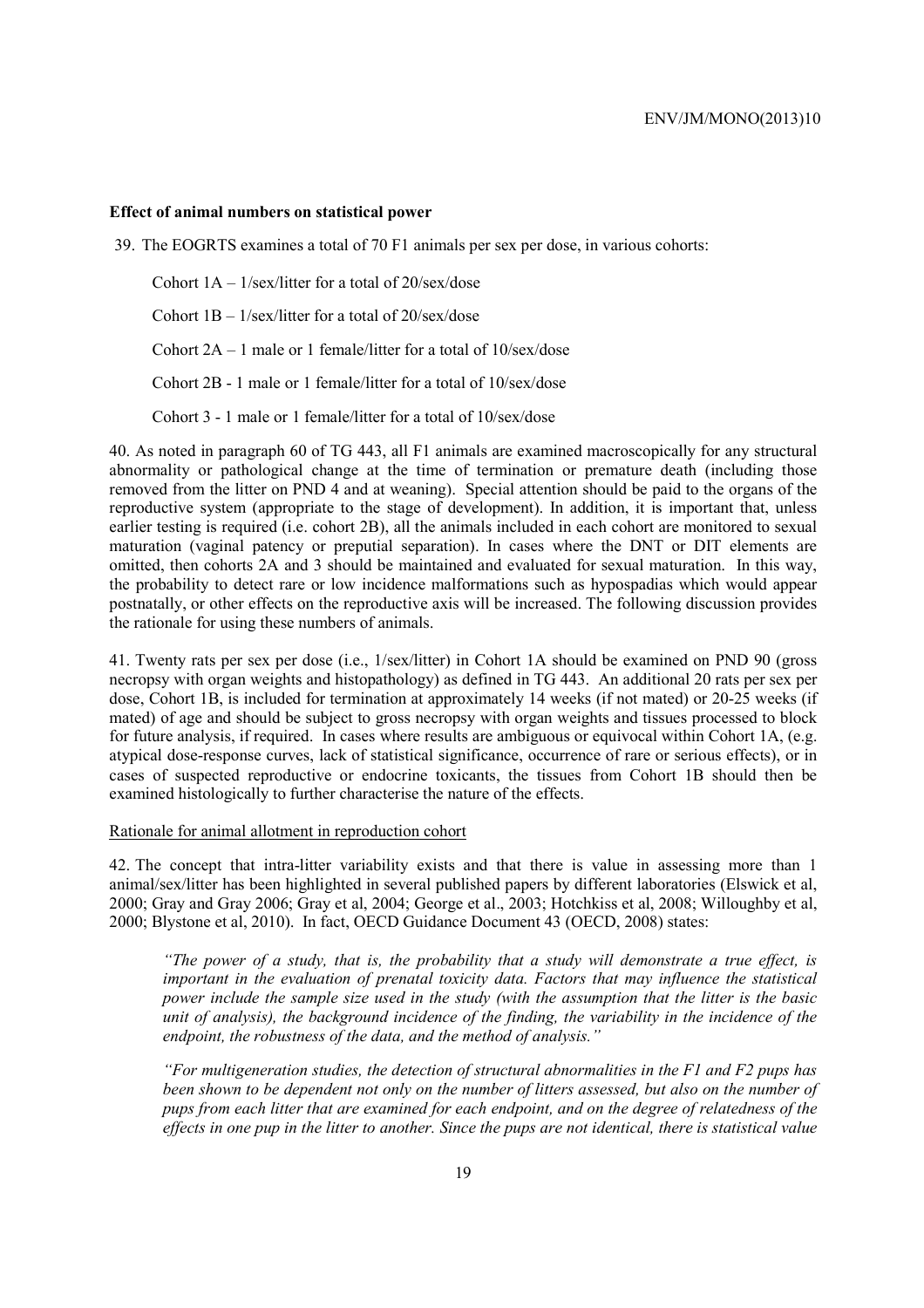**Effect of animal numbers on statistical power**

39. The EOGRTS examines a total of 70 F1 animals per sex per dose, in various cohorts:

Cohort 1A – 1/sex/litter for a total of 20/sex/dose

Cohort 1B – 1/sex/litter for a total of 20/sex/dose

Cohort 2A – 1 male or 1 female/litter for a total of 10/sex/dose

Cohort 2B - 1 male or 1 female/litter for a total of 10/sex/dose

Cohort 3 - 1 male or 1 female/litter for a total of 10/sex/dose

40. As noted in paragraph 60 of TG 443, all F1 animals are examined macroscopically for any structural abnormality or pathological change at the time of termination or premature death (including those removed from the litter on PND 4 and at weaning). Special attention should be paid to the organs of the reproductive system (appropriate to the stage of development). In addition, it is important that, unless earlier testing is required (i.e. cohort 2B), all the animals included in each cohort are monitored to sexual maturation (vaginal patency or preputial separation). In cases where the DNT or DIT elements are omitted, then cohorts 2A and 3 should be maintained and evaluated for sexual maturation. In this way, the probability to detect rare or low incidence malformations such as hypospadias which would appear postnatally, or other effects on the reproductive axis will be increased. The following discussion provides the rationale for using these numbers of animals.

41. Twenty rats per sex per dose (i.e., 1/sex/litter) in Cohort 1A should be examined on PND 90 (gross necropsy with organ weights and histopathology) as defined in TG 443. An additional 20 rats per sex per dose, Cohort 1B, is included for termination at approximately 14 weeks (if not mated) or 20-25 weeks (if mated) of age and should be subject to gross necropsy with organ weights and tissues processed to block for future analysis, if required. In cases where results are ambiguous or equivocal within Cohort 1A, (e.g. atypical dose-response curves, lack of statistical significance, occurrence of rare or serious effects), or in cases of suspected reproductive or endocrine toxicants, the tissues from Cohort 1B should then be examined histologically to further characterise the nature of the effects.

Rationale for animal allotment in reproduction cohort

42. The concept that intra-litter variability exists and that there is value in assessing more than 1 animal/sex/litter has been highlighted in several published papers by different laboratories (Elswick et al, 2000; Gray and Gray 2006; Gray et al, 2004; George et al., 2003; Hotchkiss et al, 2008; Willoughby et al, 2000; Blystone et al, 2010). In fact, OECD Guidance Document 43 (OECD, 2008) states:

*"The power of a study, that is, the probability that a study will demonstrate a true effect, is important in the evaluation of prenatal toxicity data. Factors that may influence the statistical power include the sample size used in the study (with the assumption that the litter is the basic unit of analysis), the background incidence of the finding, the variability in the incidence of the endpoint, the robustness of the data, and the method of analysis."*

*"For multigeneration studies, the detection of structural abnormalities in the F1 and F2 pups has been shown to be dependent not only on the number of litters assessed, but also on the number of pups from each litter that are examined for each endpoint, and on the degree of relatedness of the effects in one pup in the litter to another. Since the pups are not identical, there is statistical value*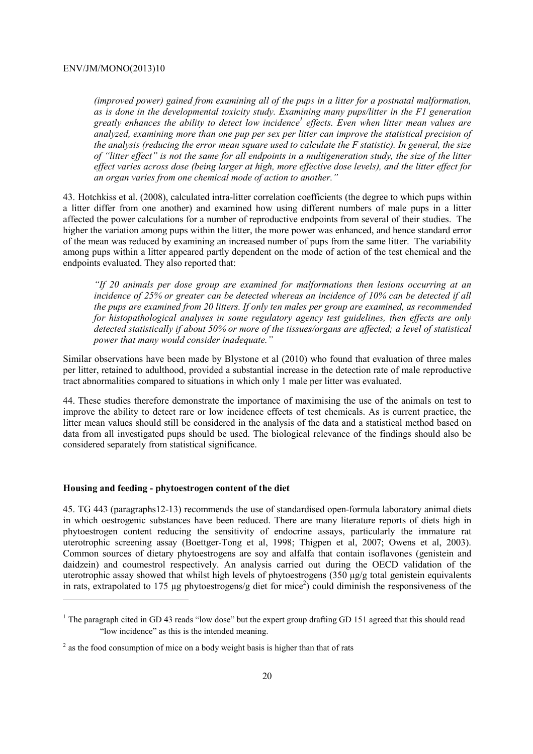*(improved power) gained from examining all of the pups in a litter for a postnatal malformation, as is done in the developmental toxicity study. Examining many pups/litter in the F1 generation greatly enhances the ability to detect low incidence[1] effects. Even when litter mean values are analyzed, examining more than one pup per sex per litter can improve the statistical precision of the analysis (reducing the error mean square used to calculate the F statistic). In general, the size of "litter effect" is not the same for all endpoints in a multigeneration study, the size of the litter effect varies across dose (being larger at high, more effective dose levels), and the litter effect for an organ varies from one chemical mode of action to another."*

43. Hotchkiss et al. (2008), calculated intra-litter correlation coefficients (the degree to which pups within a litter differ from one another) and examined how using different numbers of male pups in a litter affected the power calculations for a number of reproductive endpoints from several of their studies. The higher the variation among pups within the litter, the more power was enhanced, and hence standard error of the mean was reduced by examining an increased number of pups from the same litter. The variability among pups within a litter appeared partly dependent on the mode of action of the test chemical and the endpoints evaluated. They also reported that:

*"If 20 animals per dose group are examined for malformations then lesions occurring at an incidence of 25% or greater can be detected whereas an incidence of 10% can be detected if all the pups are examined from 20 litters. If only ten males per group are examined, as recommended for histopathological analyses in some regulatory agency test guidelines, then effects are only detected statistically if about 50% or more of the tissues/organs are affected; a level of statistical power that many would consider inadequate."*

Similar observations have been made by Blystone et al (2010) who found that evaluation of three males per litter, retained to adulthood, provided a substantial increase in the detection rate of male reproductive tract abnormalities compared to situations in which only 1 male per litter was evaluated.

44. These studies therefore demonstrate the importance of maximising the use of the animals on test to improve the ability to detect rare or low incidence effects of test chemicals. As is current practice, the litter mean values should still be considered in the analysis of the data and a statistical method based on data from all investigated pups should be used. The biological relevance of the findings should also be considered separately from statistical significance.

### Housing and feeding - phytoestrogen content of the diet

45. TG 443 (paragraphs12-13) recommends the use of standardised open-formula laboratory animal diets in which oestrogenic substances have been reduced. There are many literature reports of diets high in phytoestrogen content reducing the sensitivity of endocrine assays, particularly the immature rat uterotrophic screening assay (Boettger-Tong et al, 1998; Thigpen et al, 2007; Owens et al, 2003). Common sources of dietary phytoestrogens are soy and alfalfa that contain isoflavones (genistein and daidzein) and coumestrol respectively. An analysis carried out during the OECD validation of the uterotrophic assay showed that whilst high levels of phytoestrogens (350 µg/g total genistein equivalents in rats, extrapolated to 175 µg phytoestrogens/g diet for mice[2]) could diminish the responsiveness of the

---

[1] The paragraph cited in GD 43 reads "low dose" but the expert group drafting GD 151 agreed that this should read "low incidence" as this is the intended meaning.

[2] as the food consumption of mice on a body weight basis is higher than that of rats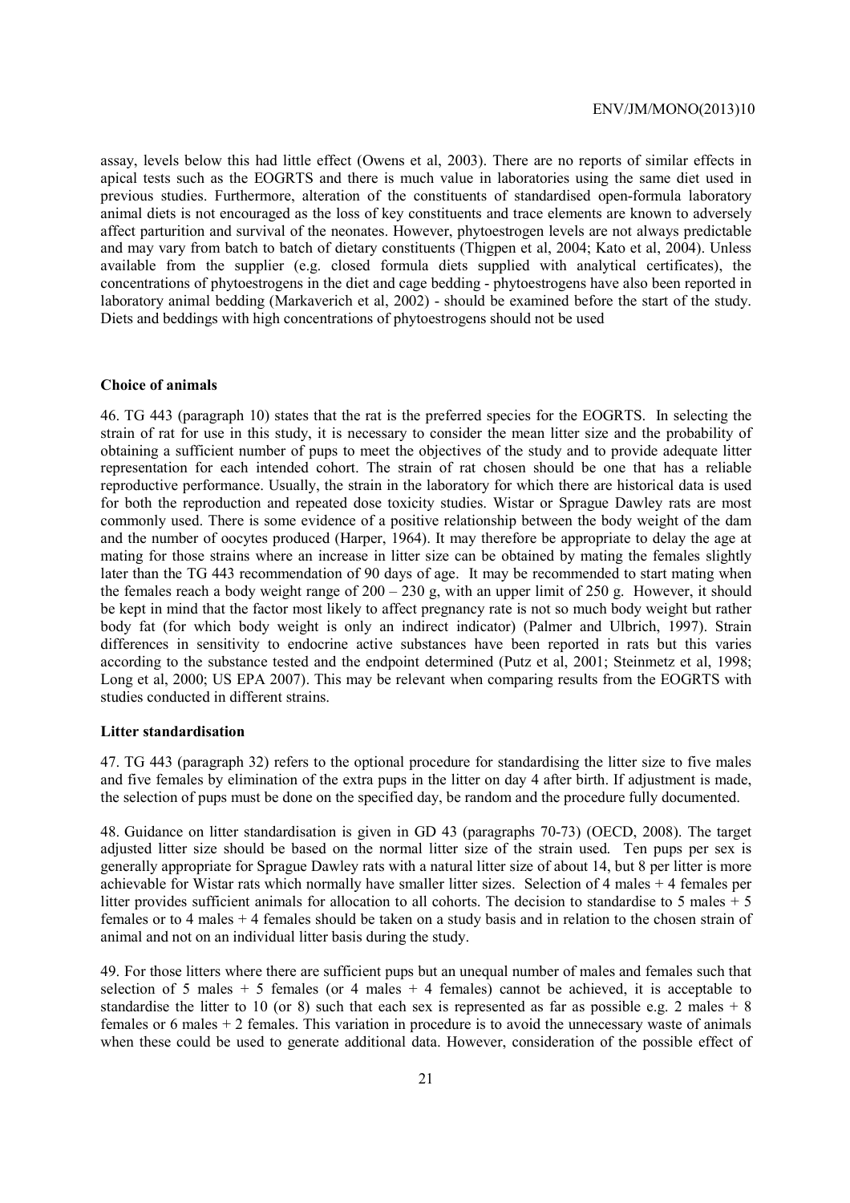assay, levels below this had little effect (Owens et al, 2003). There are no reports of similar effects in apical tests such as the EOGRTS and there is much value in laboratories using the same diet used in previous studies. Furthermore, alteration of the constituents of standardised open-formula laboratory animal diets is not encouraged as the loss of key constituents and trace elements are known to adversely affect parturition and survival of the neonates. However, phytoestrogen levels are not always predictable and may vary from batch to batch of dietary constituents (Thigpen et al, 2004; Kato et al, 2004). Unless available from the supplier (e.g. closed formula diets supplied with analytical certificates), the concentrations of phytoestrogens in the diet and cage bedding - phytoestrogens have also been reported in laboratory animal bedding (Markaverich et al, 2002) - should be examined before the start of the study. Diets and beddings with high concentrations of phytoestrogens should not be used

**Choice of animals**

46. TG 443 (paragraph 10) states that the rat is the preferred species for the EOGRTS. In selecting the strain of rat for use in this study, it is necessary to consider the mean litter size and the probability of obtaining a sufficient number of pups to meet the objectives of the study and to provide adequate litter representation for each intended cohort. The strain of rat chosen should be one that has a reliable reproductive performance. Usually, the strain in the laboratory for which there are historical data is used for both the reproduction and repeated dose toxicity studies. Wistar or Sprague Dawley rats are most commonly used. There is some evidence of a positive relationship between the body weight of the dam and the number of oocytes produced (Harper, 1964). It may therefore be appropriate to delay the age at mating for those strains where an increase in litter size can be obtained by mating the females slightly later than the TG 443 recommendation of 90 days of age. It may be recommended to start mating when the females reach a body weight range of 200 – 230 g, with an upper limit of 250 g. However, it should be kept in mind that the factor most likely to affect pregnancy rate is not so much body weight but rather body fat (for which body weight is only an indirect indicator) (Palmer and Ulbrich, 1997). Strain differences in sensitivity to endocrine active substances have been reported in rats but this varies according to the substance tested and the endpoint determined (Putz et al, 2001; Steinmetz et al, 1998; Long et al, 2000; US EPA 2007). This may be relevant when comparing results from the EOGRTS with studies conducted in different strains.

**Litter standardisation**

47. TG 443 (paragraph 32) refers to the optional procedure for standardising the litter size to five males and five females by elimination of the extra pups in the litter on day 4 after birth. If adjustment is made, the selection of pups must be done on the specified day, be random and the procedure fully documented.

48. Guidance on litter standardisation is given in GD 43 (paragraphs 70-73) (OECD, 2008). The target adjusted litter size should be based on the normal litter size of the strain used. Ten pups per sex is generally appropriate for Sprague Dawley rats with a natural litter size of about 14, but 8 per litter is more achievable for Wistar rats which normally have smaller litter sizes. Selection of 4 males + 4 females per litter provides sufficient animals for allocation to all cohorts. The decision to standardise to 5 males + 5 females or to 4 males + 4 females should be taken on a study basis and in relation to the chosen strain of animal and not on an individual litter basis during the study.

49. For those litters where there are sufficient pups but an unequal number of males and females such that selection of 5 males + 5 females (or 4 males + 4 females) cannot be achieved, it is acceptable to standardise the litter to 10 (or 8) such that each sex is represented as far as possible e.g. 2 males + 8 females or 6 males + 2 females. This variation in procedure is to avoid the unnecessary waste of animals when these could be used to generate additional data. However, consideration of the possible effect of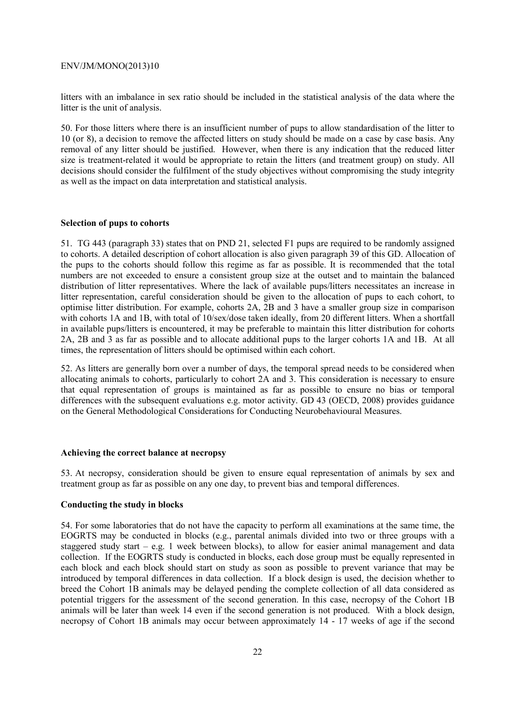litters with an imbalance in sex ratio should be included in the statistical analysis of the data where the litter is the unit of analysis.

50. For those litters where there is an insufficient number of pups to allow standardisation of the litter to 10 (or 8), a decision to remove the affected litters on study should be made on a case by case basis. Any removal of any litter should be justified. However, when there is any indication that the reduced litter size is treatment-related it would be appropriate to retain the litters (and treatment group) on study. All decisions should consider the fulfilment of the study objectives without compromising the study integrity as well as the impact on data interpretation and statistical analysis.

**Selection of pups to cohorts**

51. TG 443 (paragraph 33) states that on PND 21, selected F1 pups are required to be randomly assigned to cohorts. A detailed description of cohort allocation is also given paragraph 39 of this GD. Allocation of the pups to the cohorts should follow this regime as far as possible. It is recommended that the total numbers are not exceeded to ensure a consistent group size at the outset and to maintain the balanced distribution of litter representatives. Where the lack of available pups/litters necessitates an increase in litter representation, careful consideration should be given to the allocation of pups to each cohort, to optimise litter distribution. For example, cohorts 2A, 2B and 3 have a smaller group size in comparison with cohorts 1A and 1B, with total of 10/sex/dose taken ideally, from 20 different litters. When a shortfall in available pups/litters is encountered, it may be preferable to maintain this litter distribution for cohorts 2A, 2B and 3 as far as possible and to allocate additional pups to the larger cohorts 1A and 1B. At all times, the representation of litters should be optimised within each cohort.

52. As litters are generally born over a number of days, the temporal spread needs to be considered when allocating animals to cohorts, particularly to cohort 2A and 3. This consideration is necessary to ensure that equal representation of groups is maintained as far as possible to ensure no bias or temporal differences with the subsequent evaluations e.g. motor activity. GD 43 (OECD, 2008) provides guidance on the General Methodological Considerations for Conducting Neurobehavioural Measures.

**Achieving the correct balance at necropsy**

53. At necropsy, consideration should be given to ensure equal representation of animals by sex and treatment group as far as possible on any one day, to prevent bias and temporal differences.

**Conducting the study in blocks**

54. For some laboratories that do not have the capacity to perform all examinations at the same time, the EOGRTS may be conducted in blocks (e.g., parental animals divided into two or three groups with a staggered study start – e.g. 1 week between blocks), to allow for easier animal management and data collection. If the EOGRTS study is conducted in blocks, each dose group must be equally represented in each block and each block should start on study as soon as possible to prevent variance that may be introduced by temporal differences in data collection. If a block design is used, the decision whether to breed the Cohort 1B animals may be delayed pending the complete collection of all data considered as potential triggers for the assessment of the second generation. In this case, necropsy of the Cohort 1B animals will be later than week 14 even if the second generation is not produced. With a block design, necropsy of Cohort 1B animals may occur between approximately 14 - 17 weeks of age if the second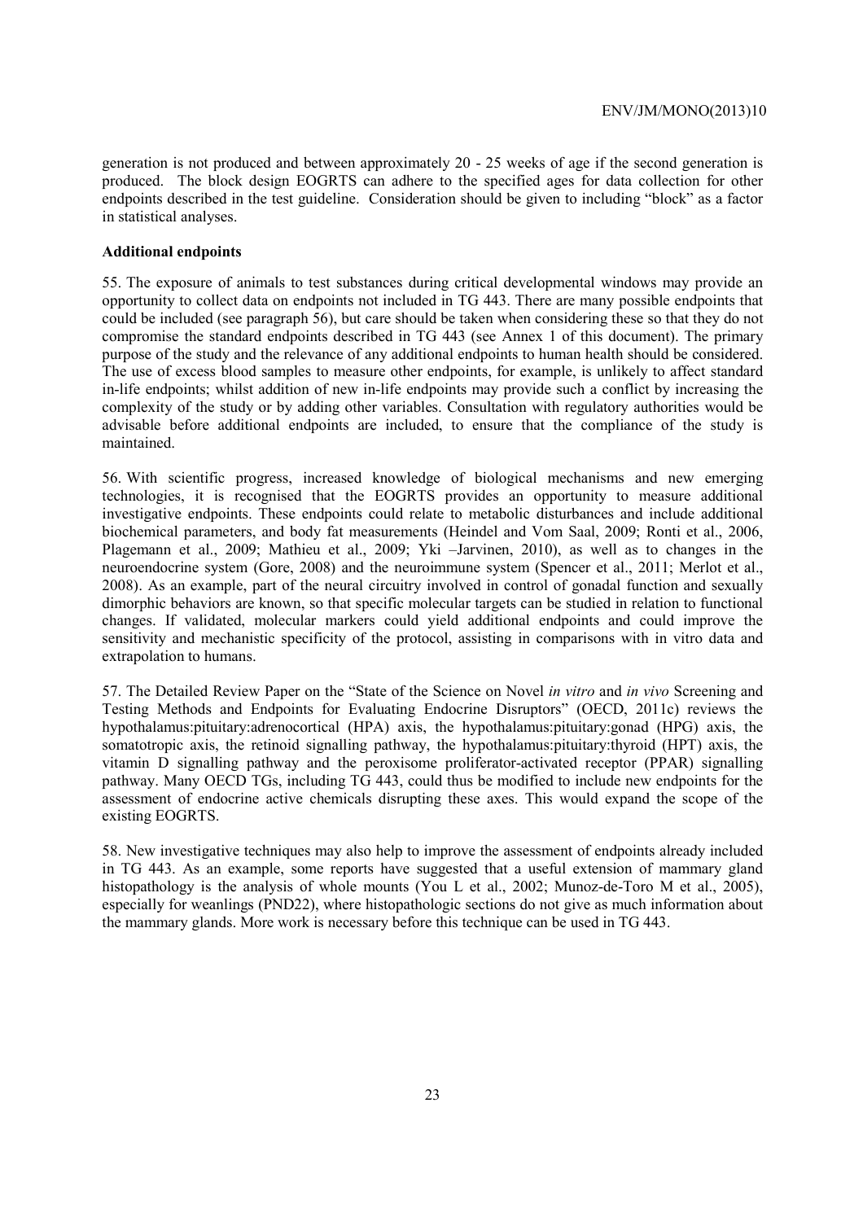generation is not produced and between approximately 20 - 25 weeks of age if the second generation is produced. The block design EOGRTS can adhere to the specified ages for data collection for other endpoints described in the test guideline. Consideration should be given to including "block" as a factor in statistical analyses.

**Additional endpoints**

55. The exposure of animals to test substances during critical developmental windows may provide an opportunity to collect data on endpoints not included in TG 443. There are many possible endpoints that could be included (see paragraph 56), but care should be taken when considering these so that they do not compromise the standard endpoints described in TG 443 (see Annex 1 of this document). The primary purpose of the study and the relevance of any additional endpoints to human health should be considered. The use of excess blood samples to measure other endpoints, for example, is unlikely to affect standard in-life endpoints; whilst addition of new in-life endpoints may provide such a conflict by increasing the complexity of the study or by adding other variables. Consultation with regulatory authorities would be advisable before additional endpoints are included, to ensure that the compliance of the study is maintained.

56. With scientific progress, increased knowledge of biological mechanisms and new emerging technologies, it is recognised that the EOGRTS provides an opportunity to measure additional investigative endpoints. These endpoints could relate to metabolic disturbances and include additional biochemical parameters, and body fat measurements (Heindel and Vom Saal, 2009; Ronti et al., 2006, Plagemann et al., 2009; Mathieu et al., 2009; Yki –Jarvinen, 2010), as well as to changes in the neuroendocrine system (Gore, 2008) and the neuroimmune system (Spencer et al., 2011; Merlot et al., 2008). As an example, part of the neural circuitry involved in control of gonadal function and sexually dimorphic behaviors are known, so that specific molecular targets can be studied in relation to functional changes. If validated, molecular markers could yield additional endpoints and could improve the sensitivity and mechanistic specificity of the protocol, assisting in comparisons with in vitro data and extrapolation to humans.

57. The Detailed Review Paper on the "State of the Science on Novel *in vitro* and *in vivo* Screening and Testing Methods and Endpoints for Evaluating Endocrine Disruptors" (OECD, 2011c) reviews the hypothalamus:pituitary:adrenocortical (HPA) axis, the hypothalamus:pituitary:gonad (HPG) axis, the somatotropic axis, the retinoid signalling pathway, the hypothalamus:pituitary:thyroid (HPT) axis, the vitamin D signalling pathway and the peroxisome proliferator-activated receptor (PPAR) signalling pathway. Many OECD TGs, including TG 443, could thus be modified to include new endpoints for the assessment of endocrine active chemicals disrupting these axes. This would expand the scope of the existing EOGRTS.

58. New investigative techniques may also help to improve the assessment of endpoints already included in TG 443. As an example, some reports have suggested that a useful extension of mammary gland histopathology is the analysis of whole mounts (You L et al., 2002; Munoz-de-Toro M et al., 2005), especially for weanlings (PND22), where histopathologic sections do not give as much information about the mammary glands. More work is necessary before this technique can be used in TG 443.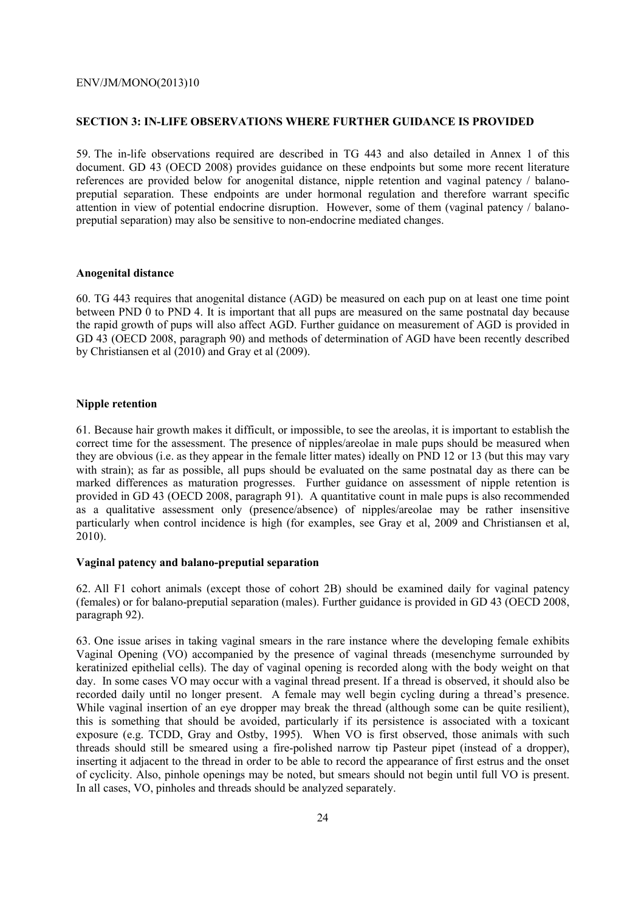## SECTION 3: IN-LIFE OBSERVATIONS WHERE FURTHER GUIDANCE IS PROVIDED

59. The in-life observations required are described in TG 443 and also detailed in Annex 1 of this document. GD 43 (OECD 2008) provides guidance on these endpoints but some more recent literature references are provided below for anogenital distance, nipple retention and vaginal patency / balano-preputial separation. These endpoints are under hormonal regulation and therefore warrant specific attention in view of potential endocrine disruption. However, some of them (vaginal patency / balano-preputial separation) may also be sensitive to non-endocrine mediated changes.

### Anogenital distance

60. TG 443 requires that anogenital distance (AGD) be measured on each pup on at least one time point between PND 0 to PND 4. It is important that all pups are measured on the same postnatal day because the rapid growth of pups will also affect AGD. Further guidance on measurement of AGD is provided in GD 43 (OECD 2008, paragraph 90) and methods of determination of AGD have been recently described by Christiansen et al (2010) and Gray et al (2009).

### Nipple retention

61. Because hair growth makes it difficult, or impossible, to see the areolas, it is important to establish the correct time for the assessment. The presence of nipples/areolae in male pups should be measured when they are obvious (i.e. as they appear in the female litter mates) ideally on PND 12 or 13 (but this may vary with strain); as far as possible, all pups should be evaluated on the same postnatal day as there can be marked differences as maturation progresses. Further guidance on assessment of nipple retention is provided in GD 43 (OECD 2008, paragraph 91). A quantitative count in male pups is also recommended as a qualitative assessment only (presence/absence) of nipples/areolae may be rather insensitive particularly when control incidence is high (for examples, see Gray et al, 2009 and Christiansen et al, 2010).

### Vaginal patency and balano-preputial separation

62. All F1 cohort animals (except those of cohort 2B) should be examined daily for vaginal patency (females) or for balano-preputial separation (males). Further guidance is provided in GD 43 (OECD 2008, paragraph 92).

63. One issue arises in taking vaginal smears in the rare instance where the developing female exhibits Vaginal Opening (VO) accompanied by the presence of vaginal threads (mesenchyme surrounded by keratinized epithelial cells). The day of vaginal opening is recorded along with the body weight on that day. In some cases VO may occur with a vaginal thread present. If a thread is observed, it should also be recorded daily until no longer present. A female may well begin cycling during a thread's presence. While vaginal insertion of an eye dropper may break the thread (although some can be quite resilient), this is something that should be avoided, particularly if its persistence is associated with a toxicant exposure (e.g. TCDD, Gray and Ostby, 1995). When VO is first observed, those animals with such threads should still be smeared using a fire-polished narrow tip Pasteur pipet (instead of a dropper), inserting it adjacent to the thread in order to be able to record the appearance of first estrus and the onset of cyclicity. Also, pinhole openings may be noted, but smears should not begin until full VO is present. In all cases, VO, pinholes and threads should be analyzed separately.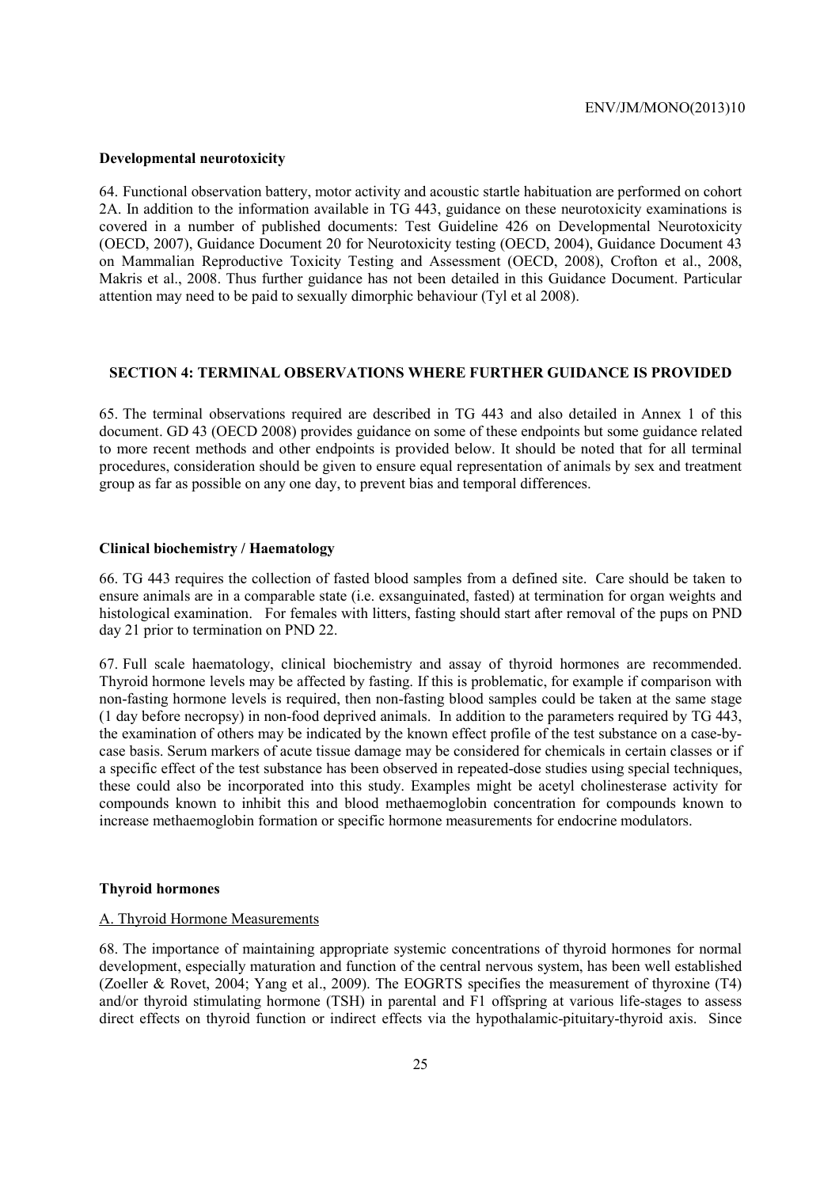**Developmental neurotoxicity**

64. Functional observation battery, motor activity and acoustic startle habituation are performed on cohort 2A. In addition to the information available in TG 443, guidance on these neurotoxicity examinations is covered in a number of published documents: Test Guideline 426 on Developmental Neurotoxicity (OECD, 2007), Guidance Document 20 for Neurotoxicity testing (OECD, 2004), Guidance Document 43 on Mammalian Reproductive Toxicity Testing and Assessment (OECD, 2008), Crofton et al., 2008, Makris et al., 2008. Thus further guidance has not been detailed in this Guidance Document. Particular attention may need to be paid to sexually dimorphic behaviour (Tyl et al 2008).

## SECTION 4: TERMINAL OBSERVATIONS WHERE FURTHER GUIDANCE IS PROVIDED

65. The terminal observations required are described in TG 443 and also detailed in Annex 1 of this document. GD 43 (OECD 2008) provides guidance on some of these endpoints but some guidance related to more recent methods and other endpoints is provided below. It should be noted that for all terminal procedures, consideration should be given to ensure equal representation of animals by sex and treatment group as far as possible on any one day, to prevent bias and temporal differences.

**Clinical biochemistry / Haematology**

66. TG 443 requires the collection of fasted blood samples from a defined site. Care should be taken to ensure animals are in a comparable state (i.e. exsanguinated, fasted) at termination for organ weights and histological examination. For females with litters, fasting should start after removal of the pups on PND day 21 prior to termination on PND 22.

67. Full scale haematology, clinical biochemistry and assay of thyroid hormones are recommended. Thyroid hormone levels may be affected by fasting. If this is problematic, for example if comparison with non-fasting hormone levels is required, then non-fasting blood samples could be taken at the same stage (1 day before necropsy) in non-food deprived animals. In addition to the parameters required by TG 443, the examination of others may be indicated by the known effect profile of the test substance on a case-by-case basis. Serum markers of acute tissue damage may be considered for chemicals in certain classes or if a specific effect of the test substance has been observed in repeated-dose studies using special techniques, these could also be incorporated into this study. Examples might be acetyl cholinesterase activity for compounds known to inhibit this and blood methaemoglobin concentration for compounds known to increase methaemoglobin formation or specific hormone measurements for endocrine modulators.

**Thyroid hormones**

A. Thyroid Hormone Measurements

68. The importance of maintaining appropriate systemic concentrations of thyroid hormones for normal development, especially maturation and function of the central nervous system, has been well established (Zoeller & Rovet, 2004; Yang et al., 2009). The EOGRTS specifies the measurement of thyroxine (T4) and/or thyroid stimulating hormone (TSH) in parental and F1 offspring at various life-stages to assess direct effects on thyroid function or indirect effects via the hypothalamic-pituitary-thyroid axis. Since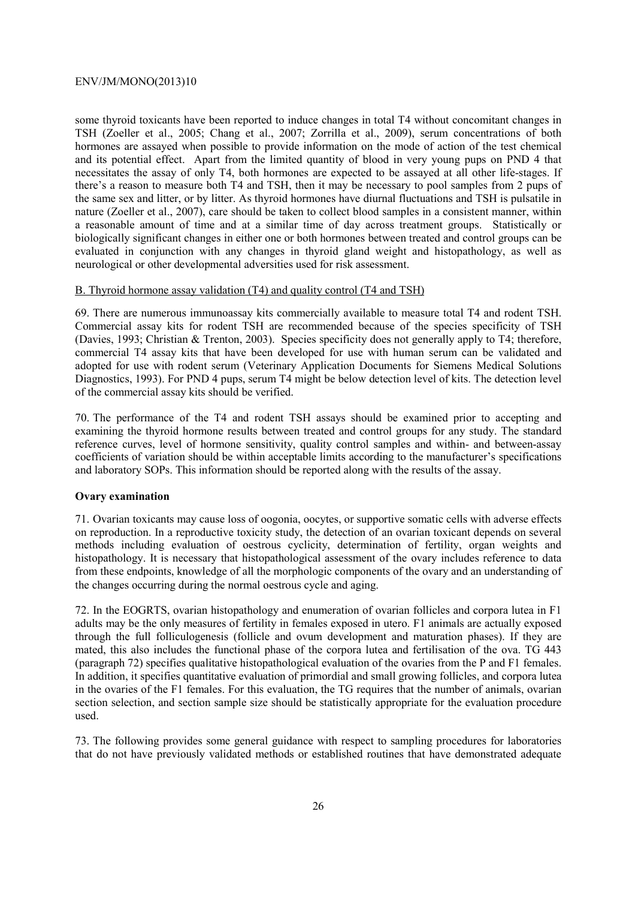some thyroid toxicants have been reported to induce changes in total T4 without concomitant changes in TSH (Zoeller et al., 2005; Chang et al., 2007; Zorrilla et al., 2009), serum concentrations of both hormones are assayed when possible to provide information on the mode of action of the test chemical and its potential effect. Apart from the limited quantity of blood in very young pups on PND 4 that necessitates the assay of only T4, both hormones are expected to be assayed at all other life-stages. If there's a reason to measure both T4 and TSH, then it may be necessary to pool samples from 2 pups of the same sex and litter, or by litter. As thyroid hormones have diurnal fluctuations and TSH is pulsatile in nature (Zoeller et al., 2007), care should be taken to collect blood samples in a consistent manner, within a reasonable amount of time and at a similar time of day across treatment groups. Statistically or biologically significant changes in either one or both hormones between treated and control groups can be evaluated in conjunction with any changes in thyroid gland weight and histopathology, as well as neurological or other developmental adversities used for risk assessment.

B. Thyroid hormone assay validation (T4) and quality control (T4 and TSH)

69. There are numerous immunoassay kits commercially available to measure total T4 and rodent TSH. Commercial assay kits for rodent TSH are recommended because of the species specificity of TSH (Davies, 1993; Christian & Trenton, 2003). Species specificity does not generally apply to T4; therefore, commercial T4 assay kits that have been developed for use with human serum can be validated and adopted for use with rodent serum (Veterinary Application Documents for Siemens Medical Solutions Diagnostics, 1993). For PND 4 pups, serum T4 might be below detection level of kits. The detection level of the commercial assay kits should be verified.

70. The performance of the T4 and rodent TSH assays should be examined prior to accepting and examining the thyroid hormone results between treated and control groups for any study. The standard reference curves, level of hormone sensitivity, quality control samples and within- and between-assay coefficients of variation should be within acceptable limits according to the manufacturer's specifications and laboratory SOPs. This information should be reported along with the results of the assay.

**Ovary examination**

71. Ovarian toxicants may cause loss of oogonia, oocytes, or supportive somatic cells with adverse effects on reproduction. In a reproductive toxicity study, the detection of an ovarian toxicant depends on several methods including evaluation of oestrous cyclicity, determination of fertility, organ weights and histopathology. It is necessary that histopathological assessment of the ovary includes reference to data from these endpoints, knowledge of all the morphologic components of the ovary and an understanding of the changes occurring during the normal oestrous cycle and aging.

72. In the EOGRTS, ovarian histopathology and enumeration of ovarian follicles and corpora lutea in F1 adults may be the only measures of fertility in females exposed in utero. F1 animals are actually exposed through the full folliculogenesis (follicle and ovum development and maturation phases). If they are mated, this also includes the functional phase of the corpora lutea and fertilisation of the ova. TG 443 (paragraph 72) specifies qualitative histopathological evaluation of the ovaries from the P and F1 females. In addition, it specifies quantitative evaluation of primordial and small growing follicles, and corpora lutea in the ovaries of the F1 females. For this evaluation, the TG requires that the number of animals, ovarian section selection, and section sample size should be statistically appropriate for the evaluation procedure used.

73. The following provides some general guidance with respect to sampling procedures for laboratories that do not have previously validated methods or established routines that have demonstrated adequate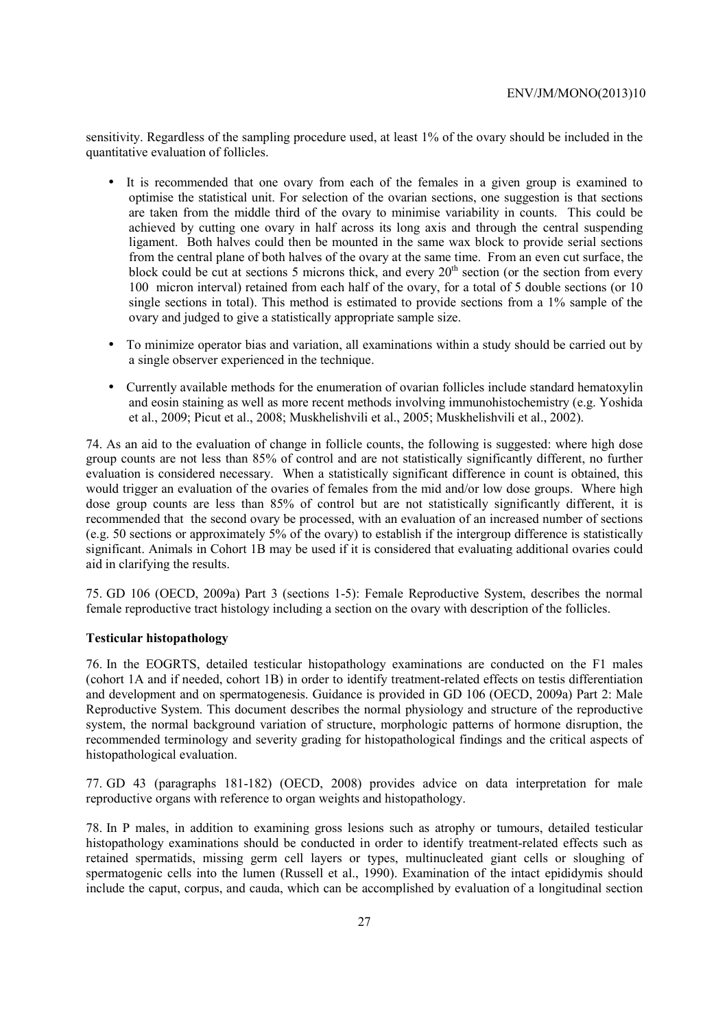sensitivity. Regardless of the sampling procedure used, at least 1% of the ovary should be included in the quantitative evaluation of follicles.

- It is recommended that one ovary from each of the females in a given group is examined to optimise the statistical unit. For selection of the ovarian sections, one suggestion is that sections are taken from the middle third of the ovary to minimise variability in counts. This could be achieved by cutting one ovary in half across its long axis and through the central suspending ligament. Both halves could then be mounted in the same wax block to provide serial sections from the central plane of both halves of the ovary at the same time. From an even cut surface, the block could be cut at sections 5 microns thick, and every 20[th] section (or the section from every 100 micron interval) retained from each half of the ovary, for a total of 5 double sections (or 10 single sections in total). This method is estimated to provide sections from a 1% sample of the ovary and judged to give a statistically appropriate sample size.
- To minimize operator bias and variation, all examinations within a study should be carried out by a single observer experienced in the technique.
- Currently available methods for the enumeration of ovarian follicles include standard hematoxylin and eosin staining as well as more recent methods involving immunohistochemistry (e.g. Yoshida et al., 2009; Picut et al., 2008; Muskhelishvili et al., 2005; Muskhelishvili et al., 2002).

74. As an aid to the evaluation of change in follicle counts, the following is suggested: where high dose group counts are not less than 85% of control and are not statistically significantly different, no further evaluation is considered necessary. When a statistically significant difference in count is obtained, this would trigger an evaluation of the ovaries of females from the mid and/or low dose groups. Where high dose group counts are less than 85% of control but are not statistically significantly different, it is recommended that the second ovary be processed, with an evaluation of an increased number of sections (e.g. 50 sections or approximately 5% of the ovary) to establish if the intergroup difference is statistically significant. Animals in Cohort 1B may be used if it is considered that evaluating additional ovaries could aid in clarifying the results.

75. GD 106 (OECD, 2009a) Part 3 (sections 1-5): Female Reproductive System, describes the normal female reproductive tract histology including a section on the ovary with description of the follicles.

**Testicular histopathology**

76. In the EOGRTS, detailed testicular histopathology examinations are conducted on the F1 males (cohort 1A and if needed, cohort 1B) in order to identify treatment-related effects on testis differentiation and development and on spermatogenesis. Guidance is provided in GD 106 (OECD, 2009a) Part 2: Male Reproductive System. This document describes the normal physiology and structure of the reproductive system, the normal background variation of structure, morphologic patterns of hormone disruption, the recommended terminology and severity grading for histopathological findings and the critical aspects of histopathological evaluation.

77. GD 43 (paragraphs 181-182) (OECD, 2008) provides advice on data interpretation for male reproductive organs with reference to organ weights and histopathology.

78. In P males, in addition to examining gross lesions such as atrophy or tumours, detailed testicular histopathology examinations should be conducted in order to identify treatment-related effects such as retained spermatids, missing germ cell layers or types, multinucleated giant cells or sloughing of spermatogenic cells into the lumen (Russell et al., 1990). Examination of the intact epididymis should include the caput, corpus, and cauda, which can be accomplished by evaluation of a longitudinal section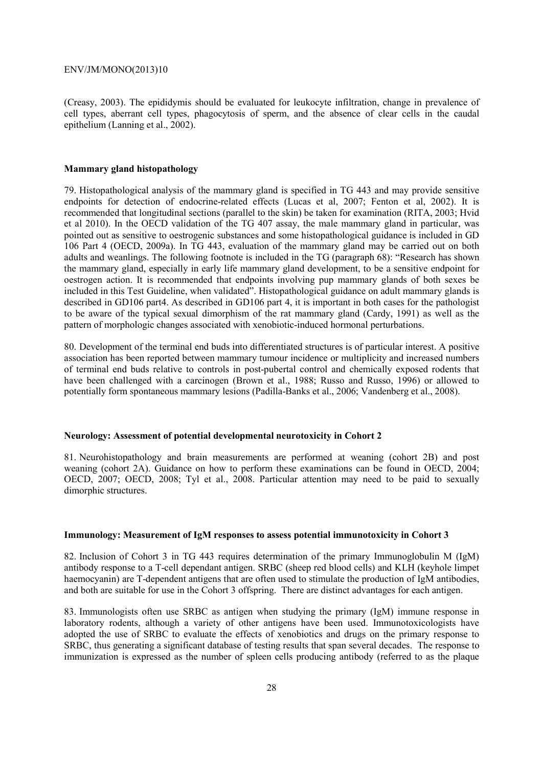(Creasy, 2003). The epididymis should be evaluated for leukocyte infiltration, change in prevalence of cell types, aberrant cell types, phagocytosis of sperm, and the absence of clear cells in the caudal epithelium (Lanning et al., 2002).

### Mammary gland histopathology

79. Histopathological analysis of the mammary gland is specified in TG 443 and may provide sensitive endpoints for detection of endocrine-related effects (Lucas et al, 2007; Fenton et al, 2002). It is recommended that longitudinal sections (parallel to the skin) be taken for examination (RITA, 2003; Hvid et al 2010). In the OECD validation of the TG 407 assay, the male mammary gland in particular, was pointed out as sensitive to oestrogenic substances and some histopathological guidance is included in GD 106 Part 4 (OECD, 2009a). In TG 443, evaluation of the mammary gland may be carried out on both adults and weanlings. The following footnote is included in the TG (paragraph 68): "Research has shown the mammary gland, especially in early life mammary gland development, to be a sensitive endpoint for oestrogen action. It is recommended that endpoints involving pup mammary glands of both sexes be included in this Test Guideline, when validated". Histopathological guidance on adult mammary glands is described in GD106 part4. As described in GD106 part 4, it is important in both cases for the pathologist to be aware of the typical sexual dimorphism of the rat mammary gland (Cardy, 1991) as well as the pattern of morphologic changes associated with xenobiotic-induced hormonal perturbations.

80. Development of the terminal end buds into differentiated structures is of particular interest. A positive association has been reported between mammary tumour incidence or multiplicity and increased numbers of terminal end buds relative to controls in post-pubertal control and chemically exposed rodents that have been challenged with a carcinogen (Brown et al., 1988; Russo and Russo, 1996) or allowed to potentially form spontaneous mammary lesions (Padilla-Banks et al., 2006; Vandenberg et al., 2008).

### Neurology: Assessment of potential developmental neurotoxicity in Cohort 2

81. Neurohistopathology and brain measurements are performed at weaning (cohort 2B) and post weaning (cohort 2A). Guidance on how to perform these examinations can be found in OECD, 2004; OECD, 2007; OECD, 2008; Tyl et al., 2008. Particular attention may need to be paid to sexually dimorphic structures.

### Immunology: Measurement of IgM responses to assess potential immunotoxicity in Cohort 3

82. Inclusion of Cohort 3 in TG 443 requires determination of the primary Immunoglobulin M (IgM) antibody response to a T-cell dependant antigen. SRBC (sheep red blood cells) and KLH (keyhole limpet haemocyanin) are T-dependent antigens that are often used to stimulate the production of IgM antibodies, and both are suitable for use in the Cohort 3 offspring. There are distinct advantages for each antigen.

83. Immunologists often use SRBC as antigen when studying the primary (IgM) immune response in laboratory rodents, although a variety of other antigens have been used. Immunotoxicologists have adopted the use of SRBC to evaluate the effects of xenobiotics and drugs on the primary response to SRBC, thus generating a significant database of testing results that span several decades. The response to immunization is expressed as the number of spleen cells producing antibody (referred to as the plaque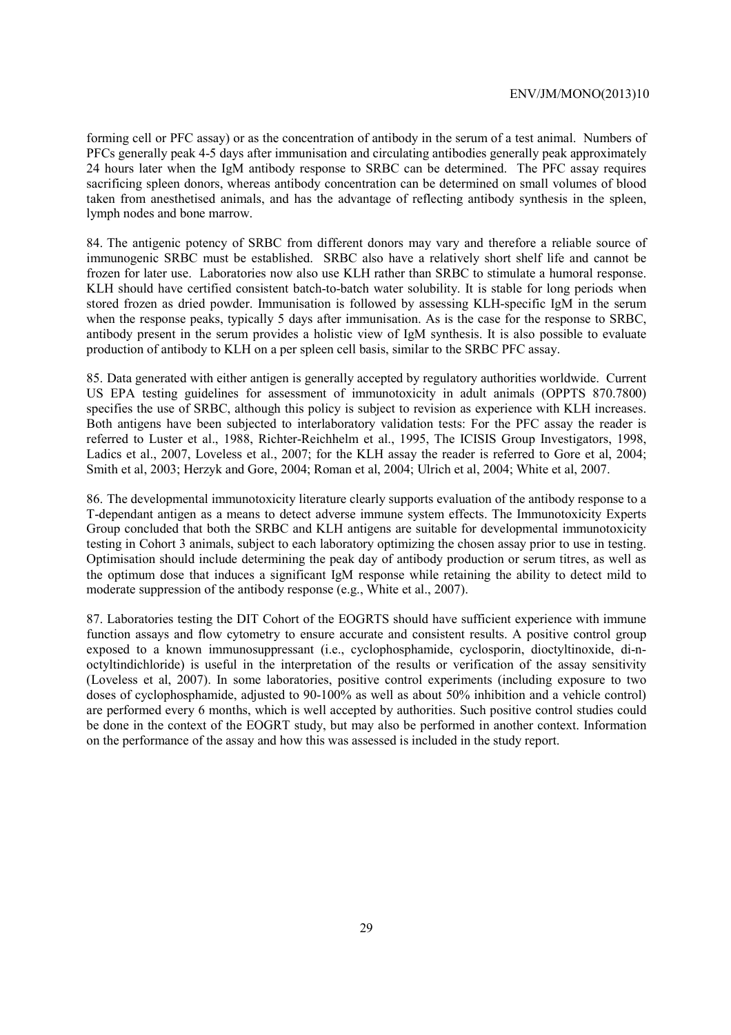forming cell or PFC assay) or as the concentration of antibody in the serum of a test animal. Numbers of PFCs generally peak 4-5 days after immunisation and circulating antibodies generally peak approximately 24 hours later when the IgM antibody response to SRBC can be determined. The PFC assay requires sacrificing spleen donors, whereas antibody concentration can be determined on small volumes of blood taken from anesthetised animals, and has the advantage of reflecting antibody synthesis in the spleen, lymph nodes and bone marrow.

84. The antigenic potency of SRBC from different donors may vary and therefore a reliable source of immunogenic SRBC must be established. SRBC also have a relatively short shelf life and cannot be frozen for later use. Laboratories now also use KLH rather than SRBC to stimulate a humoral response. KLH should have certified consistent batch-to-batch water solubility. It is stable for long periods when stored frozen as dried powder. Immunisation is followed by assessing KLH-specific IgM in the serum when the response peaks, typically 5 days after immunisation. As is the case for the response to SRBC, antibody present in the serum provides a holistic view of IgM synthesis. It is also possible to evaluate production of antibody to KLH on a per spleen cell basis, similar to the SRBC PFC assay.

85. Data generated with either antigen is generally accepted by regulatory authorities worldwide. Current US EPA testing guidelines for assessment of immunotoxicity in adult animals (OPPTS 870.7800) specifies the use of SRBC, although this policy is subject to revision as experience with KLH increases. Both antigens have been subjected to interlaboratory validation tests: For the PFC assay the reader is referred to Luster et al., 1988, Richter-Reichhelm et al., 1995, The ICISIS Group Investigators, 1998, Ladics et al., 2007, Loveless et al., 2007; for the KLH assay the reader is referred to Gore et al, 2004; Smith et al, 2003; Herzyk and Gore, 2004; Roman et al, 2004; Ulrich et al, 2004; White et al, 2007.

86. The developmental immunotoxicity literature clearly supports evaluation of the antibody response to a T-dependant antigen as a means to detect adverse immune system effects. The Immunotoxicity Experts Group concluded that both the SRBC and KLH antigens are suitable for developmental immunotoxicity testing in Cohort 3 animals, subject to each laboratory optimizing the chosen assay prior to use in testing. Optimisation should include determining the peak day of antibody production or serum titres, as well as the optimum dose that induces a significant IgM response while retaining the ability to detect mild to moderate suppression of the antibody response (e.g., White et al., 2007).

87. Laboratories testing the DIT Cohort of the EOGRTS should have sufficient experience with immune function assays and flow cytometry to ensure accurate and consistent results. A positive control group exposed to a known immunosuppressant (i.e., cyclophosphamide, cyclosporin, dioctyltinoxide, di-n-octyltindichloride) is useful in the interpretation of the results or verification of the assay sensitivity (Loveless et al, 2007). In some laboratories, positive control experiments (including exposure to two doses of cyclophosphamide, adjusted to 90-100% as well as about 50% inhibition and a vehicle control) are performed every 6 months, which is well accepted by authorities. Such positive control studies could be done in the context of the EOGRT study, but may also be performed in another context. Information on the performance of the assay and how this was assessed is included in the study report.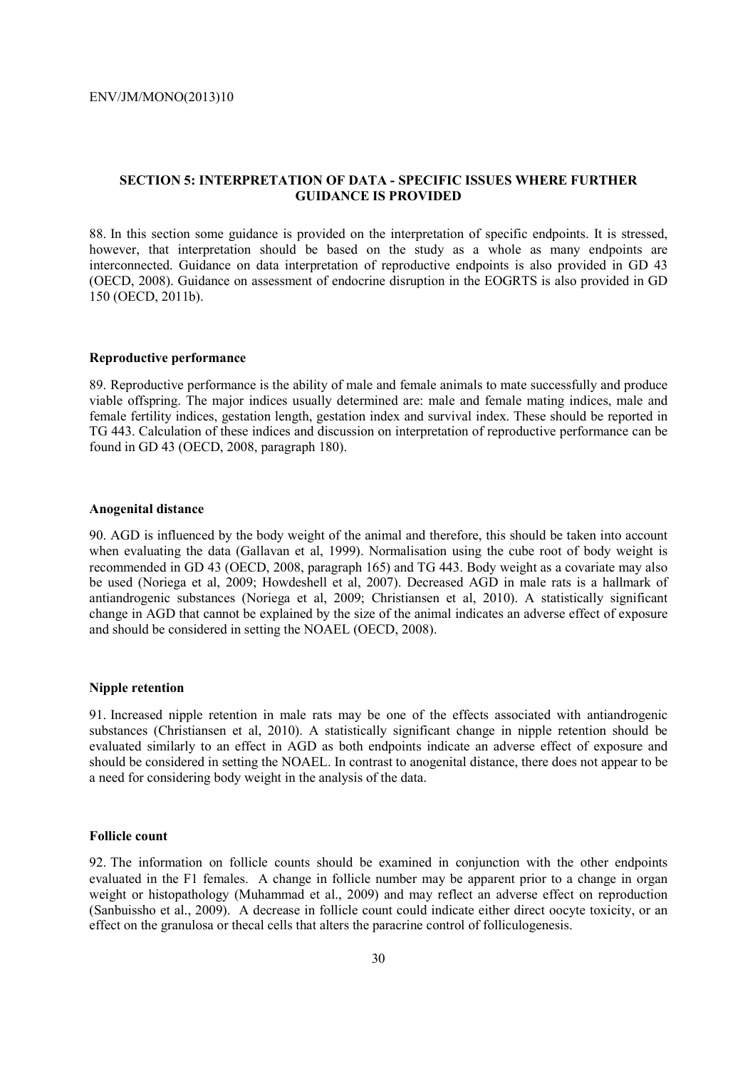## SECTION 5: INTERPRETATION OF DATA - SPECIFIC ISSUES WHERE FURTHER GUIDANCE IS PROVIDED

88. In this section some guidance is provided on the interpretation of specific endpoints. It is stressed, however, that interpretation should be based on the study as a whole as many endpoints are interconnected. Guidance on data interpretation of reproductive endpoints is also provided in GD 43 (OECD, 2008). Guidance on assessment of endocrine disruption in the EOGRTS is also provided in GD 150 (OECD, 2011b).

### Reproductive performance

89. Reproductive performance is the ability of male and female animals to mate successfully and produce viable offspring. The major indices usually determined are: male and female mating indices, male and female fertility indices, gestation length, gestation index and survival index. These should be reported in TG 443. Calculation of these indices and discussion on interpretation of reproductive performance can be found in GD 43 (OECD, 2008, paragraph 180).

### Anogenital distance

90. AGD is influenced by the body weight of the animal and therefore, this should be taken into account when evaluating the data (Gallavan et al, 1999). Normalisation using the cube root of body weight is recommended in GD 43 (OECD, 2008, paragraph 165) and TG 443. Body weight as a covariate may also be used (Noriega et al, 2009; Howdeshell et al, 2007). Decreased AGD in male rats is a hallmark of antiandrogenic substances (Noriega et al, 2009; Christiansen et al, 2010). A statistically significant change in AGD that cannot be explained by the size of the animal indicates an adverse effect of exposure and should be considered in setting the NOAEL (OECD, 2008).

### Nipple retention

91. Increased nipple retention in male rats may be one of the effects associated with antiandrogenic substances (Christiansen et al, 2010). A statistically significant change in nipple retention should be evaluated similarly to an effect in AGD as both endpoints indicate an adverse effect of exposure and should be considered in setting the NOAEL. In contrast to anogenital distance, there does not appear to be a need for considering body weight in the analysis of the data.

### Follicle count

92. The information on follicle counts should be examined in conjunction with the other endpoints evaluated in the F1 females. A change in follicle number may be apparent prior to a change in organ weight or histopathology (Muhammad et al., 2009) and may reflect an adverse effect on reproduction (Sanbuissho et al., 2009). A decrease in follicle count could indicate either direct oocyte toxicity, or an effect on the granulosa or thecal cells that alters the paracrine control of folliculogenesis.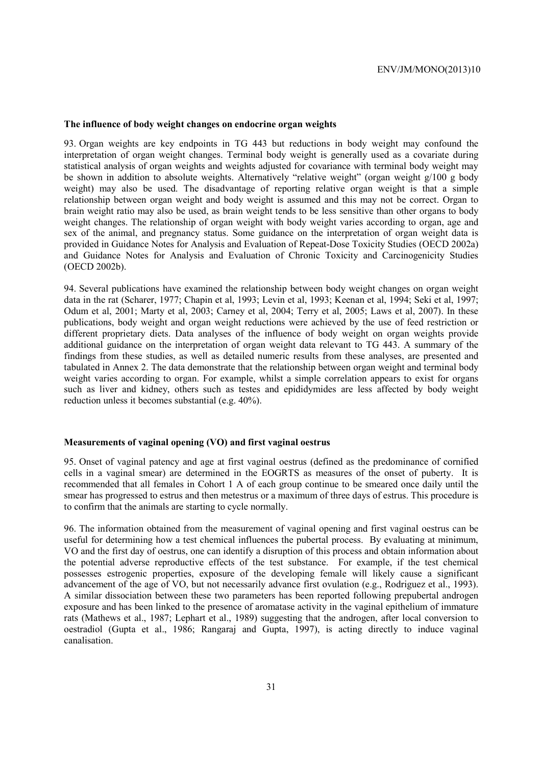**The influence of body weight changes on endocrine organ weights**

93. Organ weights are key endpoints in TG 443 but reductions in body weight may confound the interpretation of organ weight changes. Terminal body weight is generally used as a covariate during statistical analysis of organ weights and weights adjusted for covariance with terminal body weight may be shown in addition to absolute weights. Alternatively "relative weight" (organ weight g/100 g body weight) may also be used. The disadvantage of reporting relative organ weight is that a simple relationship between organ weight and body weight is assumed and this may not be correct. Organ to brain weight ratio may also be used, as brain weight tends to be less sensitive than other organs to body weight changes. The relationship of organ weight with body weight varies according to organ, age and sex of the animal, and pregnancy status. Some guidance on the interpretation of organ weight data is provided in Guidance Notes for Analysis and Evaluation of Repeat-Dose Toxicity Studies (OECD 2002a) and Guidance Notes for Analysis and Evaluation of Chronic Toxicity and Carcinogenicity Studies (OECD 2002b).

94. Several publications have examined the relationship between body weight changes on organ weight data in the rat (Scharer, 1977; Chapin et al, 1993; Levin et al, 1993; Keenan et al, 1994; Seki et al, 1997; Odum et al, 2001; Marty et al, 2003; Carney et al, 2004; Terry et al, 2005; Laws et al, 2007). In these publications, body weight and organ weight reductions were achieved by the use of feed restriction or different proprietary diets. Data analyses of the influence of body weight on organ weights provide additional guidance on the interpretation of organ weight data relevant to TG 443. A summary of the findings from these studies, as well as detailed numeric results from these analyses, are presented and tabulated in Annex 2. The data demonstrate that the relationship between organ weight and terminal body weight varies according to organ. For example, whilst a simple correlation appears to exist for organs such as liver and kidney, others such as testes and epididymides are less affected by body weight reduction unless it becomes substantial (e.g. 40%).

**Measurements of vaginal opening (VO) and first vaginal oestrus**

95. Onset of vaginal patency and age at first vaginal oestrus (defined as the predominance of cornified cells in a vaginal smear) are determined in the EOGRTS as measures of the onset of puberty. It is recommended that all females in Cohort 1 A of each group continue to be smeared once daily until the smear has progressed to estrus and then metestrus or a maximum of three days of estrus. This procedure is to confirm that the animals are starting to cycle normally.

96. The information obtained from the measurement of vaginal opening and first vaginal oestrus can be useful for determining how a test chemical influences the pubertal process. By evaluating at minimum, VO and the first day of oestrus, one can identify a disruption of this process and obtain information about the potential adverse reproductive effects of the test substance. For example, if the test chemical possesses estrogenic properties, exposure of the developing female will likely cause a significant advancement of the age of VO, but not necessarily advance first ovulation (e.g., Rodriguez et al., 1993). A similar dissociation between these two parameters has been reported following prepubertal androgen exposure and has been linked to the presence of aromatase activity in the vaginal epithelium of immature rats (Mathews et al., 1987; Lephart et al., 1989) suggesting that the androgen, after local conversion to oestradiol (Gupta et al., 1986; Rangaraj and Gupta, 1997), is acting directly to induce vaginal canalisation.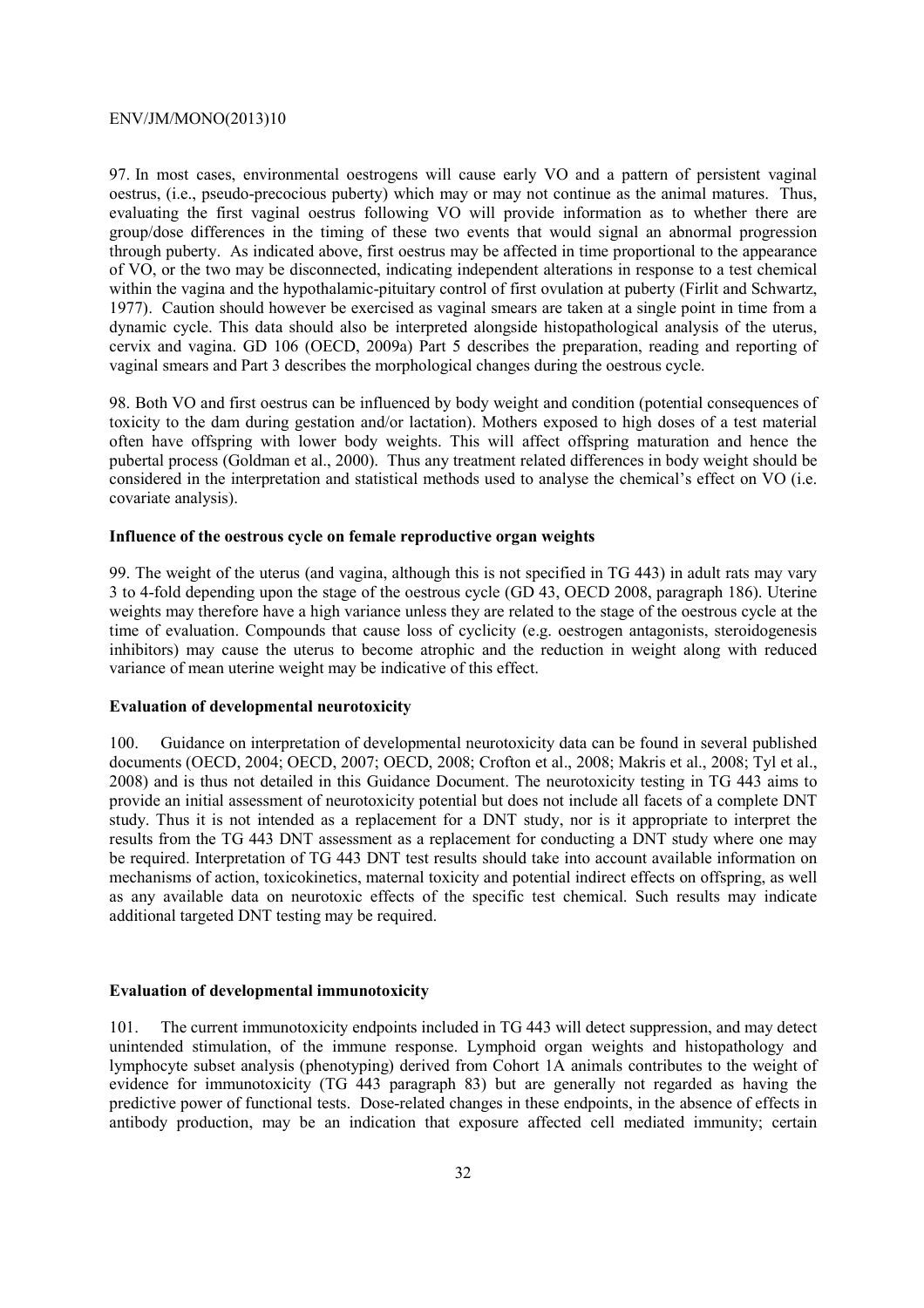97. In most cases, environmental oestrogens will cause early VO and a pattern of persistent vaginal oestrus, (i.e., pseudo-precocious puberty) which may or may not continue as the animal matures. Thus, evaluating the first vaginal oestrus following VO will provide information as to whether there are group/dose differences in the timing of these two events that would signal an abnormal progression through puberty. As indicated above, first oestrus may be affected in time proportional to the appearance of VO, or the two may be disconnected, indicating independent alterations in response to a test chemical within the vagina and the hypothalamic-pituitary control of first ovulation at puberty (Firlit and Schwartz, 1977). Caution should however be exercised as vaginal smears are taken at a single point in time from a dynamic cycle. This data should also be interpreted alongside histopathological analysis of the uterus, cervix and vagina. GD 106 (OECD, 2009a) Part 5 describes the preparation, reading and reporting of vaginal smears and Part 3 describes the morphological changes during the oestrous cycle.

98. Both VO and first oestrus can be influenced by body weight and condition (potential consequences of toxicity to the dam during gestation and/or lactation). Mothers exposed to high doses of a test material often have offspring with lower body weights. This will affect offspring maturation and hence the pubertal process (Goldman et al., 2000). Thus any treatment related differences in body weight should be considered in the interpretation and statistical methods used to analyse the chemical's effect on VO (i.e. covariate analysis).

**Influence of the oestrous cycle on female reproductive organ weights**

99. The weight of the uterus (and vagina, although this is not specified in TG 443) in adult rats may vary 3 to 4-fold depending upon the stage of the oestrous cycle (GD 43, OECD 2008, paragraph 186). Uterine weights may therefore have a high variance unless they are related to the stage of the oestrous cycle at the time of evaluation. Compounds that cause loss of cyclicity (e.g. oestrogen antagonists, steroidogenesis inhibitors) may cause the uterus to become atrophic and the reduction in weight along with reduced variance of mean uterine weight may be indicative of this effect.

**Evaluation of developmental neurotoxicity**

100. Guidance on interpretation of developmental neurotoxicity data can be found in several published documents (OECD, 2004; OECD, 2007; OECD, 2008; Crofton et al., 2008; Makris et al., 2008; Tyl et al., 2008) and is thus not detailed in this Guidance Document. The neurotoxicity testing in TG 443 aims to provide an initial assessment of neurotoxicity potential but does not include all facets of a complete DNT study. Thus it is not intended as a replacement for a DNT study, nor is it appropriate to interpret the results from the TG 443 DNT assessment as a replacement for conducting a DNT study where one may be required. Interpretation of TG 443 DNT test results should take into account available information on mechanisms of action, toxicokinetics, maternal toxicity and potential indirect effects on offspring, as well as any available data on neurotoxic effects of the specific test chemical. Such results may indicate additional targeted DNT testing may be required.

**Evaluation of developmental immunotoxicity**

101. The current immunotoxicity endpoints included in TG 443 will detect suppression, and may detect unintended stimulation, of the immune response. Lymphoid organ weights and histopathology and lymphocyte subset analysis (phenotyping) derived from Cohort 1A animals contributes to the weight of evidence for immunotoxicity (TG 443 paragraph 83) but are generally not regarded as having the predictive power of functional tests. Dose-related changes in these endpoints, in the absence of effects in antibody production, may be an indication that exposure affected cell mediated immunity; certain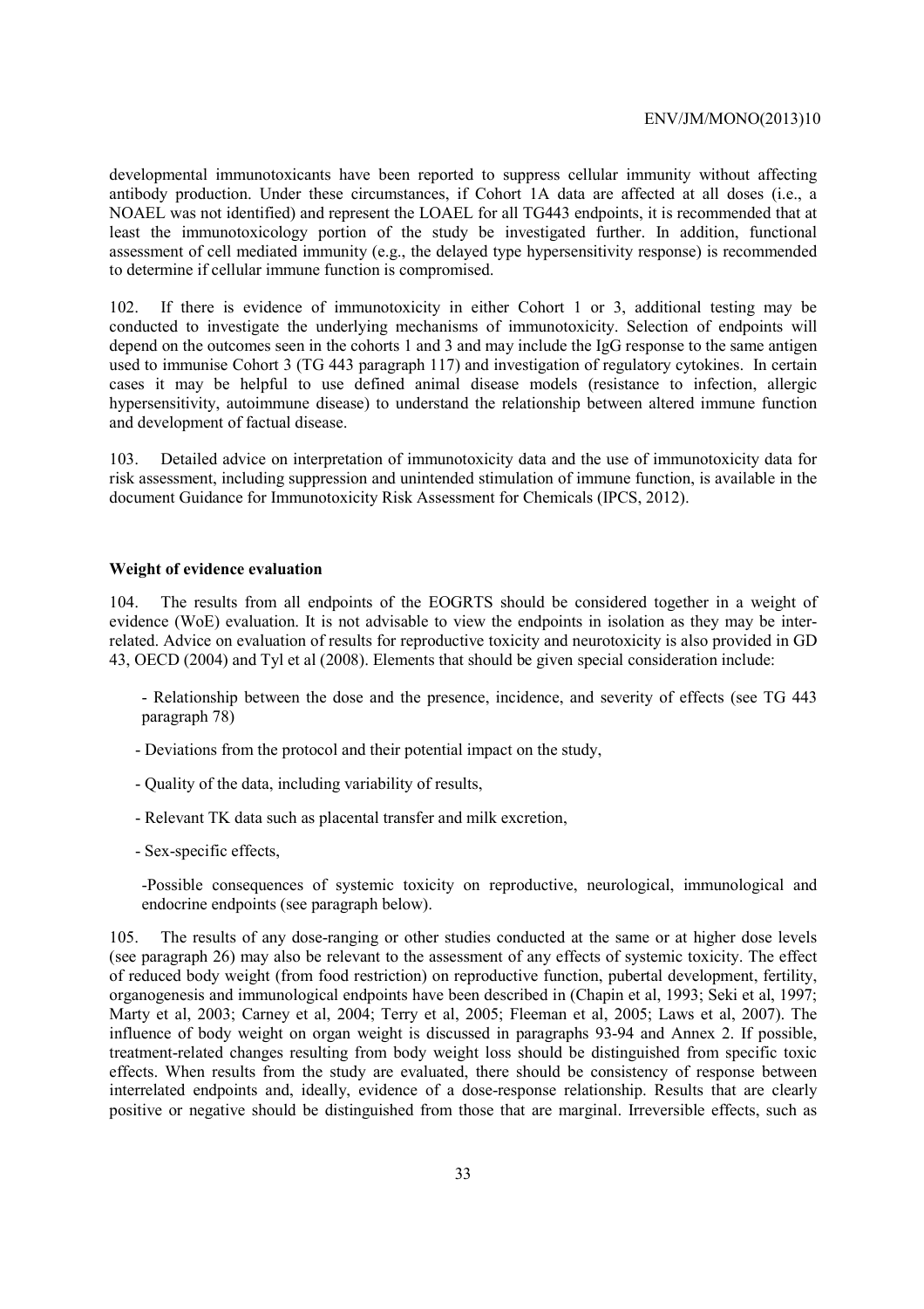developmental immunotoxicants have been reported to suppress cellular immunity without affecting antibody production. Under these circumstances, if Cohort 1A data are affected at all doses (i.e., a NOAEL was not identified) and represent the LOAEL for all TG443 endpoints, it is recommended that at least the immunotoxicology portion of the study be investigated further. In addition, functional assessment of cell mediated immunity (e.g., the delayed type hypersensitivity response) is recommended to determine if cellular immune function is compromised.

102. If there is evidence of immunotoxicity in either Cohort 1 or 3, additional testing may be conducted to investigate the underlying mechanisms of immunotoxicity. Selection of endpoints will depend on the outcomes seen in the cohorts 1 and 3 and may include the IgG response to the same antigen used to immunise Cohort 3 (TG 443 paragraph 117) and investigation of regulatory cytokines. In certain cases it may be helpful to use defined animal disease models (resistance to infection, allergic hypersensitivity, autoimmune disease) to understand the relationship between altered immune function and development of factual disease.

103. Detailed advice on interpretation of immunotoxicity data and the use of immunotoxicity data for risk assessment, including suppression and unintended stimulation of immune function, is available in the document Guidance for Immunotoxicity Risk Assessment for Chemicals (IPCS, 2012).

**Weight of evidence evaluation**

104. The results from all endpoints of the EOGRTS should be considered together in a weight of evidence (WoE) evaluation. It is not advisable to view the endpoints in isolation as they may be inter-related. Advice on evaluation of results for reproductive toxicity and neurotoxicity is also provided in GD 43, OECD (2004) and Tyl et al (2008). Elements that should be given special consideration include:

- Relationship between the dose and the presence, incidence, and severity of effects (see TG 443 paragraph 78)
- Deviations from the protocol and their potential impact on the study,
- Quality of the data, including variability of results,
- Relevant TK data such as placental transfer and milk excretion,
- Sex-specific effects,
- Possible consequences of systemic toxicity on reproductive, neurological, immunological and endocrine endpoints (see paragraph below).

105. The results of any dose-ranging or other studies conducted at the same or at higher dose levels (see paragraph 26) may also be relevant to the assessment of any effects of systemic toxicity. The effect of reduced body weight (from food restriction) on reproductive function, pubertal development, fertility, organogenesis and immunological endpoints have been described in (Chapin et al, 1993; Seki et al, 1997; Marty et al, 2003; Carney et al, 2004; Terry et al, 2005; Fleeman et al, 2005; Laws et al, 2007). The influence of body weight on organ weight is discussed in paragraphs 93-94 and Annex 2. If possible, treatment-related changes resulting from body weight loss should be distinguished from specific toxic effects. When results from the study are evaluated, there should be consistency of response between interrelated endpoints and, ideally, evidence of a dose-response relationship. Results that are clearly positive or negative should be distinguished from those that are marginal. Irreversible effects, such as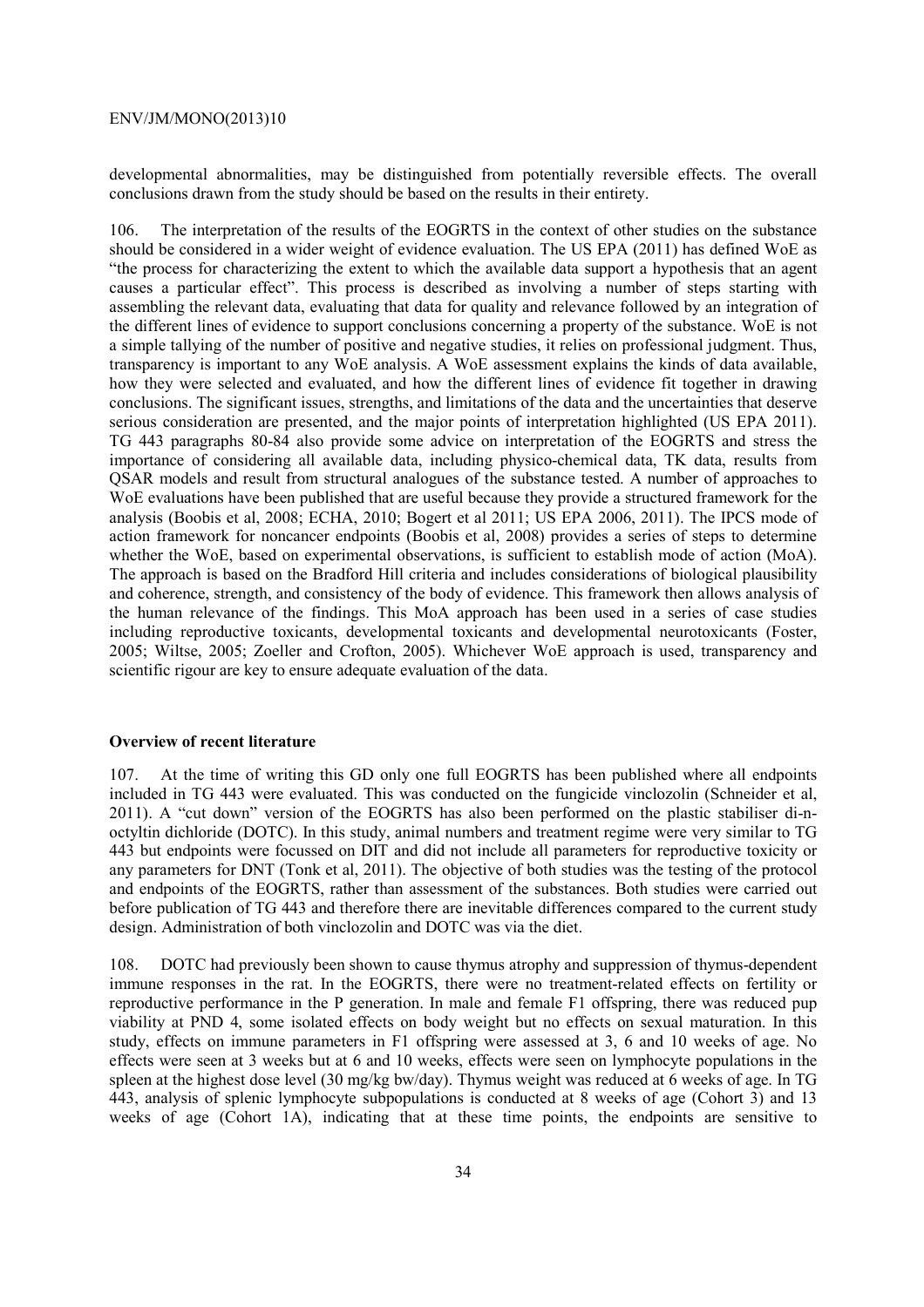developmental abnormalities, may be distinguished from potentially reversible effects. The overall conclusions drawn from the study should be based on the results in their entirety.

106. The interpretation of the results of the EOGRTS in the context of other studies on the substance should be considered in a wider weight of evidence evaluation. The US EPA (2011) has defined WoE as "the process for characterizing the extent to which the available data support a hypothesis that an agent causes a particular effect". This process is described as involving a number of steps starting with assembling the relevant data, evaluating that data for quality and relevance followed by an integration of the different lines of evidence to support conclusions concerning a property of the substance. WoE is not a simple tallying of the number of positive and negative studies, it relies on professional judgment. Thus, transparency is important to any WoE analysis. A WoE assessment explains the kinds of data available, how they were selected and evaluated, and how the different lines of evidence fit together in drawing conclusions. The significant issues, strengths, and limitations of the data and the uncertainties that deserve serious consideration are presented, and the major points of interpretation highlighted (US EPA 2011). TG 443 paragraphs 80-84 also provide some advice on interpretation of the EOGRTS and stress the importance of considering all available data, including physico-chemical data, TK data, results from QSAR models and result from structural analogues of the substance tested. A number of approaches to WoE evaluations have been published that are useful because they provide a structured framework for the analysis (Boobis et al, 2008; ECHA, 2010; Bogert et al 2011; US EPA 2006, 2011). The IPCS mode of action framework for noncancer endpoints (Boobis et al, 2008) provides a series of steps to determine whether the WoE, based on experimental observations, is sufficient to establish mode of action (MoA). The approach is based on the Bradford Hill criteria and includes considerations of biological plausibility and coherence, strength, and consistency of the body of evidence. This framework then allows analysis of the human relevance of the findings. This MoA approach has been used in a series of case studies including reproductive toxicants, developmental toxicants and developmental neurotoxicants (Foster, 2005; Wiltse, 2005; Zoeller and Crofton, 2005). Whichever WoE approach is used, transparency and scientific rigour are key to ensure adequate evaluation of the data.

**Overview of recent literature**

107. At the time of writing this GD only one full EOGRTS has been published where all endpoints included in TG 443 were evaluated. This was conducted on the fungicide vinclozolin (Schneider et al, 2011). A "cut down" version of the EOGRTS has also been performed on the plastic stabiliser di-n-octyltin dichloride (DOTC). In this study, animal numbers and treatment regime were very similar to TG 443 but endpoints were focussed on DIT and did not include all parameters for reproductive toxicity or any parameters for DNT (Tonk et al, 2011). The objective of both studies was the testing of the protocol and endpoints of the EOGRTS, rather than assessment of the substances. Both studies were carried out before publication of TG 443 and therefore there are inevitable differences compared to the current study design. Administration of both vinclozolin and DOTC was via the diet.

108. DOTC had previously been shown to cause thymus atrophy and suppression of thymus-dependent immune responses in the rat. In the EOGRTS, there were no treatment-related effects on fertility or reproductive performance in the P generation. In male and female F1 offspring, there was reduced pup viability at PND 4, some isolated effects on body weight but no effects on sexual maturation. In this study, effects on immune parameters in F1 offspring were assessed at 3, 6 and 10 weeks of age. No effects were seen at 3 weeks but at 6 and 10 weeks, effects were seen on lymphocyte populations in the spleen at the highest dose level (30 mg/kg bw/day). Thymus weight was reduced at 6 weeks of age. In TG 443, analysis of splenic lymphocyte subpopulations is conducted at 8 weeks of age (Cohort 3) and 13 weeks of age (Cohort 1A), indicating that at these time points, the endpoints are sensitive to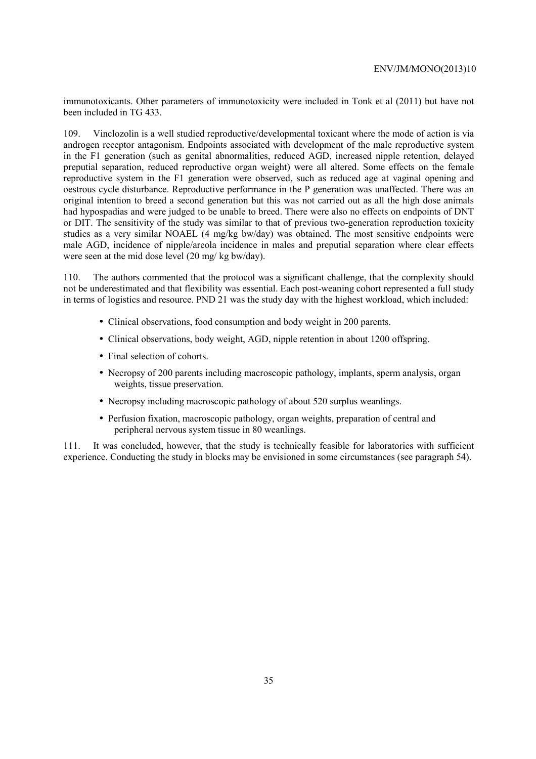immunotoxicants. Other parameters of immunotoxicity were included in Tonk et al (2011) but have not been included in TG 433.

109. Vinclozolin is a well studied reproductive/developmental toxicant where the mode of action is via androgen receptor antagonism. Endpoints associated with development of the male reproductive system in the F1 generation (such as genital abnormalities, reduced AGD, increased nipple retention, delayed preputial separation, reduced reproductive organ weight) were all altered. Some effects on the female reproductive system in the F1 generation were observed, such as reduced age at vaginal opening and oestrous cycle disturbance. Reproductive performance in the P generation was unaffected. There was an original intention to breed a second generation but this was not carried out as all the high dose animals had hypospadias and were judged to be unable to breed. There were also no effects on endpoints of DNT or DIT. The sensitivity of the study was similar to that of previous two-generation reproduction toxicity studies as a very similar NOAEL (4 mg/kg bw/day) was obtained. The most sensitive endpoints were male AGD, incidence of nipple/areola incidence in males and preputial separation where clear effects were seen at the mid dose level (20 mg/ kg bw/day).

110. The authors commented that the protocol was a significant challenge, that the complexity should not be underestimated and that flexibility was essential. Each post-weaning cohort represented a full study in terms of logistics and resource. PND 21 was the study day with the highest workload, which included:

- Clinical observations, food consumption and body weight in 200 parents.
- Clinical observations, body weight, AGD, nipple retention in about 1200 offspring.
- Final selection of cohorts.
- Necropsy of 200 parents including macroscopic pathology, implants, sperm analysis, organ weights, tissue preservation.
- Necropsy including macroscopic pathology of about 520 surplus weanlings.
- Perfusion fixation, macroscopic pathology, organ weights, preparation of central and peripheral nervous system tissue in 80 weanlings.

111. It was concluded, however, that the study is technically feasible for laboratories with sufficient experience. Conducting the study in blocks may be envisioned in some circumstances (see paragraph 54).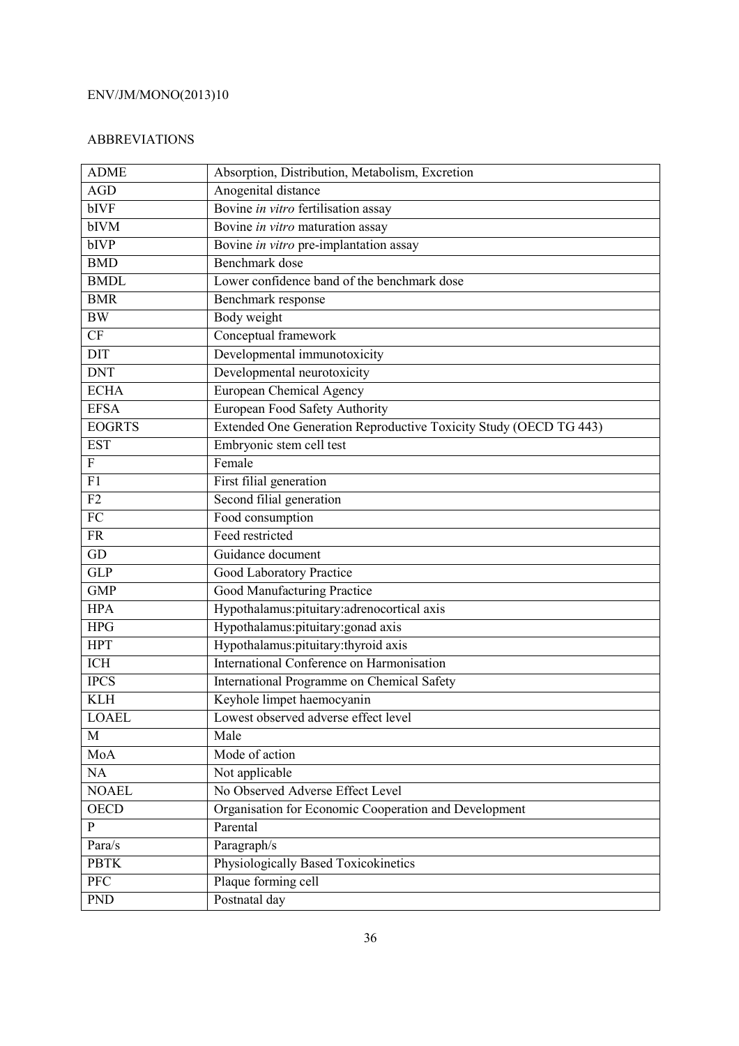ABBREVIATIONS

| | |
|---|---|
| ADME | Absorption, Distribution, Metabolism, Excretion |
| AGD | Anogenital distance |
| bIVF | Bovine *in vitro* fertilisation assay |
| bIVM | Bovine *in vitro* maturation assay |
| bIVP | Bovine *in vitro* pre-implantation assay |
| BMD | Benchmark dose |
| BMDL | Lower confidence band of the benchmark dose |
| BMR | Benchmark response |
| BW | Body weight |
| CF | Conceptual framework |
| DIT | Developmental immunotoxicity |
| DNT | Developmental neurotoxicity |
| ECHA | European Chemical Agency |
| EFSA | European Food Safety Authority |
| EOGRTS | Extended One Generation Reproductive Toxicity Study (OECD TG 443) |
| EST | Embryonic stem cell test |
| F | Female |
| F1 | First filial generation |
| F2 | Second filial generation |
| FC | Food consumption |
| FR | Feed restricted |
| GD | Guidance document |
| GLP | Good Laboratory Practice |
| GMP | Good Manufacturing Practice |
| HPA | Hypothalamus:pituitary:adrenocortical axis |
| HPG | Hypothalamus:pituitary:gonad axis |
| HPT | Hypothalamus:pituitary:thyroid axis |
| ICH | International Conference on Harmonisation |
| IPCS | International Programme on Chemical Safety |
| KLH | Keyhole limpet haemocyanin |
| LOAEL | Lowest observed adverse effect level |
| M | Male |
| MoA | Mode of action |
| NA | Not applicable |
| NOAEL | No Observed Adverse Effect Level |
| OECD | Organisation for Economic Cooperation and Development |
| P | Parental |
| Para/s | Paragraph/s |
| PBTK | Physiologically Based Toxicokinetics |
| PFC | Plaque forming cell |
| PND | Postnatal day |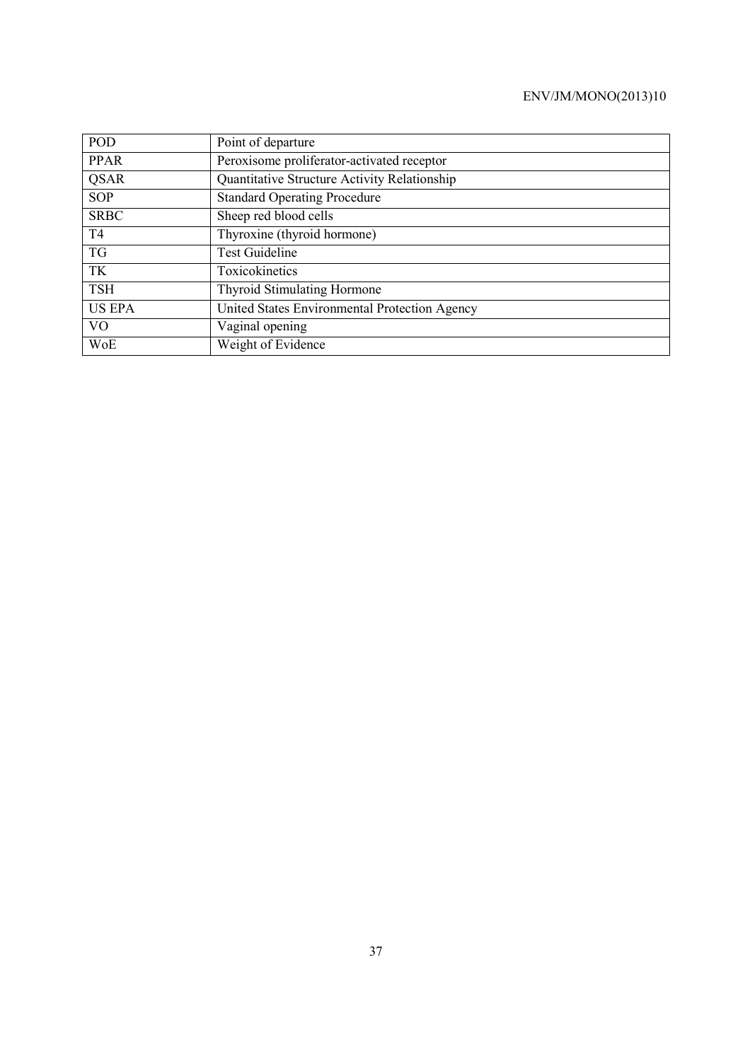| POD | Point of departure |
| --- | --- |
| PPAR | Peroxisome proliferator-activated receptor |
| QSAR | Quantitative Structure Activity Relationship |
| SOP | Standard Operating Procedure |
| SRBC | Sheep red blood cells |
| T4 | Thyroxine (thyroid hormone) |
| TG | Test Guideline |
| TK | Toxicokinetics |
| TSH | Thyroid Stimulating Hormone |
| US EPA | United States Environmental Protection Agency |
| VO | Vaginal opening |
| WoE | Weight of Evidence |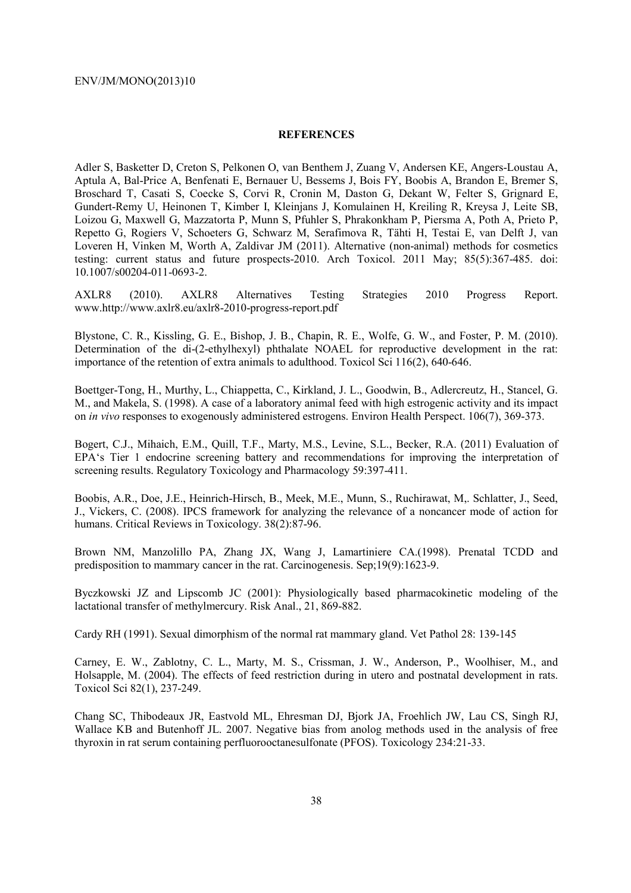## REFERENCES

Adler S, Basketter D, Creton S, Pelkonen O, van Benthem J, Zuang V, Andersen KE, Angers-Loustau A, Aptula A, Bal-Price A, Benfenati E, Bernauer U, Bessems J, Bois FY, Boobis A, Brandon E, Bremer S, Broschard T, Casati S, Coecke S, Corvi R, Cronin M, Daston G, Dekant W, Felter S, Grignard E, Gundert-Remy U, Heinonen T, Kimber I, Kleinjans J, Komulainen H, Kreiling R, Kreysa J, Leite SB, Loizou G, Maxwell G, Mazzatorta P, Munn S, Pfuhler S, Phrakonkham P, Piersma A, Poth A, Prieto P, Repetto G, Rogiers V, Schoeters G, Schwarz M, Serafimova R, Tähti H, Testai E, van Delft J, van Loveren H, Vinken M, Worth A, Zaldivar JM (2011). Alternative (non-animal) methods for cosmetics testing: current status and future prospects-2010. Arch Toxicol. 2011 May; 85(5):367-485. doi: 10.1007/s00204-011-0693-2.

AXLR8 (2010). AXLR8 Alternatives Testing Strategies 2010 Progress Report. www.http://www.axlr8.eu/axlr8-2010-progress-report.pdf

Blystone, C. R., Kissling, G. E., Bishop, J. B., Chapin, R. E., Wolfe, G. W., and Foster, P. M. (2010). Determination of the di-(2-ethylhexyl) phthalate NOAEL for reproductive development in the rat: importance of the retention of extra animals to adulthood. Toxicol Sci 116(2), 640-646.

Boettger-Tong, H., Murthy, L., Chiappetta, C., Kirkland, J. L., Goodwin, B., Adlercreutz, H., Stancel, G. M., and Makela, S. (1998). A case of a laboratory animal feed with high estrogenic activity and its impact on *in vivo* responses to exogenously administered estrogens. Environ Health Perspect. 106(7), 369-373.

Bogert, C.J., Mihaich, E.M., Quill, T.F., Marty, M.S., Levine, S.L., Becker, R.A. (2011) Evaluation of EPA's Tier 1 endocrine screening battery and recommendations for improving the interpretation of screening results. Regulatory Toxicology and Pharmacology 59:397-411.

Boobis, A.R., Doe, J.E., Heinrich-Hirsch, B., Meek, M.E., Munn, S., Ruchirawat, M,. Schlatter, J., Seed, J., Vickers, C. (2008). IPCS framework for analyzing the relevance of a noncancer mode of action for humans. Critical Reviews in Toxicology. 38(2):87-96.

Brown NM, Manzolillo PA, Zhang JX, Wang J, Lamartiniere CA.(1998). Prenatal TCDD and predisposition to mammary cancer in the rat. Carcinogenesis. Sep;19(9):1623-9.

Byczkowski JZ and Lipscomb JC (2001): Physiologically based pharmacokinetic modeling of the lactational transfer of methylmercury. Risk Anal., 21, 869-882.

Cardy RH (1991). Sexual dimorphism of the normal rat mammary gland. Vet Pathol 28: 139-145

Carney, E. W., Zablotny, C. L., Marty, M. S., Crissman, J. W., Anderson, P., Woolhiser, M., and Holsapple, M. (2004). The effects of feed restriction during in utero and postnatal development in rats. Toxicol Sci 82(1), 237-249.

Chang SC, Thibodeaux JR, Eastvold ML, Ehresman DJ, Bjork JA, Froehlich JW, Lau CS, Singh RJ, Wallace KB and Butenhoff JL. 2007. Negative bias from anolog methods used in the analysis of free thyroxin in rat serum containing perfluorooctanesulfonate (PFOS). Toxicology 234:21-33.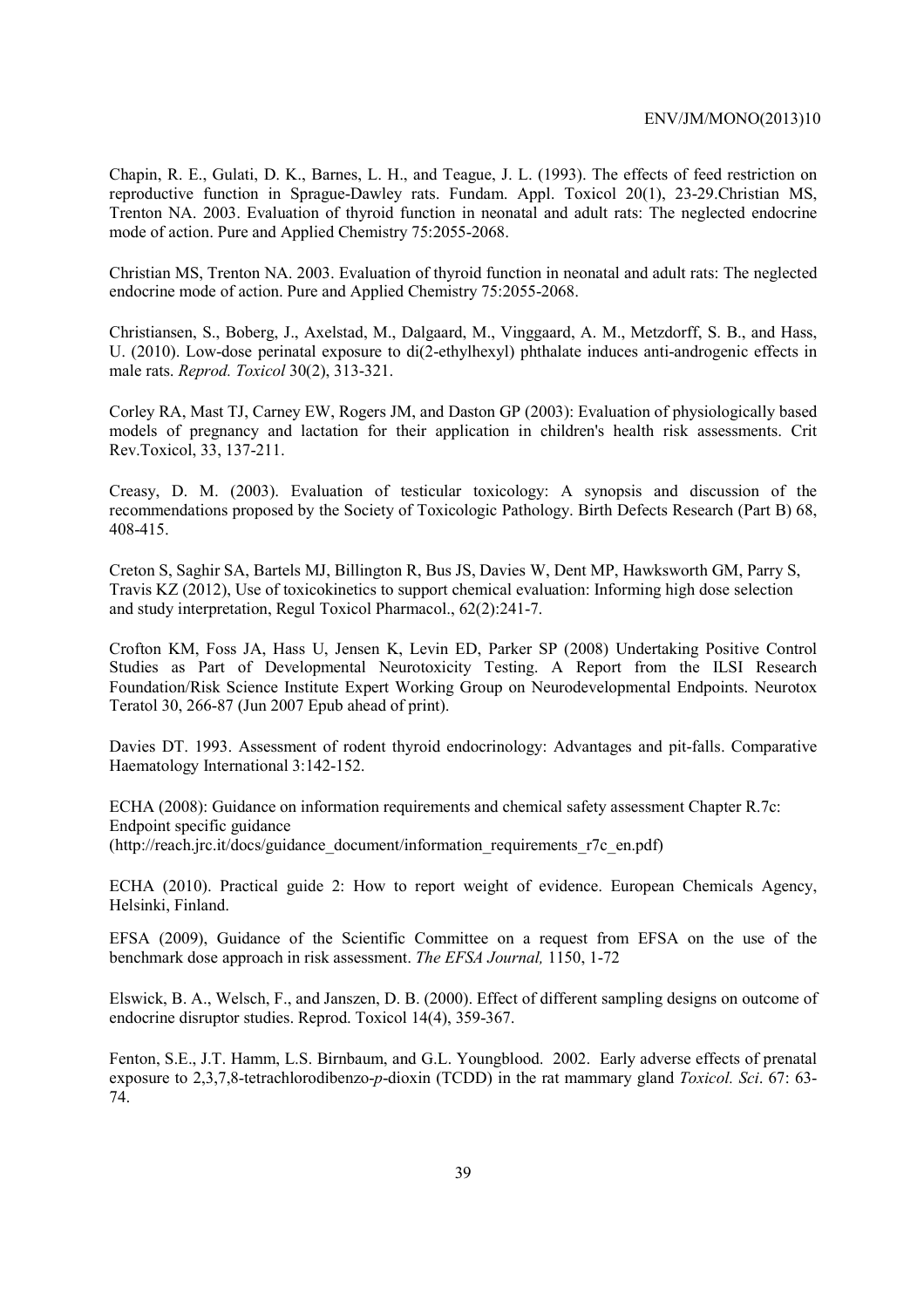Chapin, R. E., Gulati, D. K., Barnes, L. H., and Teague, J. L. (1993). The effects of feed restriction on reproductive function in Sprague-Dawley rats. Fundam. Appl. Toxicol 20(1), 23-29.Christian MS, Trenton NA. 2003. Evaluation of thyroid function in neonatal and adult rats: The neglected endocrine mode of action. Pure and Applied Chemistry 75:2055-2068.

Christian MS, Trenton NA. 2003. Evaluation of thyroid function in neonatal and adult rats: The neglected endocrine mode of action. Pure and Applied Chemistry 75:2055-2068.

Christiansen, S., Boberg, J., Axelstad, M., Dalgaard, M., Vinggaard, A. M., Metzdorff, S. B., and Hass, U. (2010). Low-dose perinatal exposure to di(2-ethylhexyl) phthalate induces anti-androgenic effects in male rats. *Reprod. Toxicol* 30(2), 313-321.

Corley RA, Mast TJ, Carney EW, Rogers JM, and Daston GP (2003): Evaluation of physiologically based models of pregnancy and lactation for their application in children's health risk assessments. Crit Rev.Toxicol, 33, 137-211.

Creasy, D. M. (2003). Evaluation of testicular toxicology: A synopsis and discussion of the recommendations proposed by the Society of Toxicologic Pathology. Birth Defects Research (Part B) 68, 408-415.

Creton S, Saghir SA, Bartels MJ, Billington R, Bus JS, Davies W, Dent MP, Hawksworth GM, Parry S, Travis KZ (2012), Use of toxicokinetics to support chemical evaluation: Informing high dose selection and study interpretation, Regul Toxicol Pharmacol., 62(2):241-7.

Crofton KM, Foss JA, Hass U, Jensen K, Levin ED, Parker SP (2008) Undertaking Positive Control Studies as Part of Developmental Neurotoxicity Testing. A Report from the ILSI Research Foundation/Risk Science Institute Expert Working Group on Neurodevelopmental Endpoints. Neurotox Teratol 30, 266-87 (Jun 2007 Epub ahead of print).

Davies DT. 1993. Assessment of rodent thyroid endocrinology: Advantages and pit-falls. Comparative Haematology International 3:142-152.

ECHA (2008): Guidance on information requirements and chemical safety assessment Chapter R.7c: Endpoint specific guidance
(http://reach.jrc.it/docs/guidance_document/information_requirements_r7c_en.pdf)

ECHA (2010). Practical guide 2: How to report weight of evidence. European Chemicals Agency, Helsinki, Finland.

EFSA (2009), Guidance of the Scientific Committee on a request from EFSA on the use of the benchmark dose approach in risk assessment. *The EFSA Journal,* 1150, 1-72

Elswick, B. A., Welsch, F., and Janszen, D. B. (2000). Effect of different sampling designs on outcome of endocrine disruptor studies. Reprod. Toxicol 14(4), 359-367.

Fenton, S.E., J.T. Hamm, L.S. Birnbaum, and G.L. Youngblood. 2002. Early adverse effects of prenatal exposure to 2,3,7,8-tetrachlorodibenzo-*p*-dioxin (TCDD) in the rat mammary gland *Toxicol. Sci*. 67: 63-74.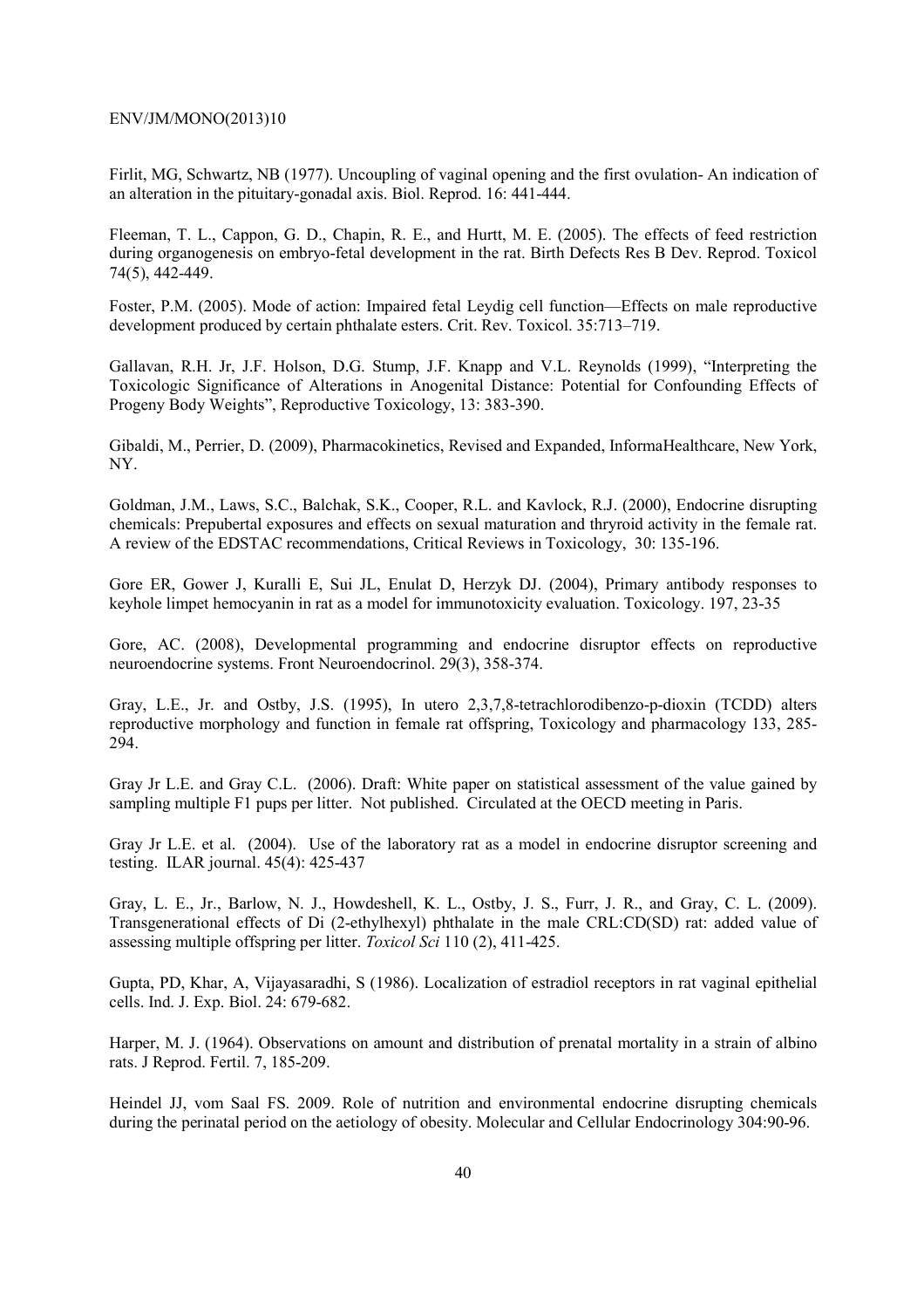Firlit, MG, Schwartz, NB (1977). Uncoupling of vaginal opening and the first ovulation- An indication of an alteration in the pituitary-gonadal axis. Biol. Reprod. 16: 441-444.

Fleeman, T. L., Cappon, G. D., Chapin, R. E., and Hurtt, M. E. (2005). The effects of feed restriction during organogenesis on embryo-fetal development in the rat. Birth Defects Res B Dev. Reprod. Toxicol 74(5), 442-449.

Foster, P.M. (2005). Mode of action: Impaired fetal Leydig cell function—Effects on male reproductive development produced by certain phthalate esters. Crit. Rev. Toxicol. 35:713–719.

Gallavan, R.H. Jr, J.F. Holson, D.G. Stump, J.F. Knapp and V.L. Reynolds (1999), "Interpreting the Toxicologic Significance of Alterations in Anogenital Distance: Potential for Confounding Effects of Progeny Body Weights", Reproductive Toxicology, 13: 383-390.

Gibaldi, M., Perrier, D. (2009), Pharmacokinetics, Revised and Expanded, InformaHealthcare, New York, NY.

Goldman, J.M., Laws, S.C., Balchak, S.K., Cooper, R.L. and Kavlock, R.J. (2000), Endocrine disrupting chemicals: Prepubertal exposures and effects on sexual maturation and thryroid activity in the female rat. A review of the EDSTAC recommendations, Critical Reviews in Toxicology, 30: 135-196.

Gore ER, Gower J, Kuralli E, Sui JL, Enulat D, Herzyk DJ. (2004), Primary antibody responses to keyhole limpet hemocyanin in rat as a model for immunotoxicity evaluation. Toxicology. 197, 23-35

Gore, AC. (2008), Developmental programming and endocrine disruptor effects on reproductive neuroendocrine systems. Front Neuroendocrinol. 29(3), 358-374.

Gray, L.E., Jr. and Ostby, J.S. (1995), In utero 2,3,7,8-tetrachlorodibenzo-p-dioxin (TCDD) alters reproductive morphology and function in female rat offspring, Toxicology and pharmacology 133, 285-294.

Gray Jr L.E. and Gray C.L. (2006). Draft: White paper on statistical assessment of the value gained by sampling multiple F1 pups per litter. Not published. Circulated at the OECD meeting in Paris.

Gray Jr L.E. et al. (2004). Use of the laboratory rat as a model in endocrine disruptor screening and testing. ILAR journal. 45(4): 425-437

Gray, L. E., Jr., Barlow, N. J., Howdeshell, K. L., Ostby, J. S., Furr, J. R., and Gray, C. L. (2009). Transgenerational effects of Di (2-ethylhexyl) phthalate in the male CRL:CD(SD) rat: added value of assessing multiple offspring per litter. *Toxicol Sci* 110 (2), 411-425.

Gupta, PD, Khar, A, Vijayasaradhi, S (1986). Localization of estradiol receptors in rat vaginal epithelial cells. Ind. J. Exp. Biol. 24: 679-682.

Harper, M. J. (1964). Observations on amount and distribution of prenatal mortality in a strain of albino rats. J Reprod. Fertil. 7, 185-209.

Heindel JJ, vom Saal FS. 2009. Role of nutrition and environmental endocrine disrupting chemicals during the perinatal period on the aetiology of obesity. Molecular and Cellular Endocrinology 304:90-96.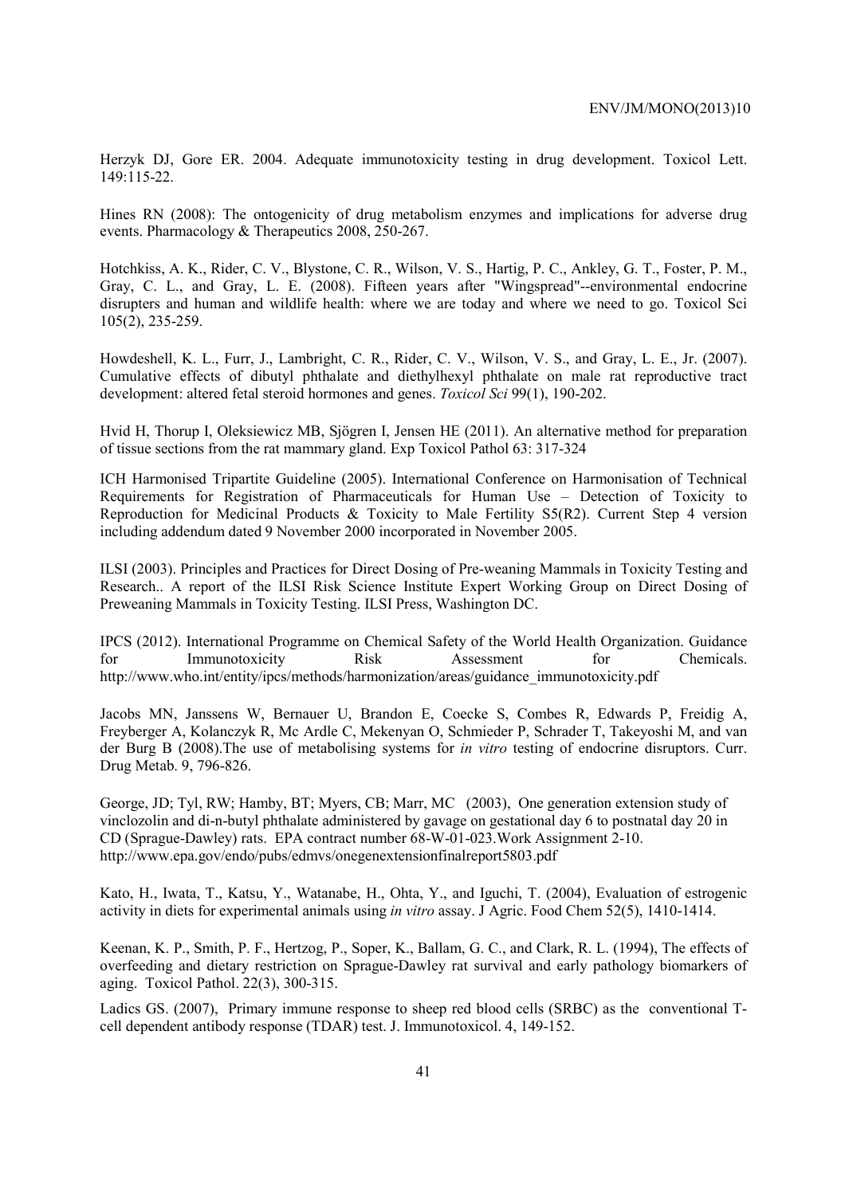Herzyk DJ, Gore ER. 2004. Adequate immunotoxicity testing in drug development. Toxicol Lett. 149:115-22.

Hines RN (2008): The ontogenicity of drug metabolism enzymes and implications for adverse drug events. Pharmacology & Therapeutics 2008, 250-267.

Hotchkiss, A. K., Rider, C. V., Blystone, C. R., Wilson, V. S., Hartig, P. C., Ankley, G. T., Foster, P. M., Gray, C. L., and Gray, L. E. (2008). Fifteen years after "Wingspread"--environmental endocrine disrupters and human and wildlife health: where we are today and where we need to go. Toxicol Sci 105(2), 235-259.

Howdeshell, K. L., Furr, J., Lambright, C. R., Rider, C. V., Wilson, V. S., and Gray, L. E., Jr. (2007). Cumulative effects of dibutyl phthalate and diethylhexyl phthalate on male rat reproductive tract development: altered fetal steroid hormones and genes. *Toxicol Sci* 99(1), 190-202.

Hvid H, Thorup I, Oleksiewicz MB, Sjögren I, Jensen HE (2011). An alternative method for preparation of tissue sections from the rat mammary gland. Exp Toxicol Pathol 63: 317-324

ICH Harmonised Tripartite Guideline (2005). International Conference on Harmonisation of Technical Requirements for Registration of Pharmaceuticals for Human Use – Detection of Toxicity to Reproduction for Medicinal Products & Toxicity to Male Fertility S5(R2). Current Step 4 version including addendum dated 9 November 2000 incorporated in November 2005.

ILSI (2003). Principles and Practices for Direct Dosing of Pre-weaning Mammals in Toxicity Testing and Research.. A report of the ILSI Risk Science Institute Expert Working Group on Direct Dosing of Preweaning Mammals in Toxicity Testing. ILSI Press, Washington DC.

IPCS (2012). International Programme on Chemical Safety of the World Health Organization. Guidance for Immunotoxicity Risk Assessment for Chemicals. http://www.who.int/entity/ipcs/methods/harmonization/areas/guidance_immunotoxicity.pdf

Jacobs MN, Janssens W, Bernauer U, Brandon E, Coecke S, Combes R, Edwards P, Freidig A, Freyberger A, Kolanczyk R, Mc Ardle C, Mekenyan O, Schmieder P, Schrader T, Takeyoshi M, and van der Burg B (2008).The use of metabolising systems for *in vitro* testing of endocrine disruptors. Curr. Drug Metab. 9, 796-826.

George, JD; Tyl, RW; Hamby, BT; Myers, CB; Marr, MC (2003), One generation extension study of vinclozolin and di-n-butyl phthalate administered by gavage on gestational day 6 to postnatal day 20 in CD (Sprague-Dawley) rats. EPA contract number 68-W-01-023.Work Assignment 2-10. http://www.epa.gov/endo/pubs/edmvs/onegenextensionfinalreport5803.pdf

Kato, H., Iwata, T., Katsu, Y., Watanabe, H., Ohta, Y., and Iguchi, T. (2004), Evaluation of estrogenic activity in diets for experimental animals using *in vitro* assay. J Agric. Food Chem 52(5), 1410-1414.

Keenan, K. P., Smith, P. F., Hertzog, P., Soper, K., Ballam, G. C., and Clark, R. L. (1994), The effects of overfeeding and dietary restriction on Sprague-Dawley rat survival and early pathology biomarkers of aging. Toxicol Pathol. 22(3), 300-315.

Ladics GS. (2007), Primary immune response to sheep red blood cells (SRBC) as the conventional T-cell dependent antibody response (TDAR) test. J. Immunotoxicol. 4, 149-152.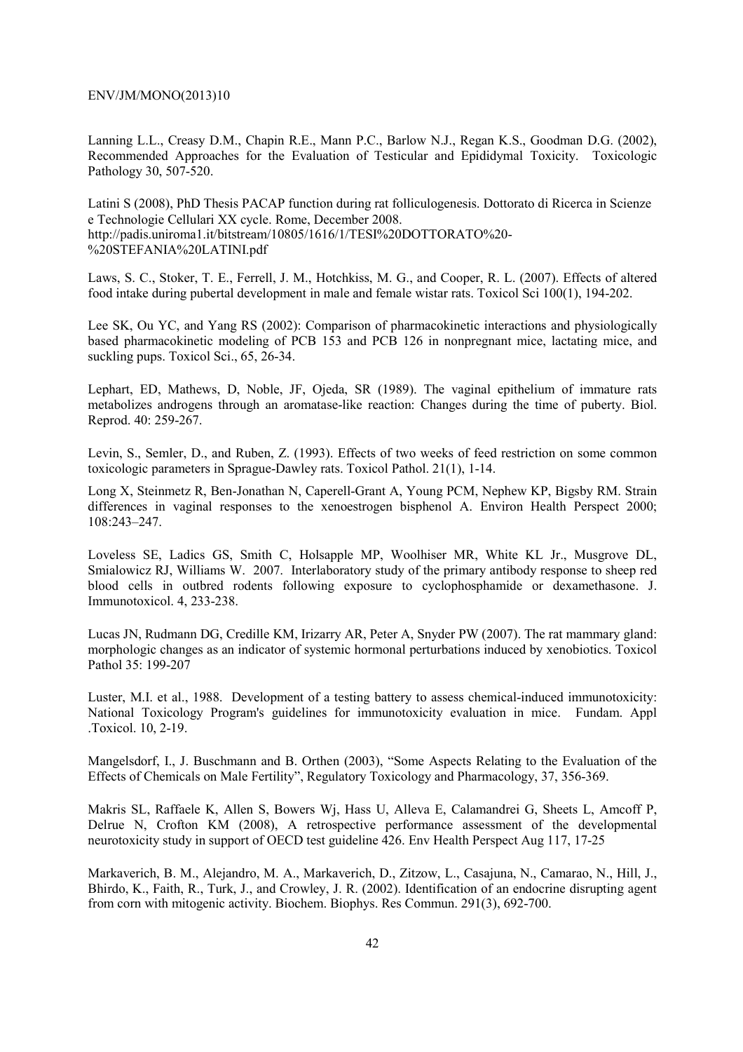Lanning L.L., Creasy D.M., Chapin R.E., Mann P.C., Barlow N.J., Regan K.S., Goodman D.G. (2002), Recommended Approaches for the Evaluation of Testicular and Epididymal Toxicity. Toxicologic Pathology 30, 507-520.

Latini S (2008), PhD Thesis PACAP function during rat folliculogenesis. Dottorato di Ricerca in Scienze e Technologie Cellulari XX cycle. Rome, December 2008. http://padis.uniroma1.it/bitstream/10805/1616/1/TESI%20DOTTORATO%20-%20STEFANIA%20LATINI.pdf

Laws, S. C., Stoker, T. E., Ferrell, J. M., Hotchkiss, M. G., and Cooper, R. L. (2007). Effects of altered food intake during pubertal development in male and female wistar rats. Toxicol Sci 100(1), 194-202.

Lee SK, Ou YC, and Yang RS (2002): Comparison of pharmacokinetic interactions and physiologically based pharmacokinetic modeling of PCB 153 and PCB 126 in nonpregnant mice, lactating mice, and suckling pups. Toxicol Sci., 65, 26-34.

Lephart, ED, Mathews, D, Noble, JF, Ojeda, SR (1989). The vaginal epithelium of immature rats metabolizes androgens through an aromatase-like reaction: Changes during the time of puberty. Biol. Reprod. 40: 259-267.

Levin, S., Semler, D., and Ruben, Z. (1993). Effects of two weeks of feed restriction on some common toxicologic parameters in Sprague-Dawley rats. Toxicol Pathol. 21(1), 1-14.

Long X, Steinmetz R, Ben-Jonathan N, Caperell-Grant A, Young PCM, Nephew KP, Bigsby RM. Strain differences in vaginal responses to the xenoestrogen bisphenol A. Environ Health Perspect 2000; 108:243–247.

Loveless SE, Ladics GS, Smith C, Holsapple MP, Woolhiser MR, White KL Jr., Musgrove DL, Smialowicz RJ, Williams W. 2007. Interlaboratory study of the primary antibody response to sheep red blood cells in outbred rodents following exposure to cyclophosphamide or dexamethasone. J. Immunotoxicol. 4, 233-238.

Lucas JN, Rudmann DG, Credille KM, Irizarry AR, Peter A, Snyder PW (2007). The rat mammary gland: morphologic changes as an indicator of systemic hormonal perturbations induced by xenobiotics. Toxicol Pathol 35: 199-207

Luster, M.I. et al., 1988. Development of a testing battery to assess chemical-induced immunotoxicity: National Toxicology Program's guidelines for immunotoxicity evaluation in mice. Fundam. Appl .Toxicol. 10, 2-19.

Mangelsdorf, I., J. Buschmann and B. Orthen (2003), "Some Aspects Relating to the Evaluation of the Effects of Chemicals on Male Fertility", Regulatory Toxicology and Pharmacology, 37, 356-369.

Makris SL, Raffaele K, Allen S, Bowers Wj, Hass U, Alleva E, Calamandrei G, Sheets L, Amcoff P, Delrue N, Crofton KM (2008), A retrospective performance assessment of the developmental neurotoxicity study in support of OECD test guideline 426. Env Health Perspect Aug 117, 17-25

Markaverich, B. M., Alejandro, M. A., Markaverich, D., Zitzow, L., Casajuna, N., Camarao, N., Hill, J., Bhirdo, K., Faith, R., Turk, J., and Crowley, J. R. (2002). Identification of an endocrine disrupting agent from corn with mitogenic activity. Biochem. Biophys. Res Commun. 291(3), 692-700.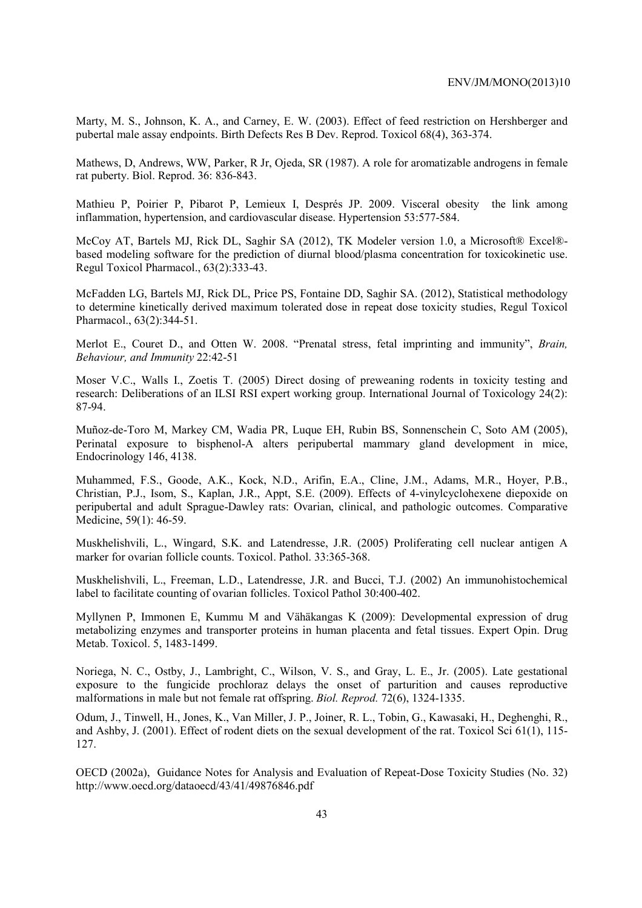Marty, M. S., Johnson, K. A., and Carney, E. W. (2003). Effect of feed restriction on Hershberger and pubertal male assay endpoints. Birth Defects Res B Dev. Reprod. Toxicol 68(4), 363-374.

Mathews, D, Andrews, WW, Parker, R Jr, Ojeda, SR (1987). A role for aromatizable androgens in female rat puberty. Biol. Reprod. 36: 836-843.

Mathieu P, Poirier P, Pibarot P, Lemieux I, Després JP. 2009. Visceral obesity the link among inflammation, hypertension, and cardiovascular disease. Hypertension 53:577-584.

McCoy AT, Bartels MJ, Rick DL, Saghir SA (2012), TK Modeler version 1.0, a Microsoft® Excel®-based modeling software for the prediction of diurnal blood/plasma concentration for toxicokinetic use. Regul Toxicol Pharmacol., 63(2):333-43.

McFadden LG, Bartels MJ, Rick DL, Price PS, Fontaine DD, Saghir SA. (2012), Statistical methodology to determine kinetically derived maximum tolerated dose in repeat dose toxicity studies, Regul Toxicol Pharmacol., 63(2):344-51.

Merlot E., Couret D., and Otten W. 2008. "Prenatal stress, fetal imprinting and immunity", *Brain, Behaviour, and Immunity* 22:42-51

Moser V.C., Walls I., Zoetis T. (2005) Direct dosing of preweaning rodents in toxicity testing and research: Deliberations of an ILSI RSI expert working group. International Journal of Toxicology 24(2): 87-94.

Muñoz-de-Toro M, Markey CM, Wadia PR, Luque EH, Rubin BS, Sonnenschein C, Soto AM (2005), Perinatal exposure to bisphenol-A alters peripubertal mammary gland development in mice, Endocrinology 146, 4138.

Muhammed, F.S., Goode, A.K., Kock, N.D., Arifin, E.A., Cline, J.M., Adams, M.R., Hoyer, P.B., Christian, P.J., Isom, S., Kaplan, J.R., Appt, S.E. (2009). Effects of 4-vinylcyclohexene diepoxide on peripubertal and adult Sprague-Dawley rats: Ovarian, clinical, and pathologic outcomes. Comparative Medicine, 59(1): 46-59.

Muskhelishvili, L., Wingard, S.K. and Latendresse, J.R. (2005) Proliferating cell nuclear antigen A marker for ovarian follicle counts. Toxicol. Pathol. 33:365-368.

Muskhelishvili, L., Freeman, L.D., Latendresse, J.R. and Bucci, T.J. (2002) An immunohistochemical label to facilitate counting of ovarian follicles. Toxicol Pathol 30:400-402.

Myllynen P, Immonen E, Kummu M and Vähäkangas K (2009): Developmental expression of drug metabolizing enzymes and transporter proteins in human placenta and fetal tissues. Expert Opin. Drug Metab. Toxicol. 5, 1483-1499.

Noriega, N. C., Ostby, J., Lambright, C., Wilson, V. S., and Gray, L. E., Jr. (2005). Late gestational exposure to the fungicide prochloraz delays the onset of parturition and causes reproductive malformations in male but not female rat offspring. *Biol. Reprod.* 72(6), 1324-1335.

Odum, J., Tinwell, H., Jones, K., Van Miller, J. P., Joiner, R. L., Tobin, G., Kawasaki, H., Deghenghi, R., and Ashby, J. (2001). Effect of rodent diets on the sexual development of the rat. Toxicol Sci 61(1), 115-127.

OECD (2002a), Guidance Notes for Analysis and Evaluation of Repeat-Dose Toxicity Studies (No. 32) http://www.oecd.org/dataoecd/43/41/49876846.pdf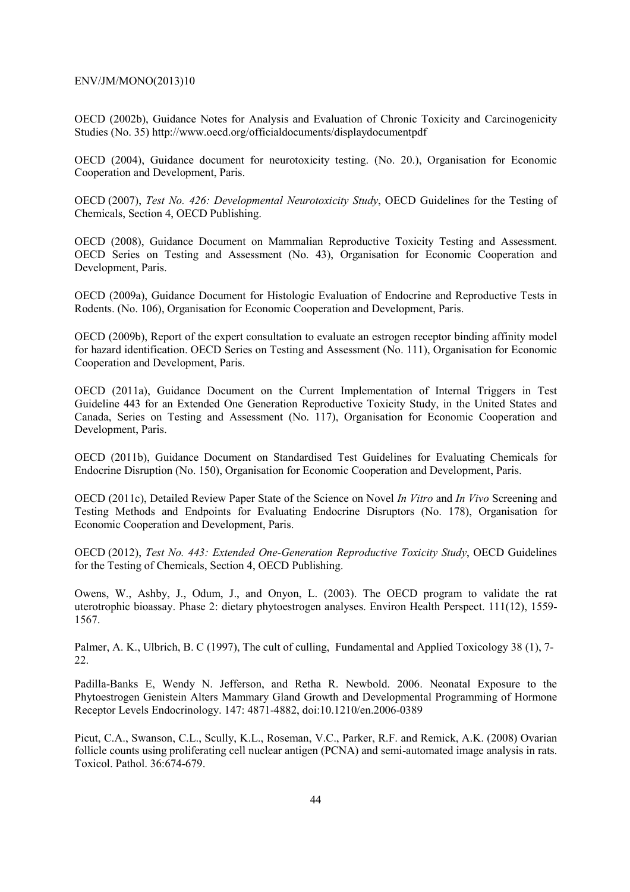OECD (2002b), Guidance Notes for Analysis and Evaluation of Chronic Toxicity and Carcinogenicity Studies (No. 35) http://www.oecd.org/officialdocuments/displaydocumentpdf

OECD (2004), Guidance document for neurotoxicity testing. (No. 20.), Organisation for Economic Cooperation and Development, Paris.

OECD (2007), *Test No. 426: Developmental Neurotoxicity Study*, OECD Guidelines for the Testing of Chemicals, Section 4, OECD Publishing.

OECD (2008), Guidance Document on Mammalian Reproductive Toxicity Testing and Assessment. OECD Series on Testing and Assessment (No. 43), Organisation for Economic Cooperation and Development, Paris.

OECD (2009a), Guidance Document for Histologic Evaluation of Endocrine and Reproductive Tests in Rodents. (No. 106), Organisation for Economic Cooperation and Development, Paris.

OECD (2009b), Report of the expert consultation to evaluate an estrogen receptor binding affinity model for hazard identification. OECD Series on Testing and Assessment (No. 111), Organisation for Economic Cooperation and Development, Paris.

OECD (2011a), Guidance Document on the Current Implementation of Internal Triggers in Test Guideline 443 for an Extended One Generation Reproductive Toxicity Study, in the United States and Canada, Series on Testing and Assessment (No. 117), Organisation for Economic Cooperation and Development, Paris.

OECD (2011b), Guidance Document on Standardised Test Guidelines for Evaluating Chemicals for Endocrine Disruption (No. 150), Organisation for Economic Cooperation and Development, Paris.

OECD (2011c), Detailed Review Paper State of the Science on Novel *In Vitro* and *In Vivo* Screening and Testing Methods and Endpoints for Evaluating Endocrine Disruptors (No. 178), Organisation for Economic Cooperation and Development, Paris.

OECD (2012), *Test No. 443: Extended One-Generation Reproductive Toxicity Study*, OECD Guidelines for the Testing of Chemicals, Section 4, OECD Publishing.

Owens, W., Ashby, J., Odum, J., and Onyon, L. (2003). The OECD program to validate the rat uterotrophic bioassay. Phase 2: dietary phytoestrogen analyses. Environ Health Perspect. 111(12), 1559-1567.

Palmer, A. K., Ulbrich, B. C (1997), The cult of culling, Fundamental and Applied Toxicology 38 (1), 7-22.

Padilla-Banks E, Wendy N. Jefferson, and Retha R. Newbold. 2006. Neonatal Exposure to the Phytoestrogen Genistein Alters Mammary Gland Growth and Developmental Programming of Hormone Receptor Levels Endocrinology. 147: 4871-4882, doi:10.1210/en.2006-0389

Picut, C.A., Swanson, C.L., Scully, K.L., Roseman, V.C., Parker, R.F. and Remick, A.K. (2008) Ovarian follicle counts using proliferating cell nuclear antigen (PCNA) and semi-automated image analysis in rats. Toxicol. Pathol. 36:674-679.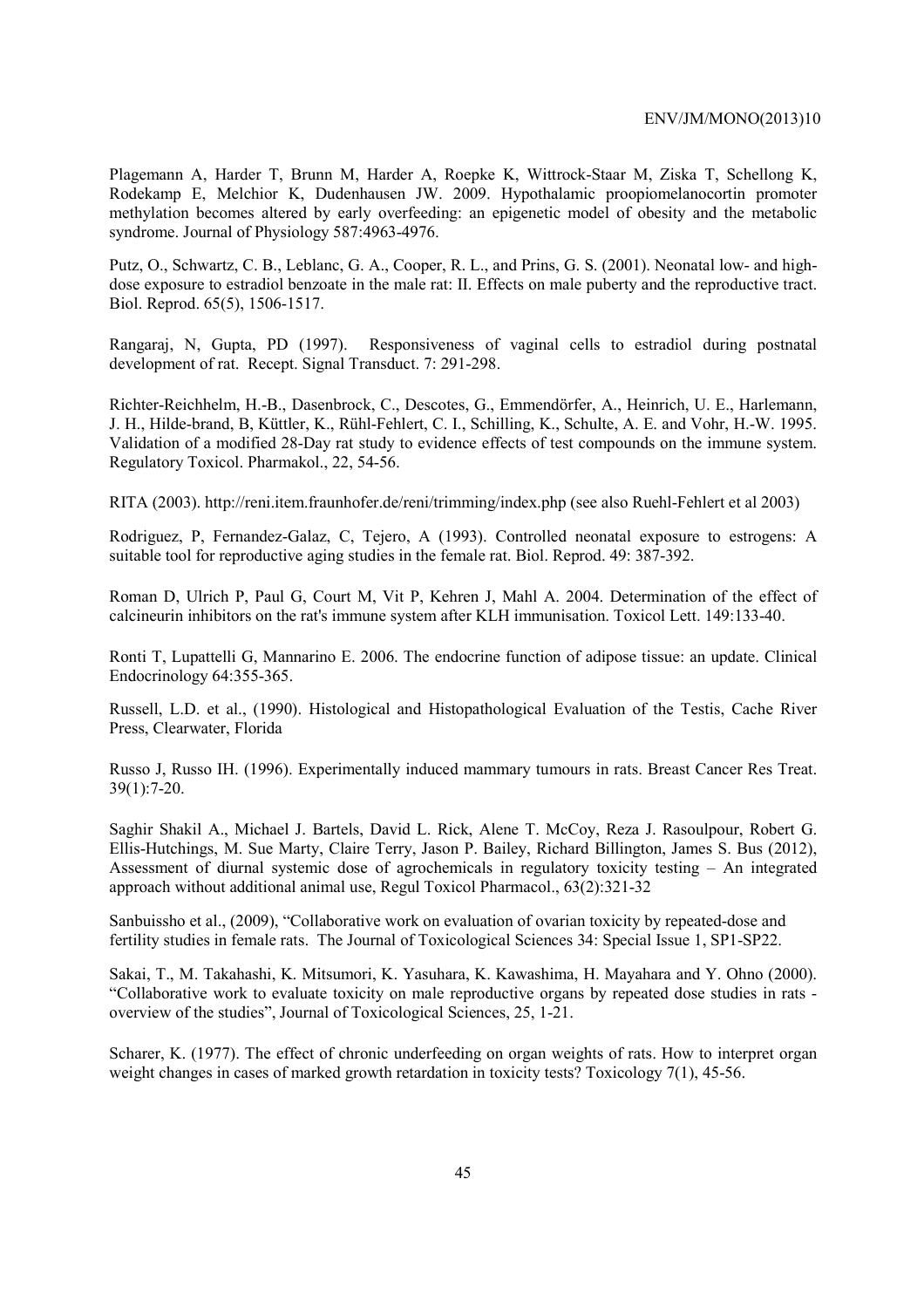Plagemann A, Harder T, Brunn M, Harder A, Roepke K, Wittrock-Staar M, Ziska T, Schellong K, Rodekamp E, Melchior K, Dudenhausen JW. 2009. Hypothalamic proopiomelanocortin promoter methylation becomes altered by early overfeeding: an epigenetic model of obesity and the metabolic syndrome. Journal of Physiology 587:4963-4976.

Putz, O., Schwartz, C. B., Leblanc, G. A., Cooper, R. L., and Prins, G. S. (2001). Neonatal low- and high-dose exposure to estradiol benzoate in the male rat: II. Effects on male puberty and the reproductive tract. Biol. Reprod. 65(5), 1506-1517.

Rangaraj, N, Gupta, PD (1997). Responsiveness of vaginal cells to estradiol during postnatal development of rat. Recept. Signal Transduct. 7: 291-298.

Richter-Reichhelm, H.-B., Dasenbrock, C., Descotes, G., Emmendörfer, A., Heinrich, U. E., Harlemann, J. H., Hilde-brand, B, Küttler, K., Rühl-Fehlert, C. I., Schilling, K., Schulte, A. E. and Vohr, H.-W. 1995. Validation of a modified 28-Day rat study to evidence effects of test compounds on the immune system. Regulatory Toxicol. Pharmakol., 22, 54-56.

RITA (2003). http://reni.item.fraunhofer.de/reni/trimming/index.php (see also Ruehl-Fehlert et al 2003)

Rodriguez, P, Fernandez-Galaz, C, Tejero, A (1993). Controlled neonatal exposure to estrogens: A suitable tool for reproductive aging studies in the female rat. Biol. Reprod. 49: 387-392.

Roman D, Ulrich P, Paul G, Court M, Vit P, Kehren J, Mahl A. 2004. Determination of the effect of calcineurin inhibitors on the rat's immune system after KLH immunisation. Toxicol Lett. 149:133-40.

Ronti T, Lupattelli G, Mannarino E. 2006. The endocrine function of adipose tissue: an update. Clinical Endocrinology 64:355-365.

Russell, L.D. et al., (1990). Histological and Histopathological Evaluation of the Testis, Cache River Press, Clearwater, Florida

Russo J, Russo IH. (1996). Experimentally induced mammary tumours in rats. Breast Cancer Res Treat. 39(1):7-20.

Saghir Shakil A., Michael J. Bartels, David L. Rick, Alene T. McCoy, Reza J. Rasoulpour, Robert G. Ellis-Hutchings, M. Sue Marty, Claire Terry, Jason P. Bailey, Richard Billington, James S. Bus (2012), Assessment of diurnal systemic dose of agrochemicals in regulatory toxicity testing – An integrated approach without additional animal use, Regul Toxicol Pharmacol., 63(2):321-32

Sanbuissho et al., (2009), "Collaborative work on evaluation of ovarian toxicity by repeated-dose and fertility studies in female rats. The Journal of Toxicological Sciences 34: Special Issue 1, SP1-SP22.

Sakai, T., M. Takahashi, K. Mitsumori, K. Yasuhara, K. Kawashima, H. Mayahara and Y. Ohno (2000). "Collaborative work to evaluate toxicity on male reproductive organs by repeated dose studies in rats - overview of the studies", Journal of Toxicological Sciences, 25, 1-21.

Scharer, K. (1977). The effect of chronic underfeeding on organ weights of rats. How to interpret organ weight changes in cases of marked growth retardation in toxicity tests? Toxicology 7(1), 45-56.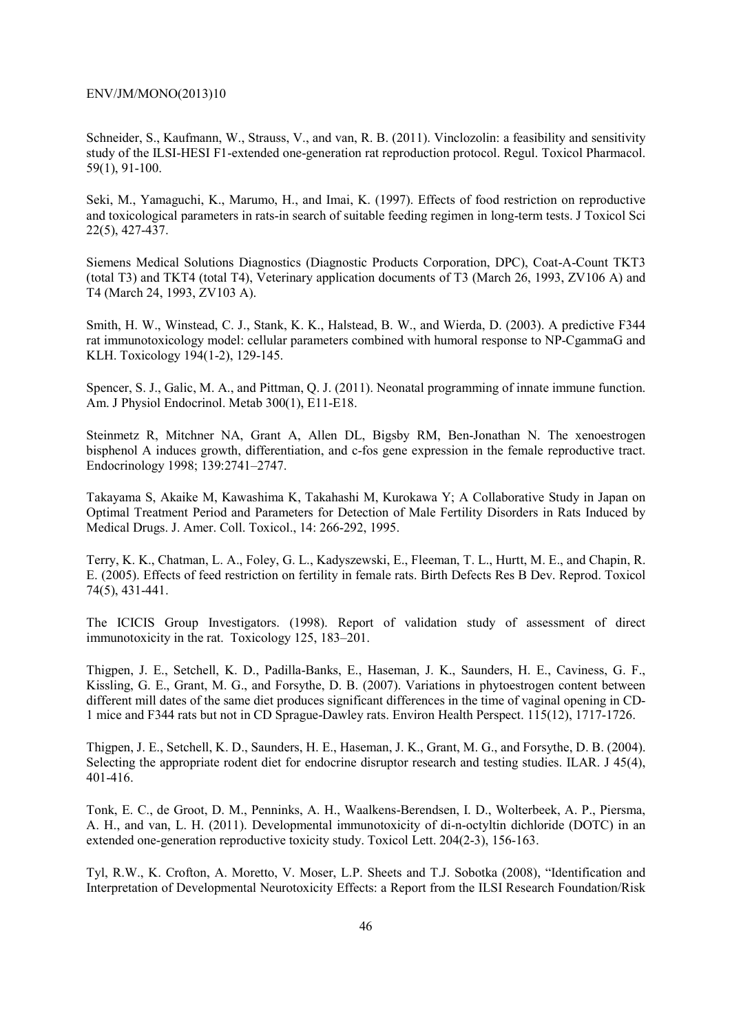Schneider, S., Kaufmann, W., Strauss, V., and van, R. B. (2011). Vinclozolin: a feasibility and sensitivity study of the ILSI-HESI F1-extended one-generation rat reproduction protocol. Regul. Toxicol Pharmacol. 59(1), 91-100.

Seki, M., Yamaguchi, K., Marumo, H., and Imai, K. (1997). Effects of food restriction on reproductive and toxicological parameters in rats-in search of suitable feeding regimen in long-term tests. J Toxicol Sci 22(5), 427-437.

Siemens Medical Solutions Diagnostics (Diagnostic Products Corporation, DPC), Coat-A-Count TKT3 (total T3) and TKT4 (total T4), Veterinary application documents of T3 (March 26, 1993, ZV106 A) and T4 (March 24, 1993, ZV103 A).

Smith, H. W., Winstead, C. J., Stank, K. K., Halstead, B. W., and Wierda, D. (2003). A predictive F344 rat immunotoxicology model: cellular parameters combined with humoral response to NP-CgammaG and KLH. Toxicology 194(1-2), 129-145.

Spencer, S. J., Galic, M. A., and Pittman, Q. J. (2011). Neonatal programming of innate immune function. Am. J Physiol Endocrinol. Metab 300(1), E11-E18.

Steinmetz R, Mitchner NA, Grant A, Allen DL, Bigsby RM, Ben-Jonathan N. The xenoestrogen bisphenol A induces growth, differentiation, and c-fos gene expression in the female reproductive tract. Endocrinology 1998; 139:2741–2747.

Takayama S, Akaike M, Kawashima K, Takahashi M, Kurokawa Y; A Collaborative Study in Japan on Optimal Treatment Period and Parameters for Detection of Male Fertility Disorders in Rats Induced by Medical Drugs. J. Amer. Coll. Toxicol., 14: 266-292, 1995.

Terry, K. K., Chatman, L. A., Foley, G. L., Kadyszewski, E., Fleeman, T. L., Hurtt, M. E., and Chapin, R. E. (2005). Effects of feed restriction on fertility in female rats. Birth Defects Res B Dev. Reprod. Toxicol 74(5), 431-441.

The ICICIS Group Investigators. (1998). Report of validation study of assessment of direct immunotoxicity in the rat. Toxicology 125, 183–201.

Thigpen, J. E., Setchell, K. D., Padilla-Banks, E., Haseman, J. K., Saunders, H. E., Caviness, G. F., Kissling, G. E., Grant, M. G., and Forsythe, D. B. (2007). Variations in phytoestrogen content between different mill dates of the same diet produces significant differences in the time of vaginal opening in CD-1 mice and F344 rats but not in CD Sprague-Dawley rats. Environ Health Perspect. 115(12), 1717-1726.

Thigpen, J. E., Setchell, K. D., Saunders, H. E., Haseman, J. K., Grant, M. G., and Forsythe, D. B. (2004). Selecting the appropriate rodent diet for endocrine disruptor research and testing studies. ILAR. J 45(4), 401-416.

Tonk, E. C., de Groot, D. M., Penninks, A. H., Waalkens-Berendsen, I. D., Wolterbeek, A. P., Piersma, A. H., and van, L. H. (2011). Developmental immunotoxicity of di-n-octyltin dichloride (DOTC) in an extended one-generation reproductive toxicity study. Toxicol Lett. 204(2-3), 156-163.

Tyl, R.W., K. Crofton, A. Moretto, V. Moser, L.P. Sheets and T.J. Sobotka (2008), "Identification and Interpretation of Developmental Neurotoxicity Effects: a Report from the ILSI Research Foundation/Risk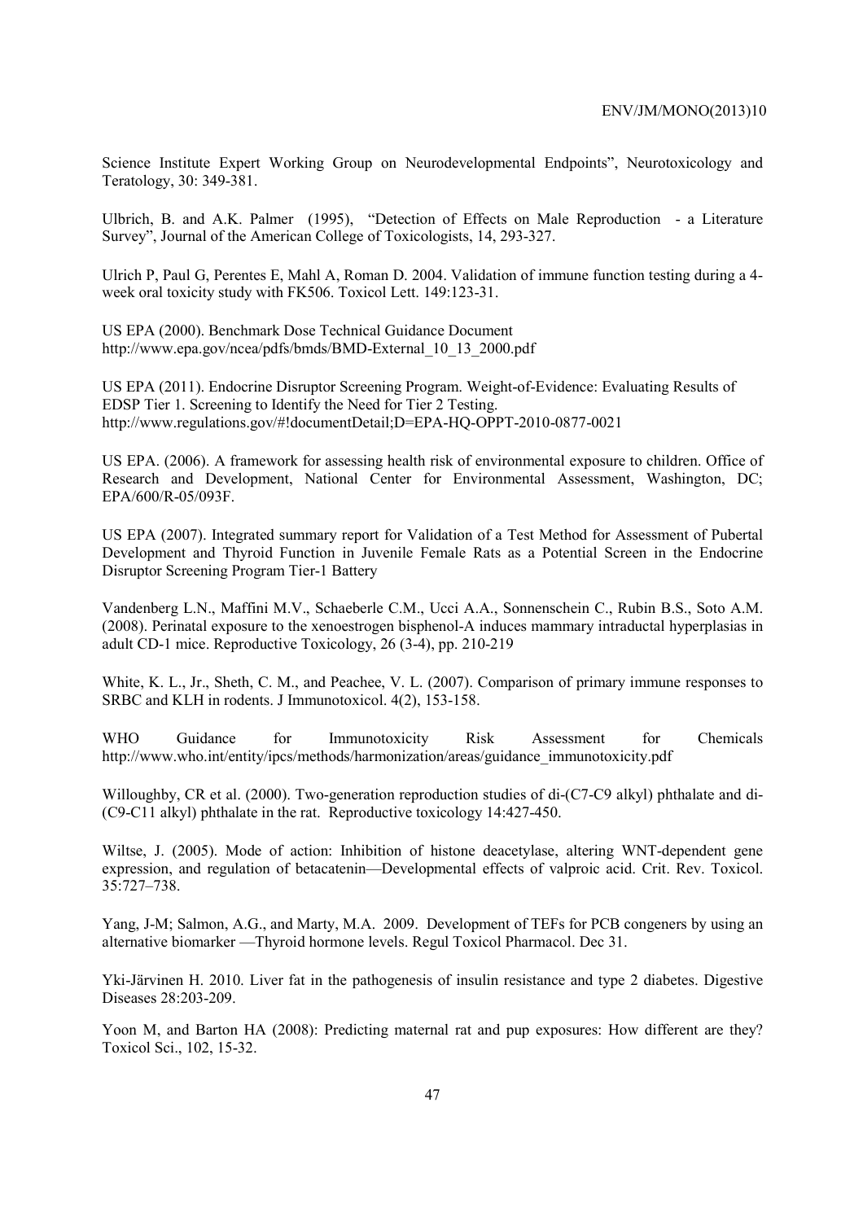Science Institute Expert Working Group on Neurodevelopmental Endpoints", Neurotoxicology and Teratology, 30: 349-381.

Ulbrich, B. and A.K. Palmer (1995), "Detection of Effects on Male Reproduction - a Literature Survey", Journal of the American College of Toxicologists, 14, 293-327.

Ulrich P, Paul G, Perentes E, Mahl A, Roman D. 2004. Validation of immune function testing during a 4-week oral toxicity study with FK506. Toxicol Lett. 149:123-31.

US EPA (2000). Benchmark Dose Technical Guidance Document http://www.epa.gov/ncea/pdfs/bmds/BMD-External_10_13_2000.pdf

US EPA (2011). Endocrine Disruptor Screening Program. Weight-of-Evidence: Evaluating Results of EDSP Tier 1. Screening to Identify the Need for Tier 2 Testing. http://www.regulations.gov/#!documentDetail;D=EPA-HQ-OPPT-2010-0877-0021

US EPA. (2006). A framework for assessing health risk of environmental exposure to children. Office of Research and Development, National Center for Environmental Assessment, Washington, DC; EPA/600/R-05/093F.

US EPA (2007). Integrated summary report for Validation of a Test Method for Assessment of Pubertal Development and Thyroid Function in Juvenile Female Rats as a Potential Screen in the Endocrine Disruptor Screening Program Tier-1 Battery

Vandenberg L.N., Maffini M.V., Schaeberle C.M., Ucci A.A., Sonnenschein C., Rubin B.S., Soto A.M. (2008). Perinatal exposure to the xenoestrogen bisphenol-A induces mammary intraductal hyperplasias in adult CD-1 mice. Reproductive Toxicology, 26 (3-4), pp. 210-219

White, K. L., Jr., Sheth, C. M., and Peachee, V. L. (2007). Comparison of primary immune responses to SRBC and KLH in rodents. J Immunotoxicol. 4(2), 153-158.

WHO Guidance for Immunotoxicity Risk Assessment for Chemicals http://www.who.int/entity/ipcs/methods/harmonization/areas/guidance_immunotoxicity.pdf

Willoughby, CR et al. (2000). Two-generation reproduction studies of di-(C7-C9 alkyl) phthalate and di-(C9-C11 alkyl) phthalate in the rat. Reproductive toxicology 14:427-450.

Wiltse, J. (2005). Mode of action: Inhibition of histone deacetylase, altering WNT-dependent gene expression, and regulation of betacatenin—Developmental effects of valproic acid. Crit. Rev. Toxicol. 35:727–738.

Yang, J-M; Salmon, A.G., and Marty, M.A. 2009. Development of TEFs for PCB congeners by using an alternative biomarker —Thyroid hormone levels. Regul Toxicol Pharmacol. Dec 31.

Yki-Järvinen H. 2010. Liver fat in the pathogenesis of insulin resistance and type 2 diabetes. Digestive Diseases 28:203-209.

Yoon M, and Barton HA (2008): Predicting maternal rat and pup exposures: How different are they? Toxicol Sci., 102, 15-32.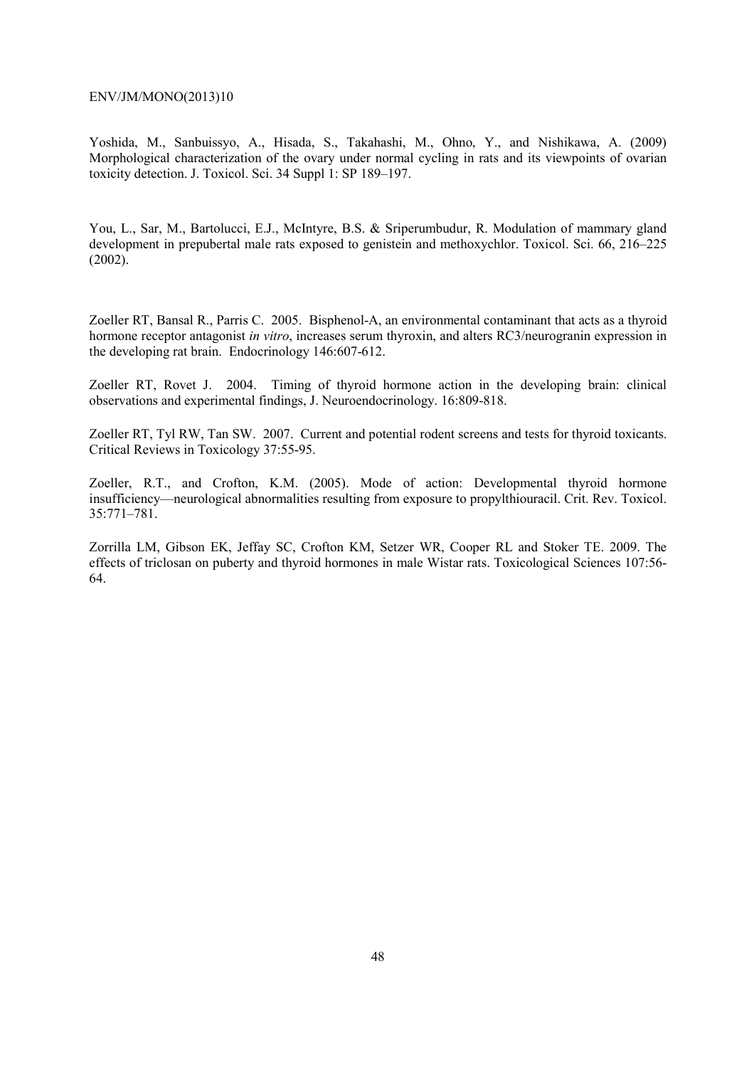Yoshida, M., Sanbuissyo, A., Hisada, S., Takahashi, M., Ohno, Y., and Nishikawa, A. (2009) Morphological characterization of the ovary under normal cycling in rats and its viewpoints of ovarian toxicity detection. J. Toxicol. Sci. 34 Suppl 1: SP 189–197.

You, L., Sar, M., Bartolucci, E.J., McIntyre, B.S. & Sriperumbudur, R. Modulation of mammary gland development in prepubertal male rats exposed to genistein and methoxychlor. Toxicol. Sci. 66, 216–225 (2002).

Zoeller RT, Bansal R., Parris C. 2005. Bisphenol-A, an environmental contaminant that acts as a thyroid hormone receptor antagonist *in vitro*, increases serum thyroxin, and alters RC3/neurogranin expression in the developing rat brain. Endocrinology 146:607-612.

Zoeller RT, Rovet J. 2004. Timing of thyroid hormone action in the developing brain: clinical observations and experimental findings, J. Neuroendocrinology. 16:809-818.

Zoeller RT, Tyl RW, Tan SW. 2007. Current and potential rodent screens and tests for thyroid toxicants. Critical Reviews in Toxicology 37:55-95.

Zoeller, R.T., and Crofton, K.M. (2005). Mode of action: Developmental thyroid hormone insufficiency—neurological abnormalities resulting from exposure to propylthiouracil. Crit. Rev. Toxicol. 35:771–781.

Zorrilla LM, Gibson EK, Jeffay SC, Crofton KM, Setzer WR, Cooper RL and Stoker TE. 2009. The effects of triclosan on puberty and thyroid hormones in male Wistar rats. Toxicological Sciences 107:56-64.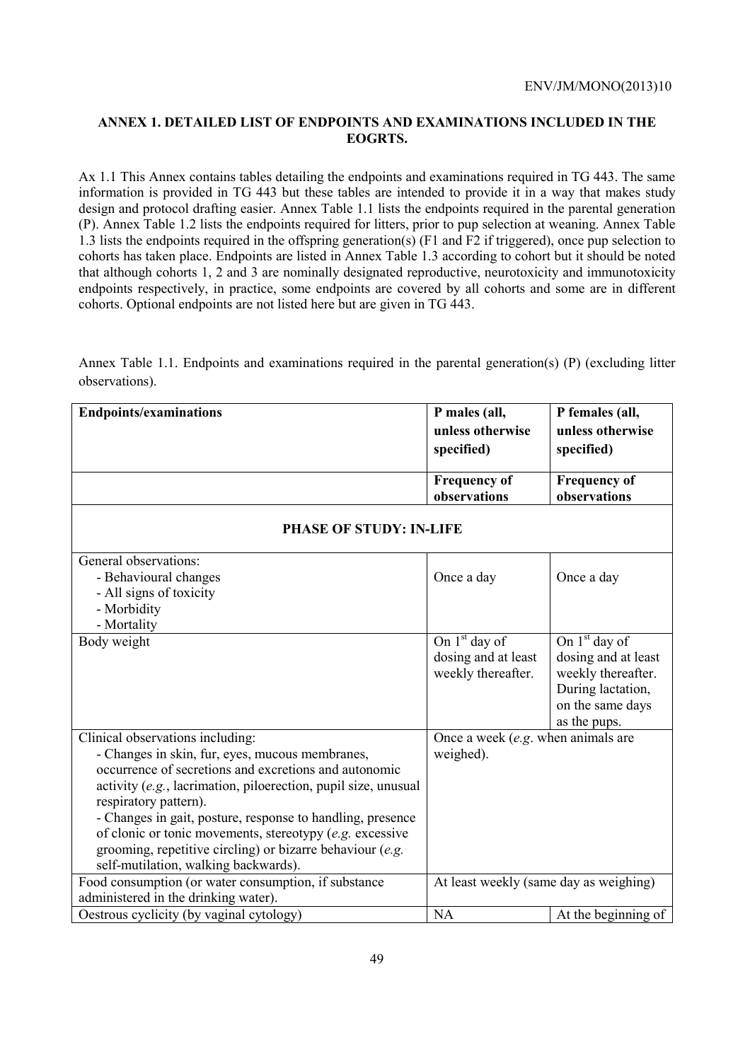## ANNEX 1. DETAILED LIST OF ENDPOINTS AND EXAMINATIONS INCLUDED IN THE EOGRTS.

Ax 1.1 This Annex contains tables detailing the endpoints and examinations required in TG 443. The same information is provided in TG 443 but these tables are intended to provide it in a way that makes study design and protocol drafting easier. Annex Table 1.1 lists the endpoints required in the parental generation (P). Annex Table 1.2 lists the endpoints required for litters, prior to pup selection at weaning. Annex Table 1.3 lists the endpoints required in the offspring generation(s) (F1 and F2 if triggered), once pup selection to cohorts has taken place. Endpoints are listed in Annex Table 1.3 according to cohort but it should be noted that although cohorts 1, 2 and 3 are nominally designated reproductive, neurotoxicity and immunotoxicity endpoints respectively, in practice, some endpoints are covered by all cohorts and some are in different cohorts. Optional endpoints are not listed here but are given in TG 443.

Annex Table 1.1. Endpoints and examinations required in the parental generation(s) (P) (excluding litter observations).

| **Endpoints/examinations** | **P males (all, unless otherwise specified)** | **P females (all, unless otherwise specified)** |
|---|---|---|
| | **Frequency of observations** | **Frequency of observations** |
| **PHASE OF STUDY: IN-LIFE** | | |
| General observations:<br>- Behavioural changes<br>- All signs of toxicity<br>- Morbidity<br>- Mortality | Once a day | Once a day |
| Body weight | On 1st day of dosing and at least weekly thereafter. | On 1st day of dosing and at least weekly thereafter. During lactation, on the same days as the pups. |
| Clinical observations including:<br>- Changes in skin, fur, eyes, mucous membranes, occurrence of secretions and excretions and autonomic activity (*e.g.*, lacrimation, piloerection, pupil size, unusual respiratory pattern).<br>- Changes in gait, posture, response to handling, presence of clonic or tonic movements, stereotypy (*e.g.* excessive grooming, repetitive circling) or bizarre behaviour (*e.g.* self-mutilation, walking backwards). | Once a week (*e.g*. when animals are weighed). | |
| Food consumption (or water consumption, if substance administered in the drinking water). | At least weekly (same day as weighing) | |
| Oestrous cyclicity (by vaginal cytology) | NA | At the beginning of |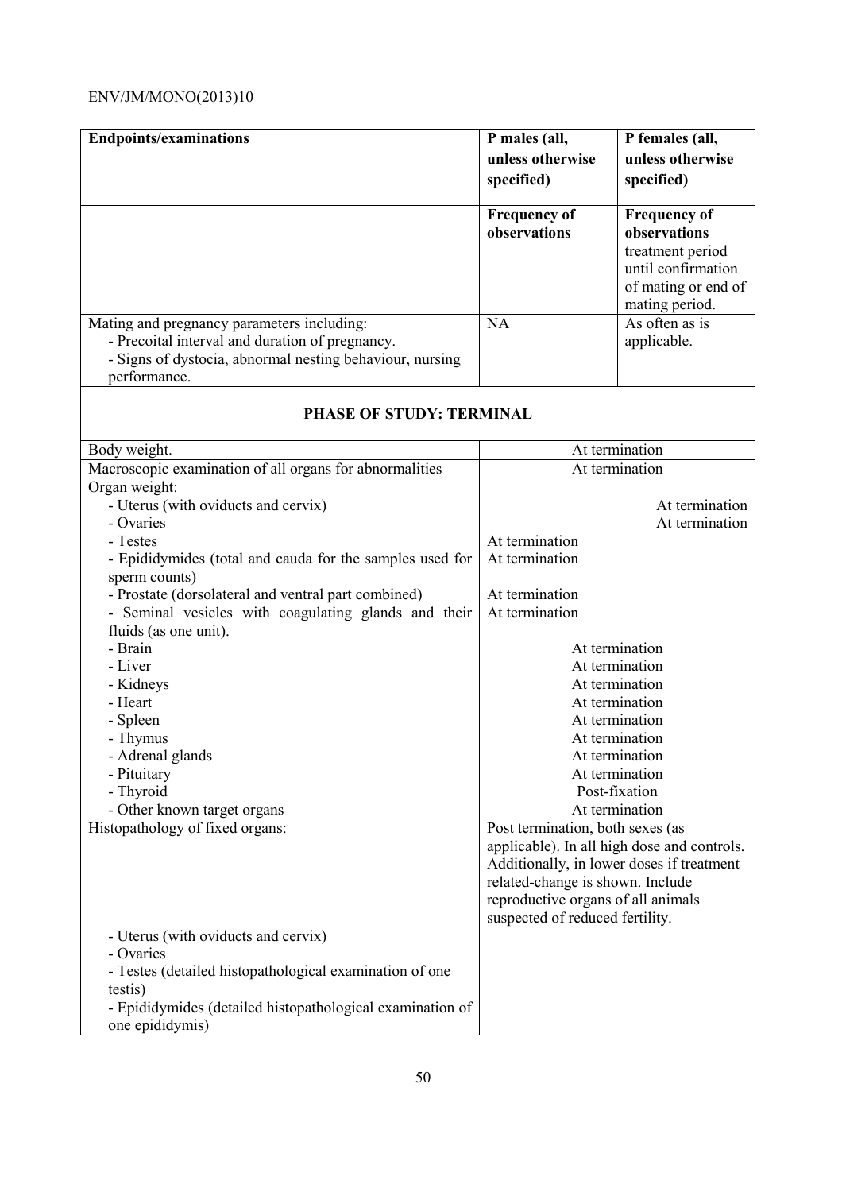| Endpoints/examinations | P males (all, unless otherwise specified) | P females (all, unless otherwise specified) |
|---|---|---|
| | **Frequency of observations** | **Frequency of observations** |
| | | treatment period until confirmation of mating or end of mating period. |
| Mating and pregnancy parameters including:<br>- Precoital interval and duration of pregnancy.<br>- Signs of dystocia, abnormal nesting behaviour, nursing performance. | NA | As often as is applicable. |
| **PHASE OF STUDY: TERMINAL** | | |
| Body weight. | At termination | |
| Macroscopic examination of all organs for abnormalities | At termination | |
| Organ weight: | | |
| - Uterus (with oviducts and cervix) | | At termination |
| - Ovaries | | At termination |
| - Testes | At termination | |
| - Epididymides (total and cauda for the samples used for sperm counts) | At termination | |
| - Prostate (dorsolateral and ventral part combined) | At termination | |
| - Seminal vesicles with coagulating glands and their fluids (as one unit). | At termination | |
| - Brain | At termination | |
| - Liver | At termination | |
| - Kidneys | At termination | |
| - Heart | At termination | |
| - Spleen | At termination | |
| - Thymus | At termination | |
| - Adrenal glands | At termination | |
| - Pituitary | At termination | |
| - Thyroid | Post-fixation | |
| - Other known target organs | At termination | |
| Histopathology of fixed organs:<br>- Uterus (with oviducts and cervix)<br>- Ovaries<br>- Testes (detailed histopathological examination of one testis)<br>- Epididymides (detailed histopathological examination of one epididymis) | Post termination, both sexes (as applicable). In all high dose and controls. Additionally, in lower doses if treatment related-change is shown. Include reproductive organs of all animals suspected of reduced fertility. | |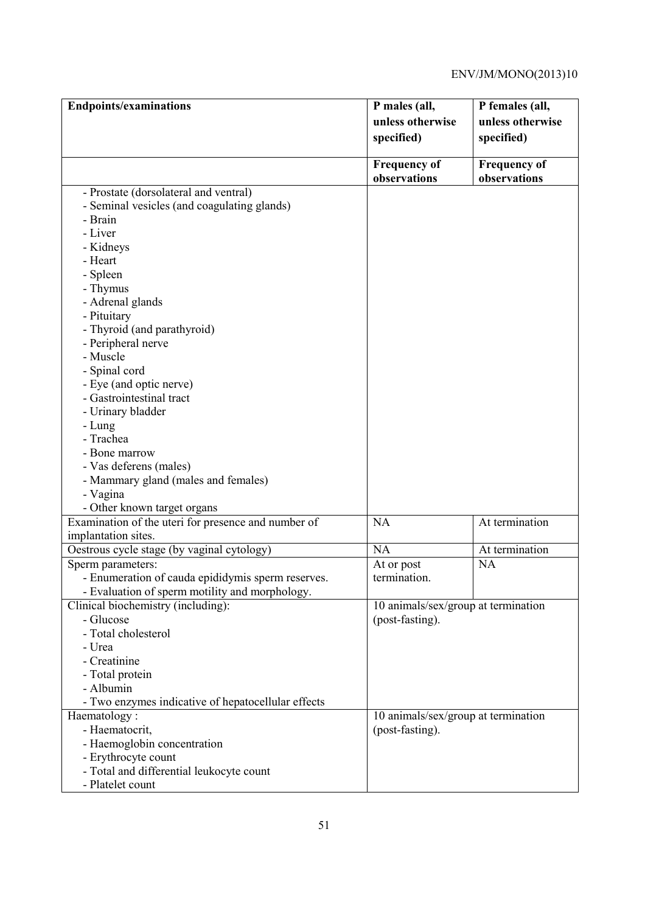| Endpoints/examinations | P males (all, unless otherwise specified) | P females (all, unless otherwise specified) |
|---|---|---|
| | **Frequency of observations** | **Frequency of observations** |
| - Prostate (dorsolateral and ventral)<br>- Seminal vesicles (and coagulating glands)<br>- Brain<br>- Liver<br>- Kidneys<br>- Heart<br>- Spleen<br>- Thymus<br>- Adrenal glands<br>- Pituitary<br>- Thyroid (and parathyroid)<br>- Peripheral nerve<br>- Muscle<br>- Spinal cord<br>- Eye (and optic nerve)<br>- Gastrointestinal tract<br>- Urinary bladder<br>- Lung<br>- Trachea<br>- Bone marrow<br>- Vas deferens (males)<br>- Mammary gland (males and females)<br>- Vagina<br>- Other known target organs | | |
| Examination of the uteri for presence and number of implantation sites. | NA | At termination |
| Oestrous cycle stage (by vaginal cytology) | NA | At termination |
| Sperm parameters:<br>- Enumeration of cauda epididymis sperm reserves.<br>- Evaluation of sperm motility and morphology. | At or post termination. | NA |
| Clinical biochemistry (including):<br>- Glucose<br>- Total cholesterol<br>- Urea<br>- Creatinine<br>- Total protein<br>- Albumin<br>- Two enzymes indicative of hepatocellular effects | 10 animals/sex/group at termination (post-fasting). | |
| Haematology :<br>- Haematocrit,<br>- Haemoglobin concentration<br>- Erythrocyte count<br>- Total and differential leukocyte count<br>- Platelet count | 10 animals/sex/group at termination (post-fasting). | |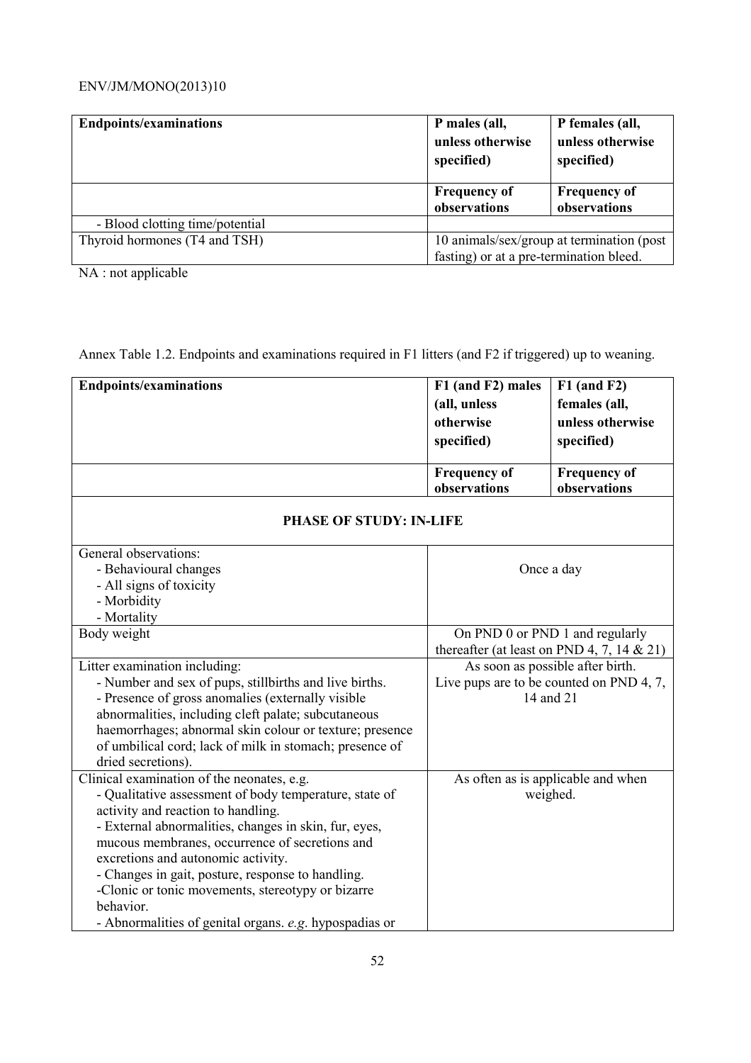| Endpoints/examinations | P males (all, unless otherwise specified) | P females (all, unless otherwise specified) |
|---|---|---|
| | **Frequency of observations** | **Frequency of observations** |
| - Blood clotting time/potential | | |
| Thyroid hormones (T4 and TSH) | 10 animals/sex/group at termination (post fasting) or at a pre-termination bleed. | |

NA : not applicable

Annex Table 1.2. Endpoints and examinations required in F1 litters (and F2 if triggered) up to weaning.

| Endpoints/examinations | F1 (and F2) males (all, unless otherwise specified) | F1 (and F2) females (all, unless otherwise specified) |
|---|---|---|
| | **Frequency of observations** | **Frequency of observations** |
| **PHASE OF STUDY: IN-LIFE** | | |
| General observations:<br>- Behavioural changes<br>- All signs of toxicity<br>- Morbidity<br>- Mortality | Once a day | |
| Body weight | On PND 0 or PND 1 and regularly thereafter (at least on PND 4, 7, 14 & 21) | |
| Litter examination including:<br>- Number and sex of pups, stillbirths and live births.<br>- Presence of gross anomalies (externally visible abnormalities, including cleft palate; subcutaneous haemorrhages; abnormal skin colour or texture; presence of umbilical cord; lack of milk in stomach; presence of dried secretions). | As soon as possible after birth.<br>Live pups are to be counted on PND 4, 7, 14 and 21 | |
| Clinical examination of the neonates, e.g.<br>- Qualitative assessment of body temperature, state of activity and reaction to handling.<br>- External abnormalities, changes in skin, fur, eyes, mucous membranes, occurrence of secretions and excretions and autonomic activity.<br>- Changes in gait, posture, response to handling.<br>-Clonic or tonic movements, stereotypy or bizarre behavior.<br>- Abnormalities of genital organs. *e.g*. hypospadias or | As often as is applicable and when weighed. | |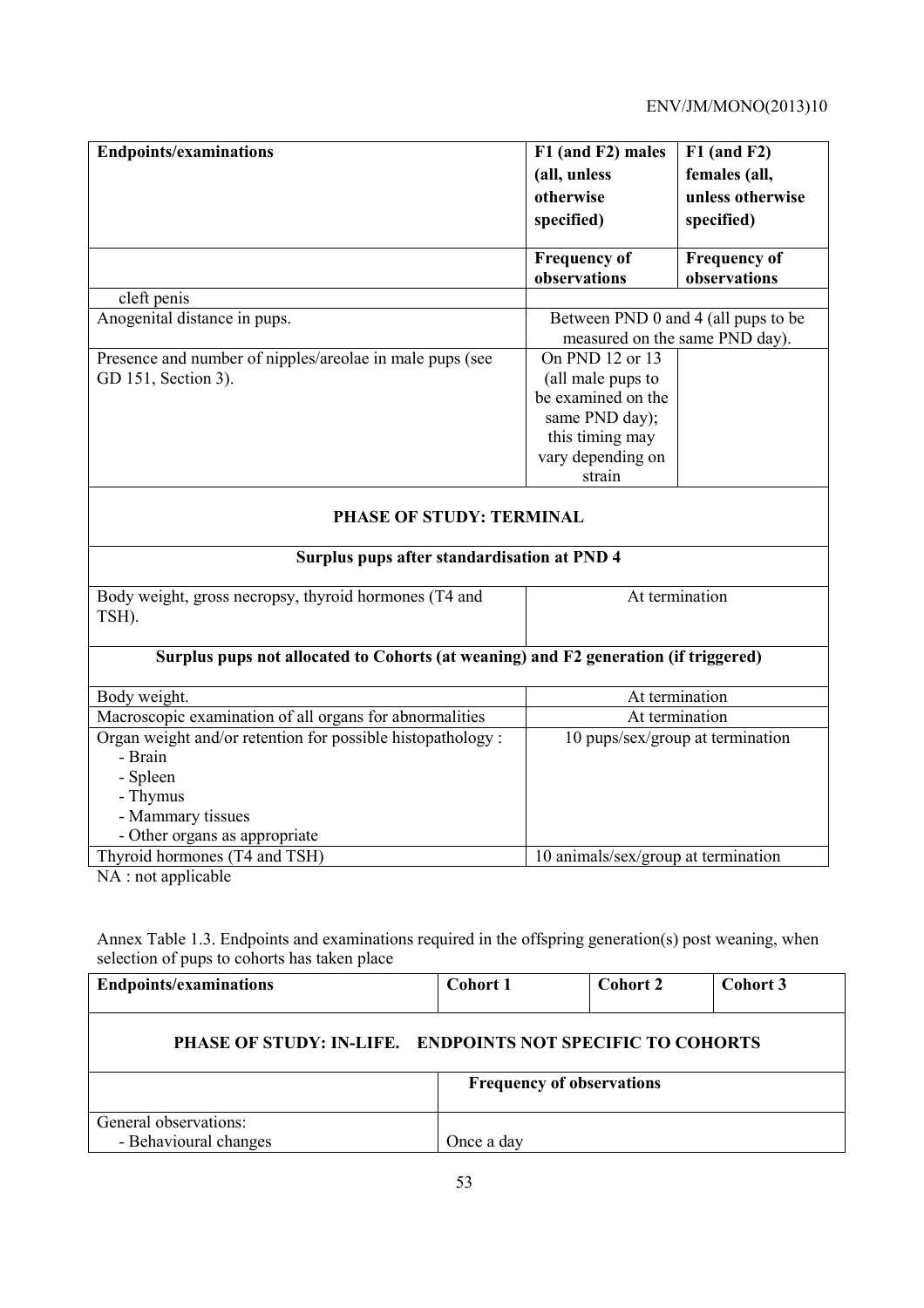| Endpoints/examinations | F1 (and F2) males (all, unless otherwise specified) | F1 (and F2) females (all, unless otherwise specified) |
|---|---|---|
| | **Frequency of observations** | **Frequency of observations** |
| cleft penis | | |
| Anogenital distance in pups. | Between PND 0 and 4 (all pups to be measured on the same PND day). | |
| Presence and number of nipples/areolae in male pups (see GD 151, Section 3). | On PND 12 or 13 (all male pups to be examined on the same PND day); this timing may vary depending on strain | |
| **PHASE OF STUDY: TERMINAL** | | |
| **Surplus pups after standardisation at PND 4** | | |
| Body weight, gross necropsy, thyroid hormones (T4 and TSH). | At termination | |
| **Surplus pups not allocated to Cohorts (at weaning) and F2 generation (if triggered)** | | |
| Body weight. | At termination | |
| Macroscopic examination of all organs for abnormalities | At termination | |
| Organ weight and/or retention for possible histopathology :<br>- Brain<br>- Spleen<br>- Thymus<br>- Mammary tissues<br>- Other organs as appropriate | 10 pups/sex/group at termination | |
| Thyroid hormones (T4 and TSH) | 10 animals/sex/group at termination | |

NA : not applicable

Annex Table 1.3. Endpoints and examinations required in the offspring generation(s) post weaning, when selection of pups to cohorts has taken place

| Endpoints/examinations | Cohort 1 | Cohort 2 | Cohort 3 |
|---|---|---|---|
| **PHASE OF STUDY: IN-LIFE. ENDPOINTS NOT SPECIFIC TO COHORTS** | | | |
| | **Frequency of observations** | | |
| General observations:<br>- Behavioural changes | Once a day | | |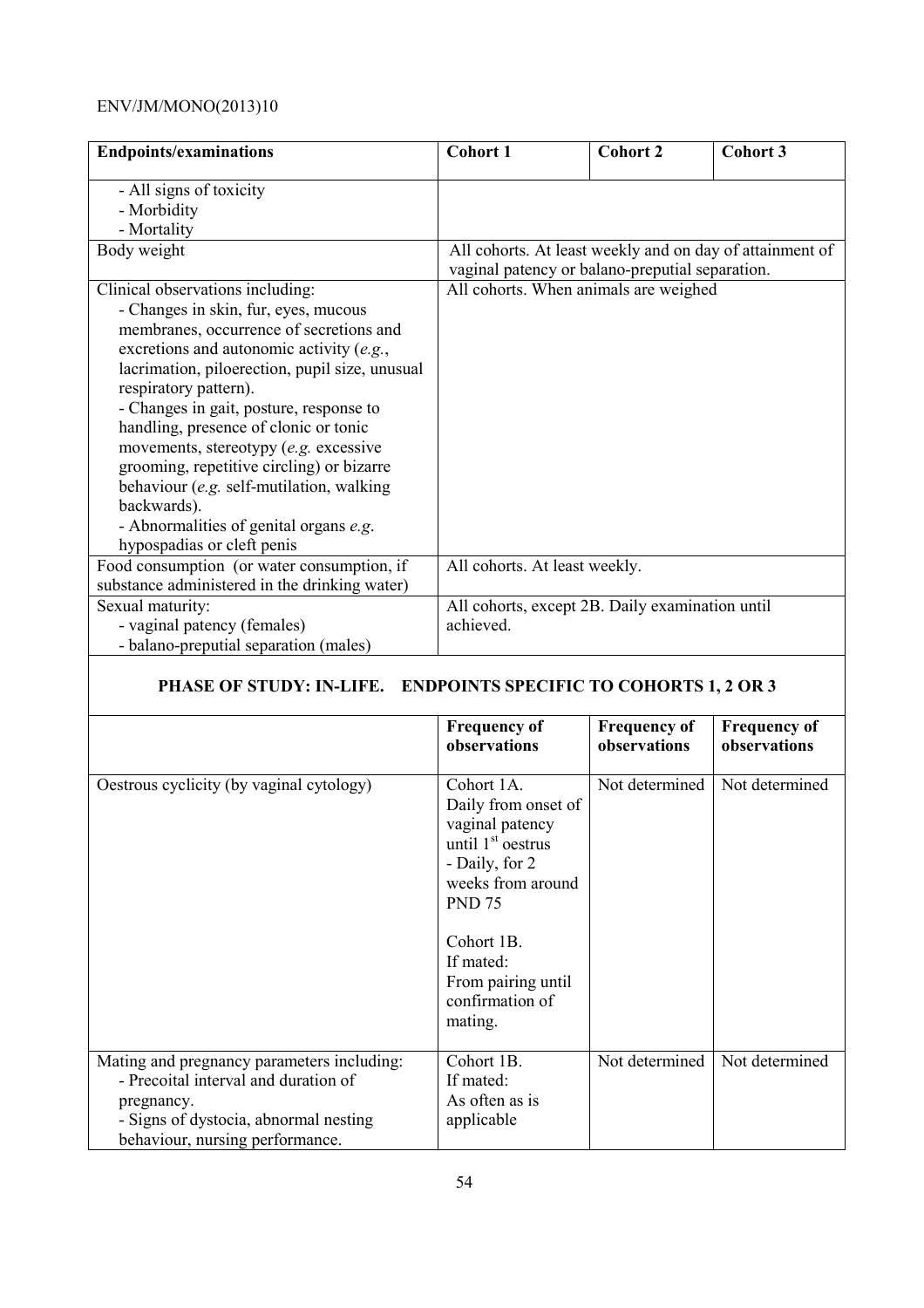| Endpoints/examinations | Cohort 1 | Cohort 2 | Cohort 3 |
|---|---|---|---|
| - All signs of toxicity<br>- Morbidity<br>- Mortality | | | |
| Body weight | All cohorts. At least weekly and on day of attainment of vaginal patency or balano-preputial separation. | | |
| Clinical observations including:<br>- Changes in skin, fur, eyes, mucous membranes, occurrence of secretions and excretions and autonomic activity (*e.g.*, lacrimation, piloerection, pupil size, unusual respiratory pattern).<br>- Changes in gait, posture, response to handling, presence of clonic or tonic movements, stereotypy (*e.g.* excessive grooming, repetitive circling) or bizarre behaviour (*e.g.* self-mutilation, walking backwards).<br>- Abnormalities of genital organs *e.g*. hypospadias or cleft penis | All cohorts. When animals are weighed | | |
| Food consumption (or water consumption, if substance administered in the drinking water) | All cohorts. At least weekly. | | |
| Sexual maturity:<br>- vaginal patency (females)<br>- balano-preputial separation (males) | All cohorts, except 2B. Daily examination until achieved. | | |

**PHASE OF STUDY: IN-LIFE. ENDPOINTS SPECIFIC TO COHORTS 1, 2 OR 3**

| | Frequency of observations | Frequency of observations | Frequency of observations |
|---|---|---|---|
| Oestrous cyclicity (by vaginal cytology) | Cohort 1A.<br>Daily from onset of vaginal patency until 1st oestrus<br>- Daily, for 2 weeks from around PND 75<br><br>Cohort 1B.<br>If mated:<br>From pairing until confirmation of mating. | Not determined | Not determined |
| Mating and pregnancy parameters including:<br>- Precoital interval and duration of pregnancy.<br>- Signs of dystocia, abnormal nesting behaviour, nursing performance. | Cohort 1B.<br>If mated:<br>As often as is applicable | Not determined | Not determined |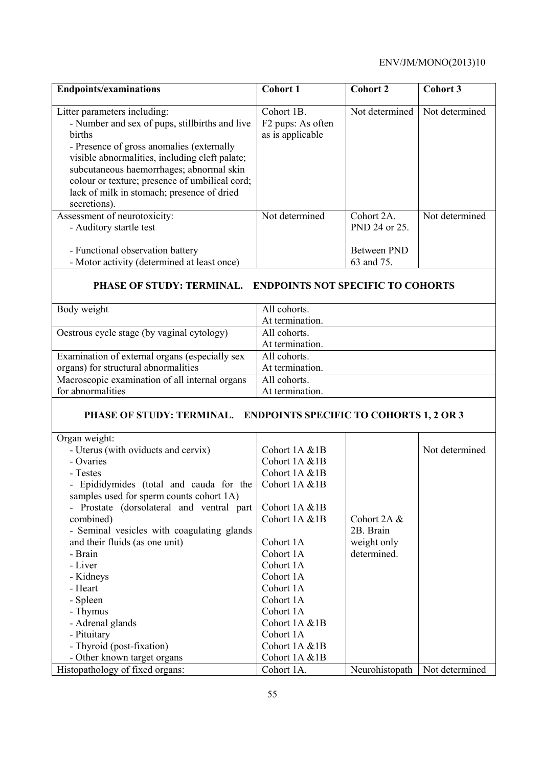| Endpoints/examinations | Cohort 1 | Cohort 2 | Cohort 3 |
|---|---|---|---|
| Litter parameters including:<br>- Number and sex of pups, stillbirths and live births<br>- Presence of gross anomalies (externally visible abnormalities, including cleft palate; subcutaneous haemorrhages; abnormal skin colour or texture; presence of umbilical cord; lack of milk in stomach; presence of dried secretions). | Cohort 1B.<br>F2 pups: As often as is applicable | Not determined | Not determined |
| Assessment of neurotoxicity:<br>- Auditory startle test<br><br>- Functional observation battery<br>- Motor activity (determined at least once) | Not determined | Cohort 2A.<br>PND 24 or 25.<br><br>Between PND 63 and 75. | Not determined |
| **PHASE OF STUDY: TERMINAL. ENDPOINTS NOT SPECIFIC TO COHORTS** | | | |
| Body weight | All cohorts.<br>At termination. | | |
| Oestrous cycle stage (by vaginal cytology) | All cohorts.<br>At termination. | | |
| Examination of external organs (especially sex organs) for structural abnormalities | All cohorts.<br>At termination. | | |
| Macroscopic examination of all internal organs for abnormalities | All cohorts.<br>At termination. | | |
| **PHASE OF STUDY: TERMINAL. ENDPOINTS SPECIFIC TO COHORTS 1, 2 OR 3** | | | |
| Organ weight:<br>- Uterus (with oviducts and cervix)<br>- Ovaries<br>- Testes<br>- Epididymides (total and cauda for the samples used for sperm counts cohort 1A)<br>- Prostate (dorsolateral and ventral part combined)<br>- Seminal vesicles with coagulating glands and their fluids (as one unit)<br>- Brain<br>- Liver<br>- Kidneys<br>- Heart<br>- Spleen<br>- Thymus<br>- Adrenal glands<br>- Pituitary<br>- Thyroid (post-fixation)<br>- Other known target organs | <br>Cohort 1A &1B<br>Cohort 1A &1B<br>Cohort 1A &1B<br>Cohort 1A &1B<br><br>Cohort 1A &1B<br>Cohort 1A &1B<br><br>Cohort 1A<br>Cohort 1A<br>Cohort 1A<br>Cohort 1A<br>Cohort 1A<br>Cohort 1A<br>Cohort 1A &1B<br>Cohort 1A<br>Cohort 1A &1B<br>Cohort 1A &1B | Cohort 2A & 2B. Brain weight only determined. | Not determined |
| Histopathology of fixed organs: | Cohort 1A. | Neurohistopath | Not determined |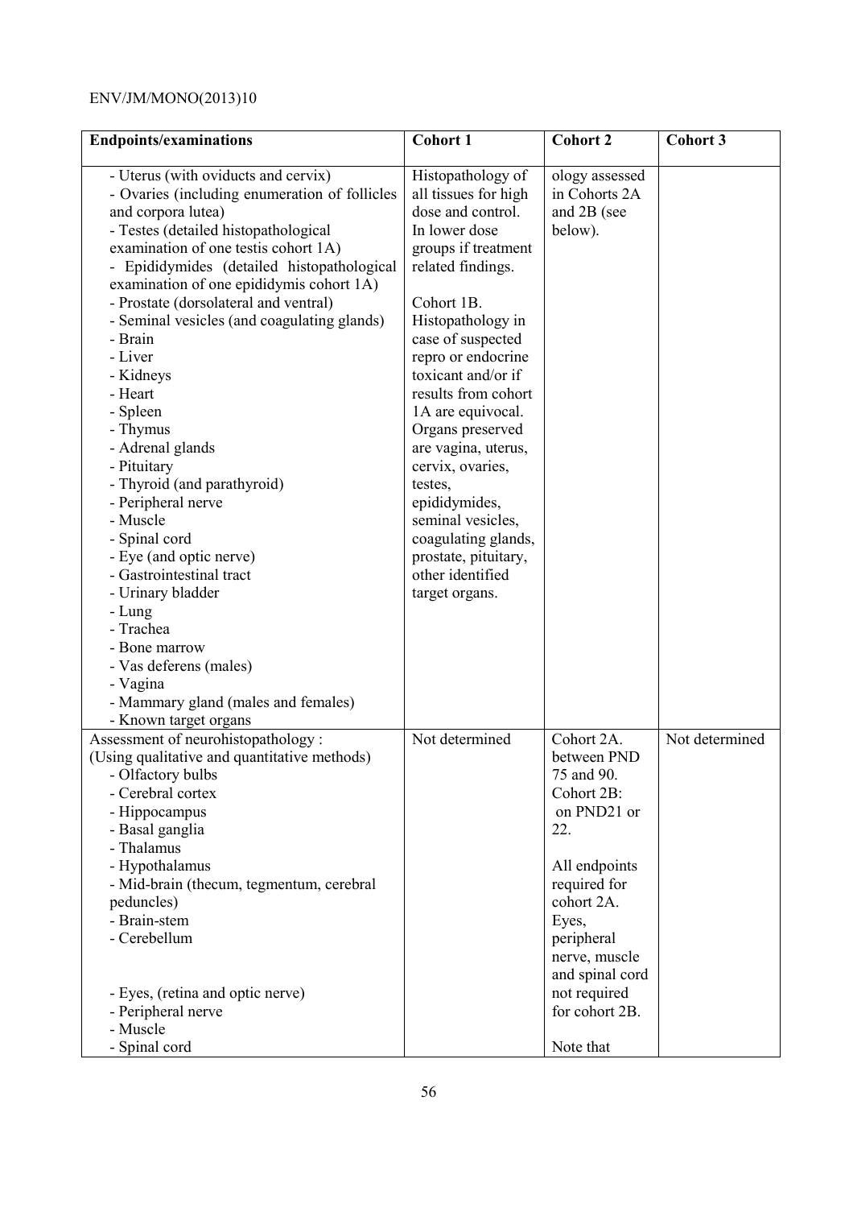| Endpoints/examinations | Cohort 1 | Cohort 2 | Cohort 3 |
|---|---|---|---|
| - Uterus (with oviducts and cervix)<br>- Ovaries (including enumeration of follicles and corpora lutea)<br>- Testes (detailed histopathological examination of one testis cohort 1A)<br>- Epididymides (detailed histopathological examination of one epididymis cohort 1A)<br>- Prostate (dorsolateral and ventral)<br>- Seminal vesicles (and coagulating glands)<br>- Brain<br>- Liver<br>- Kidneys<br>- Heart<br>- Spleen<br>- Thymus<br>- Adrenal glands<br>- Pituitary<br>- Thyroid (and parathyroid)<br>- Peripheral nerve<br>- Muscle<br>- Spinal cord<br>- Eye (and optic nerve)<br>- Gastrointestinal tract<br>- Urinary bladder<br>- Lung<br>- Trachea<br>- Bone marrow<br>- Vas deferens (males)<br>- Vagina<br>- Mammary gland (males and females)<br>- Known target organs | Histopathology of all tissues for high dose and control. In lower dose groups if treatment related findings.<br><br>Cohort 1B. Histopathology in case of suspected repro or endocrine toxicant and/or if results from cohort 1A are equivocal. Organs preserved are vagina, uterus, cervix, ovaries, testes, epididymides, seminal vesicles, coagulating glands, prostate, pituitary, other identified target organs. | ology assessed in Cohorts 2A and 2B (see below). | |
| Assessment of neurohistopathology :<br>(Using qualitative and quantitative methods)<br>- Olfactory bulbs<br>- Cerebral cortex<br>- Hippocampus<br>- Basal ganglia<br>- Thalamus<br>- Hypothalamus<br>- Mid-brain (thecum, tegmentum, cerebral peduncles)<br>- Brain-stem<br>- Cerebellum<br><br>- Eyes, (retina and optic nerve)<br>- Peripheral nerve<br>- Muscle<br>- Spinal cord | Not determined | Cohort 2A. between PND 75 and 90.<br>Cohort 2B: on PND21 or 22.<br><br>All endpoints required for cohort 2A. Eyes, peripheral nerve, muscle and spinal cord not required for cohort 2B.<br><br>Note that | Not determined |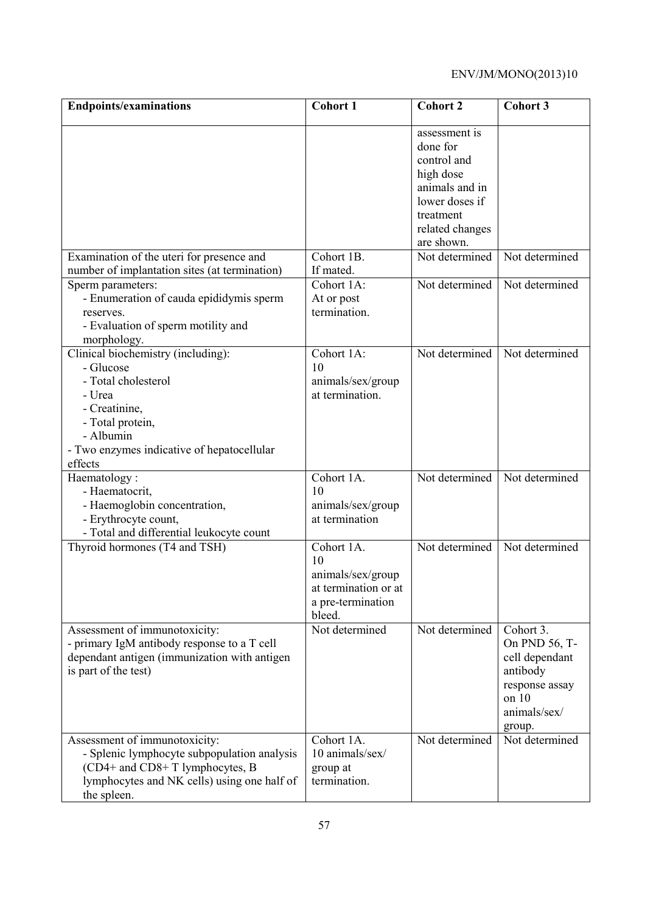| Endpoints/examinations | Cohort 1 | Cohort 2 | Cohort 3 |
|---|---|---|---|
| | | assessment is done for control and high dose animals and in lower doses if treatment related changes are shown. | |
| Examination of the uteri for presence and number of implantation sites (at termination) | Cohort 1B. If mated. | Not determined | Not determined |
| Sperm parameters:<br>- Enumeration of cauda epididymis sperm reserves.<br>- Evaluation of sperm motility and morphology. | Cohort 1A: At or post termination. | Not determined | Not determined |
| Clinical biochemistry (including):<br>- Glucose<br>- Total cholesterol<br>- Urea<br>- Creatinine,<br>- Total protein,<br>- Albumin<br>- Two enzymes indicative of hepatocellular effects | Cohort 1A: 10 animals/sex/group at termination. | Not determined | Not determined |
| Haematology :<br>- Haematocrit,<br>- Haemoglobin concentration,<br>- Erythrocyte count,<br>- Total and differential leukocyte count | Cohort 1A. 10 animals/sex/group at termination | Not determined | Not determined |
| Thyroid hormones (T4 and TSH) | Cohort 1A. 10 animals/sex/group at termination or at a pre-termination bleed. | Not determined | Not determined |
| Assessment of immunotoxicity:<br>- primary IgM antibody response to a T cell dependant antigen (immunization with antigen is part of the test) | Not determined | Not determined | Cohort 3. On PND 56, T-cell dependant antibody response assay on 10 animals/sex/ group. |
| Assessment of immunotoxicity:<br>- Splenic lymphocyte subpopulation analysis (CD4+ and CD8+ T lymphocytes, B lymphocytes and NK cells) using one half of the spleen. | Cohort 1A. 10 animals/sex/ group at termination. | Not determined | Not determined |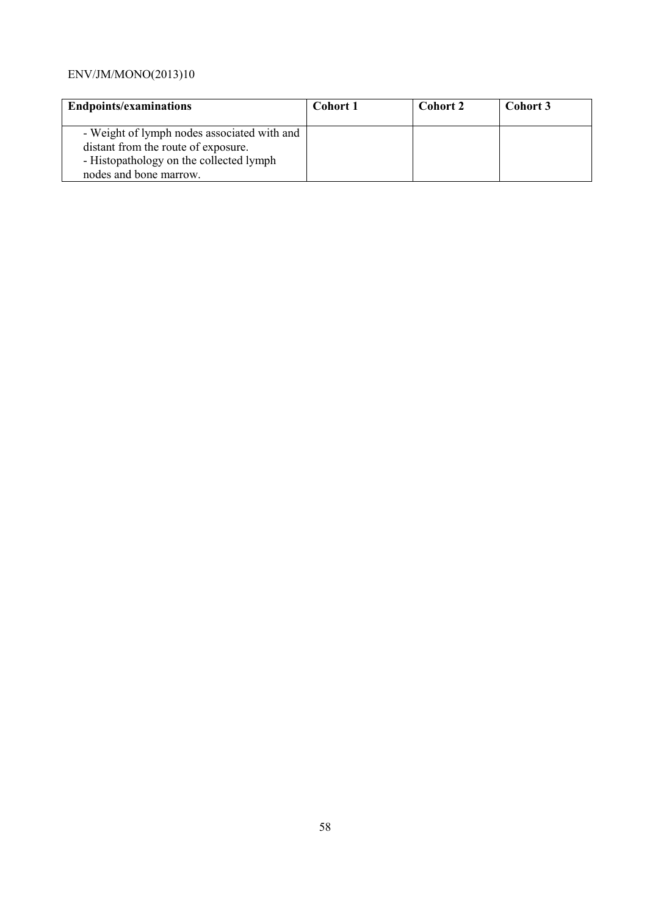| Endpoints/examinations | Cohort 1 | Cohort 2 | Cohort 3 |
| --- | --- | --- | --- |
| - Weight of lymph nodes associated with and distant from the route of exposure.<br>- Histopathology on the collected lymph nodes and bone marrow. | | | |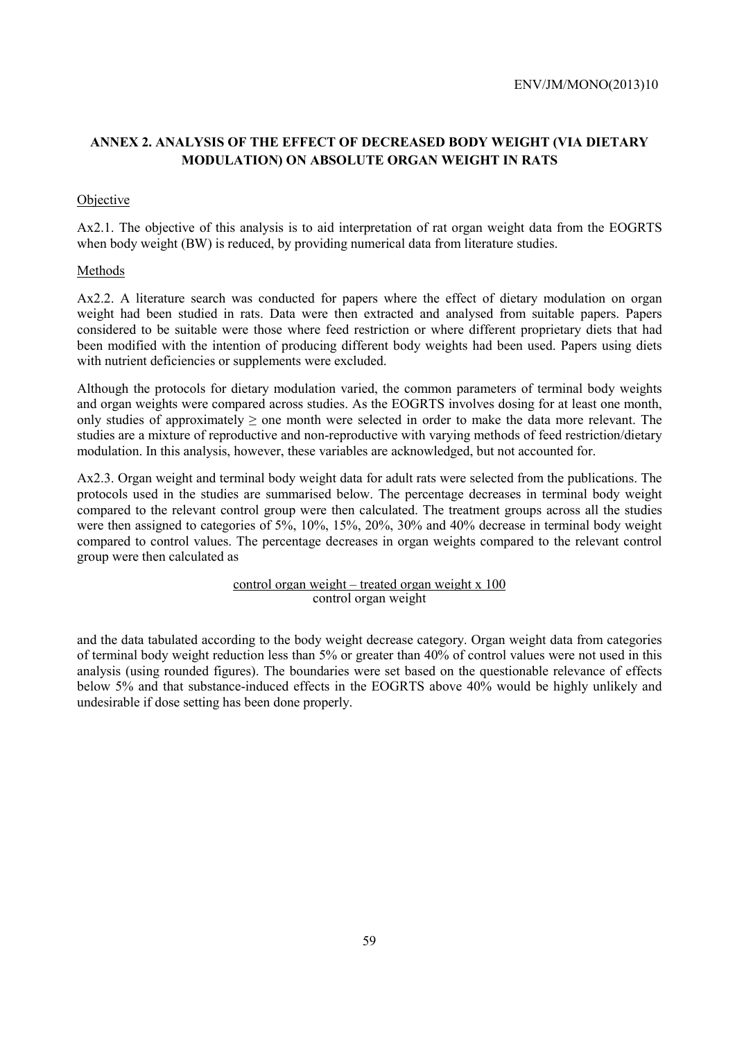## ANNEX 2. ANALYSIS OF THE EFFECT OF DECREASED BODY WEIGHT (VIA DIETARY MODULATION) ON ABSOLUTE ORGAN WEIGHT IN RATS

### Objective

Ax2.1. The objective of this analysis is to aid interpretation of rat organ weight data from the EOGRTS when body weight (BW) is reduced, by providing numerical data from literature studies.

### Methods

Ax2.2. A literature search was conducted for papers where the effect of dietary modulation on organ weight had been studied in rats. Data were then extracted and analysed from suitable papers. Papers considered to be suitable were those where feed restriction or where different proprietary diets that had been modified with the intention of producing different body weights had been used. Papers using diets with nutrient deficiencies or supplements were excluded.

Although the protocols for dietary modulation varied, the common parameters of terminal body weights and organ weights were compared across studies. As the EOGRTS involves dosing for at least one month, only studies of approximately ≥ one month were selected in order to make the data more relevant. The studies are a mixture of reproductive and non-reproductive with varying methods of feed restriction/dietary modulation. In this analysis, however, these variables are acknowledged, but not accounted for.

Ax2.3. Organ weight and terminal body weight data for adult rats were selected from the publications. The protocols used in the studies are summarised below. The percentage decreases in terminal body weight compared to the relevant control group were then calculated. The treatment groups across all the studies were then assigned to categories of 5%, 10%, 15%, 20%, 30% and 40% decrease in terminal body weight compared to control values. The percentage decreases in organ weights compared to the relevant control group were then calculated as

$$\frac{\text{control organ weight} - \text{treated organ weight} \times 100}{\text{control organ weight}}$$

and the data tabulated according to the body weight decrease category. Organ weight data from categories of terminal body weight reduction less than 5% or greater than 40% of control values were not used in this analysis (using rounded figures). The boundaries were set based on the questionable relevance of effects below 5% and that substance-induced effects in the EOGRTS above 40% would be highly unlikely and undesirable if dose setting has been done properly.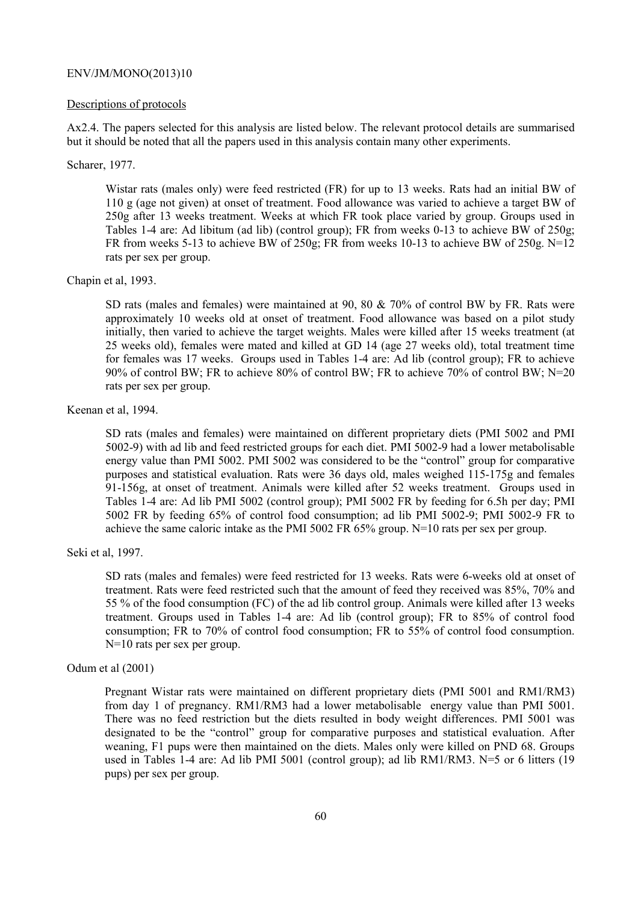Descriptions of protocols

Ax2.4. The papers selected for this analysis are listed below. The relevant protocol details are summarised but it should be noted that all the papers used in this analysis contain many other experiments.

Scharer, 1977.

> Wistar rats (males only) were feed restricted (FR) for up to 13 weeks. Rats had an initial BW of 110 g (age not given) at onset of treatment. Food allowance was varied to achieve a target BW of 250g after 13 weeks treatment. Weeks at which FR took place varied by group. Groups used in Tables 1-4 are: Ad libitum (ad lib) (control group); FR from weeks 0-13 to achieve BW of 250g; FR from weeks 5-13 to achieve BW of 250g; FR from weeks 10-13 to achieve BW of 250g. N=12 rats per sex per group.

Chapin et al, 1993.

> SD rats (males and females) were maintained at 90, 80 & 70% of control BW by FR. Rats were approximately 10 weeks old at onset of treatment. Food allowance was based on a pilot study initially, then varied to achieve the target weights. Males were killed after 15 weeks treatment (at 25 weeks old), females were mated and killed at GD 14 (age 27 weeks old), total treatment time for females was 17 weeks. Groups used in Tables 1-4 are: Ad lib (control group); FR to achieve 90% of control BW; FR to achieve 80% of control BW; FR to achieve 70% of control BW; N=20 rats per sex per group.

Keenan et al, 1994.

> SD rats (males and females) were maintained on different proprietary diets (PMI 5002 and PMI 5002-9) with ad lib and feed restricted groups for each diet. PMI 5002-9 had a lower metabolisable energy value than PMI 5002. PMI 5002 was considered to be the "control" group for comparative purposes and statistical evaluation. Rats were 36 days old, males weighed 115-175g and females 91-156g, at onset of treatment. Animals were killed after 52 weeks treatment. Groups used in Tables 1-4 are: Ad lib PMI 5002 (control group); PMI 5002 FR by feeding for 6.5h per day; PMI 5002 FR by feeding 65% of control food consumption; ad lib PMI 5002-9; PMI 5002-9 FR to achieve the same caloric intake as the PMI 5002 FR 65% group. N=10 rats per sex per group.

Seki et al, 1997.

> SD rats (males and females) were feed restricted for 13 weeks. Rats were 6-weeks old at onset of treatment. Rats were feed restricted such that the amount of feed they received was 85%, 70% and 55 % of the food consumption (FC) of the ad lib control group. Animals were killed after 13 weeks treatment. Groups used in Tables 1-4 are: Ad lib (control group); FR to 85% of control food consumption; FR to 70% of control food consumption; FR to 55% of control food consumption. N=10 rats per sex per group.

Odum et al (2001)

> Pregnant Wistar rats were maintained on different proprietary diets (PMI 5001 and RM1/RM3) from day 1 of pregnancy. RM1/RM3 had a lower metabolisable energy value than PMI 5001. There was no feed restriction but the diets resulted in body weight differences. PMI 5001 was designated to be the "control" group for comparative purposes and statistical evaluation. After weaning, F1 pups were then maintained on the diets. Males only were killed on PND 68. Groups used in Tables 1-4 are: Ad lib PMI 5001 (control group); ad lib RM1/RM3. N=5 or 6 litters (19 pups) per sex per group.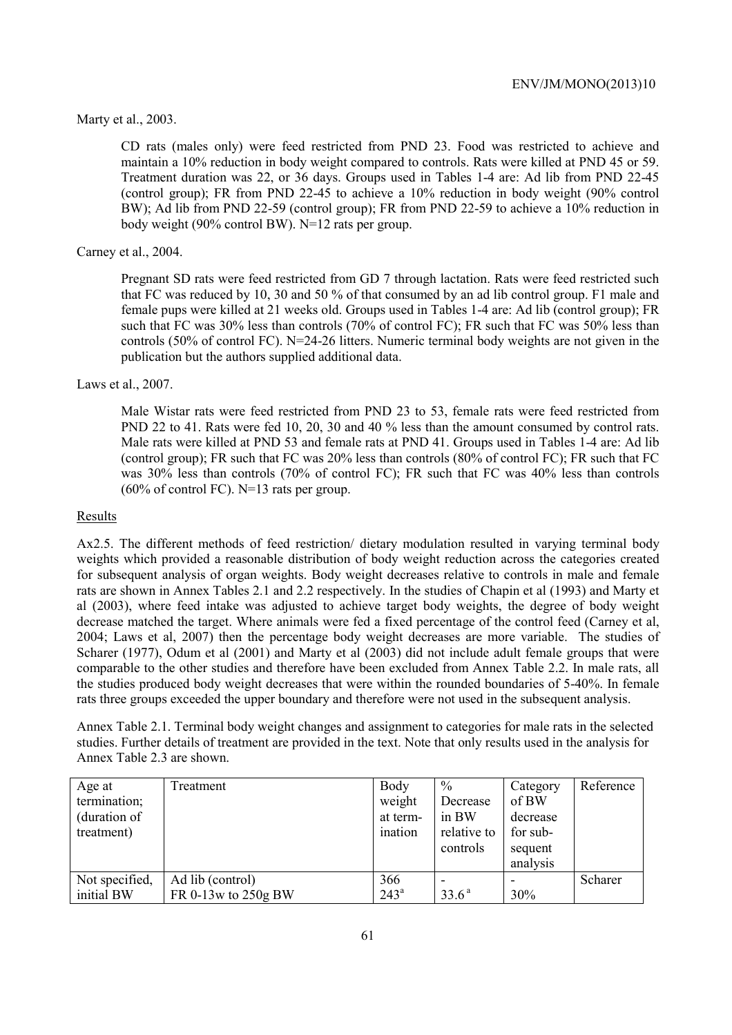Marty et al., 2003.

CD rats (males only) were feed restricted from PND 23. Food was restricted to achieve and maintain a 10% reduction in body weight compared to controls. Rats were killed at PND 45 or 59. Treatment duration was 22, or 36 days. Groups used in Tables 1-4 are: Ad lib from PND 22-45 (control group); FR from PND 22-45 to achieve a 10% reduction in body weight (90% control BW); Ad lib from PND 22-59 (control group); FR from PND 22-59 to achieve a 10% reduction in body weight (90% control BW). N=12 rats per group.

Carney et al., 2004.

Pregnant SD rats were feed restricted from GD 7 through lactation. Rats were feed restricted such that FC was reduced by 10, 30 and 50 % of that consumed by an ad lib control group. F1 male and female pups were killed at 21 weeks old. Groups used in Tables 1-4 are: Ad lib (control group); FR such that FC was 30% less than controls (70% of control FC); FR such that FC was 50% less than controls (50% of control FC). N=24-26 litters. Numeric terminal body weights are not given in the publication but the authors supplied additional data.

Laws et al., 2007.

Male Wistar rats were feed restricted from PND 23 to 53, female rats were feed restricted from PND 22 to 41. Rats were fed 10, 20, 30 and 40 % less than the amount consumed by control rats. Male rats were killed at PND 53 and female rats at PND 41. Groups used in Tables 1-4 are: Ad lib (control group); FR such that FC was 20% less than controls (80% of control FC); FR such that FC was 30% less than controls (70% of control FC); FR such that FC was 40% less than controls (60% of control FC). N=13 rats per group.

Results

Ax2.5. The different methods of feed restriction/ dietary modulation resulted in varying terminal body weights which provided a reasonable distribution of body weight reduction across the categories created for subsequent analysis of organ weights. Body weight decreases relative to controls in male and female rats are shown in Annex Tables 2.1 and 2.2 respectively. In the studies of Chapin et al (1993) and Marty et al (2003), where feed intake was adjusted to achieve target body weights, the degree of body weight decrease matched the target. Where animals were fed a fixed percentage of the control feed (Carney et al, 2004; Laws et al, 2007) then the percentage body weight decreases are more variable. The studies of Scharer (1977), Odum et al (2001) and Marty et al (2003) did not include adult female groups that were comparable to the other studies and therefore have been excluded from Annex Table 2.2. In male rats, all the studies produced body weight decreases that were within the rounded boundaries of 5-40%. In female rats three groups exceeded the upper boundary and therefore were not used in the subsequent analysis.

Annex Table 2.1. Terminal body weight changes and assignment to categories for male rats in the selected studies. Further details of treatment are provided in the text. Note that only results used in the analysis for Annex Table 2.3 are shown.

| Age at termination; (duration of treatment) | Treatment | Body weight at termination | % Decrease in BW relative to controls | Category of BW decrease for subsequent analysis | Reference |
|---|---|---|---|---|---|
| Not specified, initial BW | Ad lib (control)<br>FR 0-13w to 250g BW | 366<br>243[a] | -<br>33.6[a] | -<br>30% | Scharer |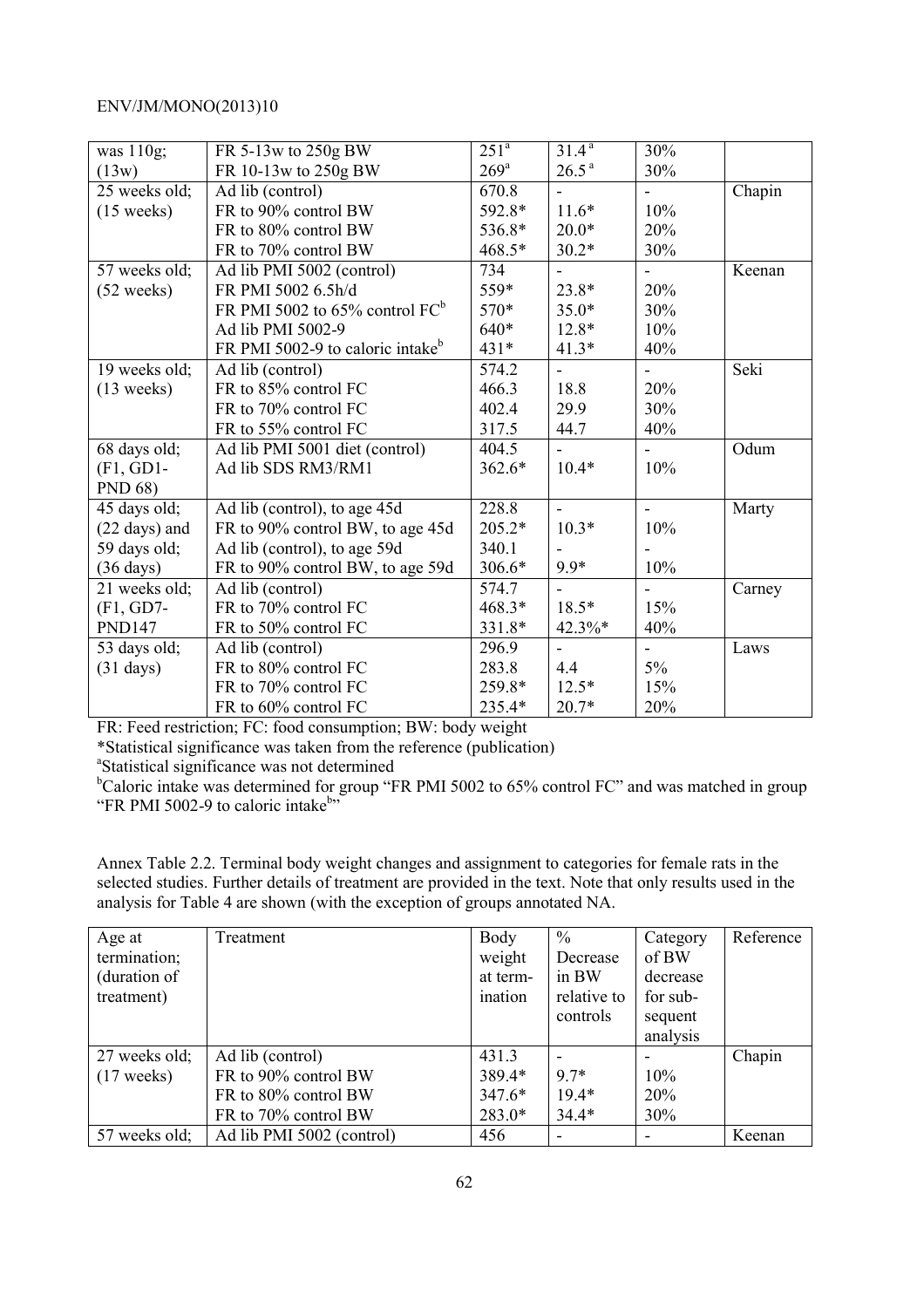| | | | | | |
|---|---|---|---|---|---|
| was 110g; (13w) | FR 5-13w to 250g BW<br>FR 10-13w to 250g BW | 251[a]<br>269[a] | 31.4[a]<br>26.5[a] | 30%<br>30% | |
| 25 weeks old; (15 weeks) | Ad lib (control)<br>FR to 90% control BW<br>FR to 80% control BW<br>FR to 70% control BW | 670.8<br>592.8*<br>536.8*<br>468.5* | -<br>11.6*<br>20.0*<br>30.2* | -<br>10%<br>20%<br>30% | Chapin |
| 57 weeks old; (52 weeks) | Ad lib PMI 5002 (control)<br>FR PMI 5002 6.5h/d<br>FR PMI 5002 to 65% control FC[b]<br>Ad lib PMI 5002-9<br>FR PMI 5002-9 to caloric intake[b] | 734<br>559*<br>570*<br>640*<br>431* | -<br>23.8*<br>35.0*<br>12.8*<br>41.3* | -<br>20%<br>30%<br>10%<br>40% | Keenan |
| 19 weeks old; (13 weeks) | Ad lib (control)<br>FR to 85% control FC<br>FR to 70% control FC<br>FR to 55% control FC | 574.2<br>466.3<br>402.4<br>317.5 | -<br>18.8<br>29.9<br>44.7 | -<br>20%<br>30%<br>40% | Seki |
| 68 days old; (F1, GD1-PND 68) | Ad lib PMI 5001 diet (control)<br>Ad lib SDS RM3/RM1 | 404.5<br>362.6* | -<br>10.4* | -<br>10% | Odum |
| 45 days old; (22 days) and 59 days old; (36 days) | Ad lib (control), to age 45d<br>FR to 90% control BW, to age 45d<br>Ad lib (control), to age 59d<br>FR to 90% control BW, to age 59d | 228.8<br>205.2*<br>340.1<br>306.6* | -<br>10.3*<br>-<br>9.9* | -<br>10%<br>-<br>10% | Marty |
| 21 weeks old; (F1, GD7-PND147 | Ad lib (control)<br>FR to 70% control FC<br>FR to 50% control FC | 574.7<br>468.3*<br>331.8* | -<br>18.5*<br>42.3%* | -<br>15%<br>40% | Carney |
| 53 days old; (31 days) | Ad lib (control)<br>FR to 80% control FC<br>FR to 70% control FC<br>FR to 60% control FC | 296.9<br>283.8<br>259.8*<br>235.4* | -<br>4.4<br>12.5*<br>20.7* | -<br>5%<br>15%<br>20% | Laws |

FR: Feed restriction; FC: food consumption; BW: body weight

*Statistical significance was taken from the reference (publication)

[a]Statistical significance was not determined

[b]Caloric intake was determined for group "FR PMI 5002 to 65% control FC" and was matched in group "FR PMI 5002-9 to caloric intake[b]"

Annex Table 2.2. Terminal body weight changes and assignment to categories for female rats in the selected studies. Further details of treatment are provided in the text. Note that only results used in the analysis for Table 4 are shown (with the exception of groups annotated NA.

| Age at termination; (duration of treatment) | Treatment | Body weight at termination | % Decrease in BW relative to controls | Category of BW decrease for subsequent analysis | Reference |
|---|---|---|---|---|---|
| 27 weeks old; (17 weeks) | Ad lib (control)<br>FR to 90% control BW<br>FR to 80% control BW<br>FR to 70% control BW | 431.3<br>389.4*<br>347.6*<br>283.0* | -<br>9.7*<br>19.4*<br>34.4* | -<br>10%<br>20%<br>30% | Chapin |
| 57 weeks old; | Ad lib PMI 5002 (control) | 456 | - | - | Keenan |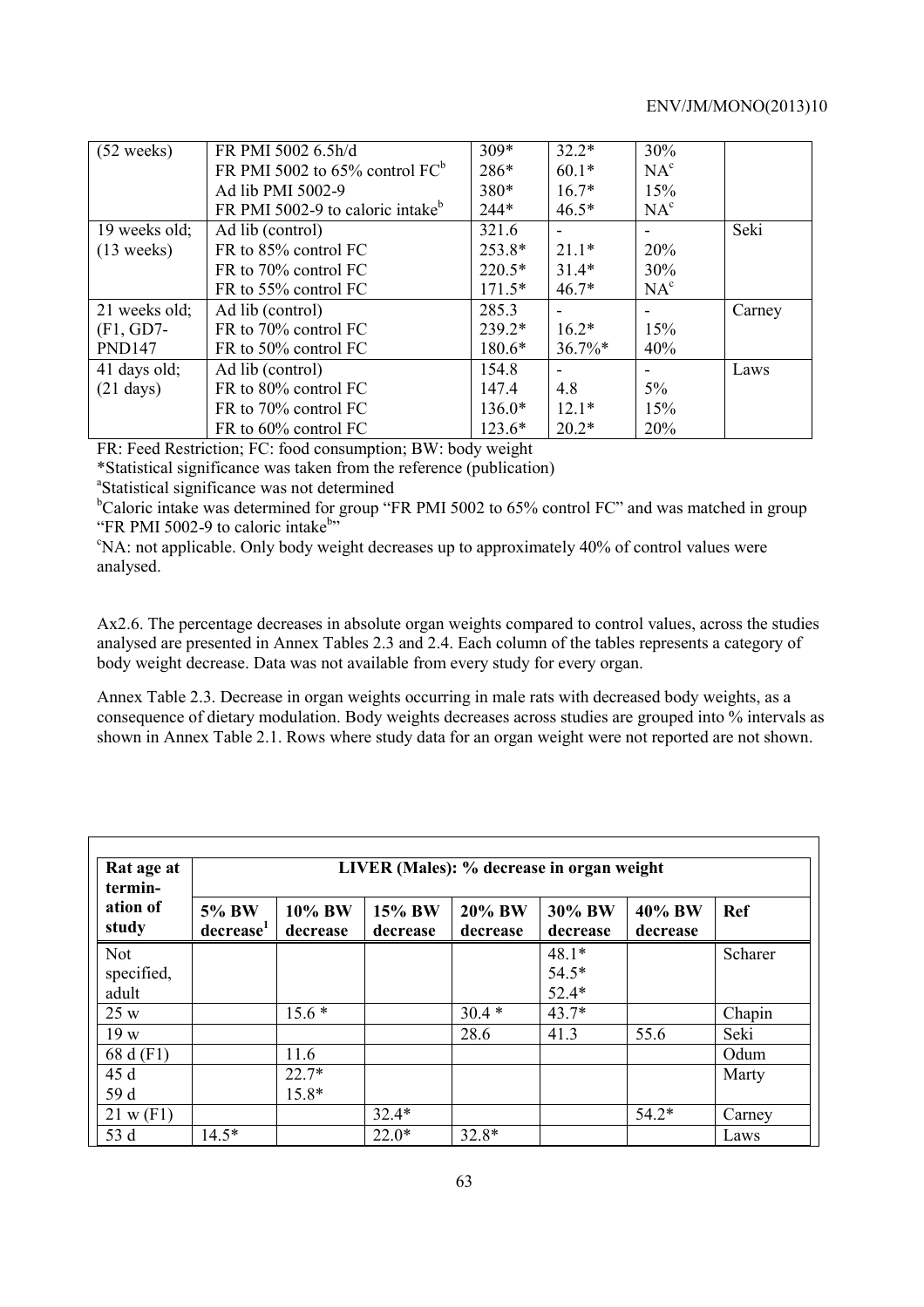| (52 weeks) | FR PMI 5002 6.5h/d | 309* | 32.2* | 30% | |
|---|---|---|---|---|---|
| | FR PMI 5002 to 65% control FC[b] | 286* | 60.1* | NA[c] | |
| | Ad lib PMI 5002-9 | 380* | 16.7* | 15% | |
| | FR PMI 5002-9 to caloric intake[b] | 244* | 46.5* | NA[c] | |
| 19 weeks old; (13 weeks) | Ad lib (control) | 321.6 | - | - | Seki |
| | FR to 85% control FC | 253.8* | 21.1* | 20% | |
| | FR to 70% control FC | 220.5* | 31.4* | 30% | |
| | FR to 55% control FC | 171.5* | 46.7* | NA[c] | |
| 21 weeks old; (F1, GD7-PND147 | Ad lib (control) | 285.3 | - | - | Carney |
| | FR to 70% control FC | 239.2* | 16.2* | 15% | |
| | FR to 50% control FC | 180.6* | 36.7%* | 40% | |
| 41 days old; (21 days) | Ad lib (control) | 154.8 | - | - | Laws |
| | FR to 80% control FC | 147.4 | 4.8 | 5% | |
| | FR to 70% control FC | 136.0* | 12.1* | 15% | |
| | FR to 60% control FC | 123.6* | 20.2* | 20% | |

FR: Feed Restriction; FC: food consumption; BW: body weight

*Statistical significance was taken from the reference (publication)

[a]Statistical significance was not determined

[b]Caloric intake was determined for group "FR PMI 5002 to 65% control FC" and was matched in group "FR PMI 5002-9 to caloric intake[b]"

[c]NA: not applicable. Only body weight decreases up to approximately 40% of control values were analysed.

Ax2.6. The percentage decreases in absolute organ weights compared to control values, across the studies analysed are presented in Annex Tables 2.3 and 2.4. Each column of the tables represents a category of body weight decrease. Data was not available from every study for every organ.

Annex Table 2.3. Decrease in organ weights occurring in male rats with decreased body weights, as a consequence of dietary modulation. Body weights decreases across studies are grouped into % intervals as shown in Annex Table 2.1. Rows where study data for an organ weight were not reported are not shown.

| Rat age at termination of study | LIVER (Males): % decrease in organ weight | | | | | | |
|---|---|---|---|---|---|---|---|
| | 5% BW decrease[1] | 10% BW decrease | 15% BW decrease | 20% BW decrease | 30% BW decrease | 40% BW decrease | Ref |
| Not specified, adult | | | | | 48.1*<br>54.5*<br>52.4* | | Scharer |
| 25 w | | 15.6 * | | 30.4 * | 43.7* | | Chapin |
| 19 w | | | | 28.6 | 41.3 | 55.6 | Seki |
| 68 d (F1) | | 11.6 | | | | | Odum |
| 45 d<br>59 d | | 22.7*<br>15.8* | | | | | Marty |
| 21 w (F1) | | | 32.4* | | | 54.2* | Carney |
| 53 d | 14.5* | | 22.0* | 32.8* | | | Laws |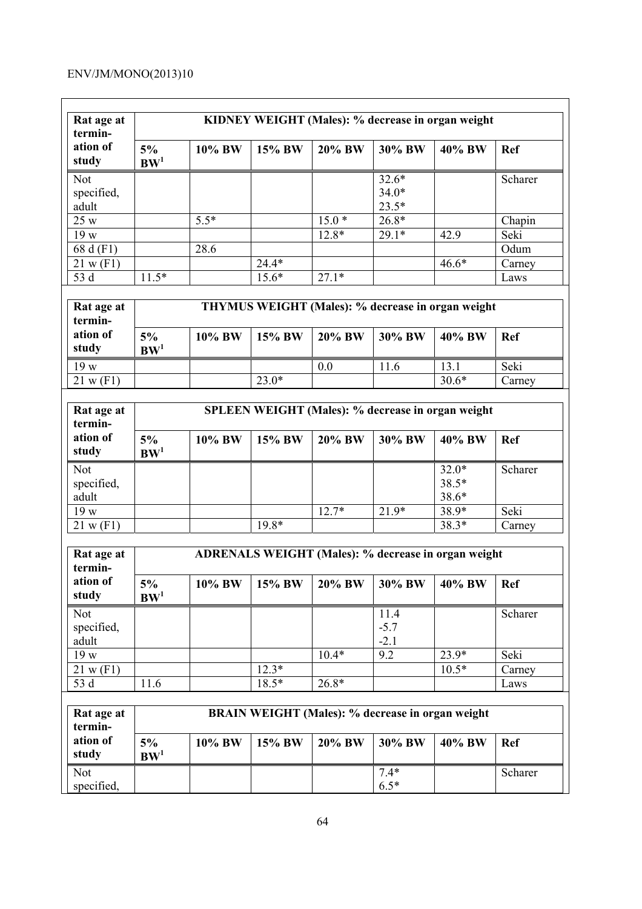| Rat age at termination of study | KIDNEY WEIGHT (Males): % decrease in organ weight | | | | | | |
|---|---|---|---|---|---|---|---|
| | 5% BW[1] | 10% BW | 15% BW | 20% BW | 30% BW | 40% BW | Ref |
| Not specified, adult | | | | | 32.6*<br>34.0*<br>23.5* | | Scharer |
| 25 w | | 5.5* | | 15.0 * | 26.8* | | Chapin |
| 19 w | | | | 12.8* | 29.1* | 42.9 | Seki |
| 68 d (F1) | | 28.6 | | | | | Odum |
| 21 w (F1) | | | 24.4* | | | 46.6* | Carney |
| 53 d | 11.5* | | 15.6* | 27.1* | | | Laws |

| Rat age at termination of study | THYMUS WEIGHT (Males): % decrease in organ weight | | | | | | |
|---|---|---|---|---|---|---|---|
| | 5% BW[1] | 10% BW | 15% BW | 20% BW | 30% BW | 40% BW | Ref |
| 19 w | | | | 0.0 | 11.6 | 13.1 | Seki |
| 21 w (F1) | | | 23.0* | | | 30.6* | Carney |

| Rat age at termination of study | SPLEEN WEIGHT (Males): % decrease in organ weight | | | | | | |
|---|---|---|---|---|---|---|---|
| | 5% BW[1] | 10% BW | 15% BW | 20% BW | 30% BW | 40% BW | Ref |
| Not specified, adult | | | | | | 32.0*<br>38.5*<br>38.6* | Scharer |
| 19 w | | | | 12.7* | 21.9* | 38.9* | Seki |
| 21 w (F1) | | | 19.8* | | | 38.3* | Carney |

| Rat age at termination of study | ADRENALS WEIGHT (Males): % decrease in organ weight | | | | | | |
|---|---|---|---|---|---|---|---|
| | 5% BW[1] | 10% BW | 15% BW | 20% BW | 30% BW | 40% BW | Ref |
| Not specified, adult | | | | | 11.4<br>-5.7<br>-2.1 | | Scharer |
| 19 w | | | | 10.4* | 9.2 | 23.9* | Seki |
| 21 w (F1) | | | 12.3* | | | 10.5* | Carney |
| 53 d | 11.6 | | 18.5* | 26.8* | | | Laws |

| Rat age at termination of study | BRAIN WEIGHT (Males): % decrease in organ weight | | | | | | |
|---|---|---|---|---|---|---|---|
| | 5% BW[1] | 10% BW | 15% BW | 20% BW | 30% BW | 40% BW | Ref |
| Not specified, | | | | | 7.4*<br>6.5* | | Scharer |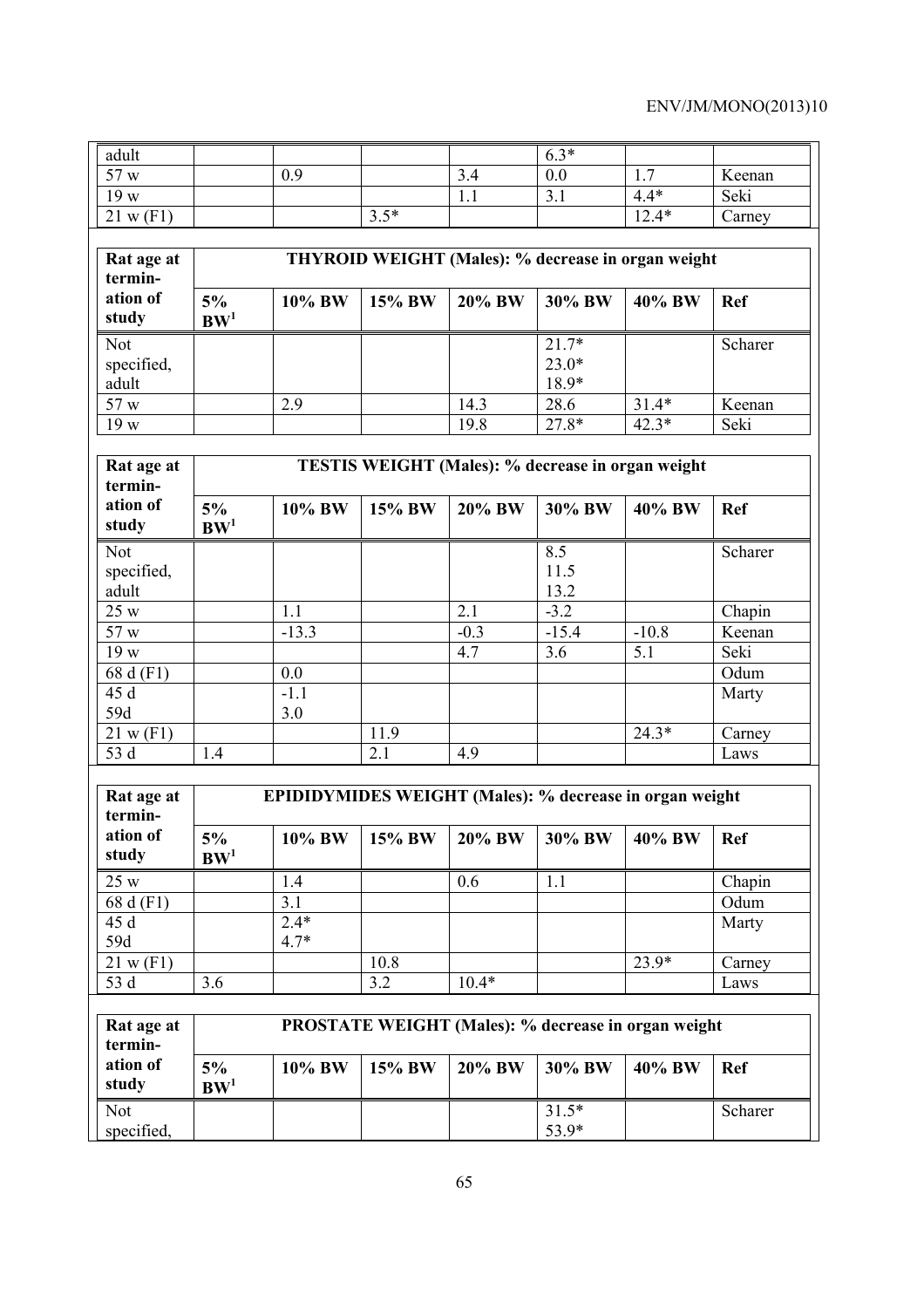| | | | | | | | |
|---|---|---|---|---|---|---|---|
| adult | | | | | 6.3* | | |
| 57 w | | 0.9 | | 3.4 | 0.0 | 1.7 | Keenan |
| 19 w | | | | 1.1 | 3.1 | 4.4* | Seki |
| 21 w (F1) | | | 3.5* | | | 12.4* | Carney |

| Rat age at termination of study | THYROID WEIGHT (Males): % decrease in organ weight | | | | | | |
|---|---|---|---|---|---|---|---|
| | 5% BW[1] | 10% BW | 15% BW | 20% BW | 30% BW | 40% BW | Ref |
| Not specified, adult | | | | | 21.7* 23.0* 18.9* | | Scharer |
| 57 w | | 2.9 | | 14.3 | 28.6 | 31.4* | Keenan |
| 19 w | | | | 19.8 | 27.8* | 42.3* | Seki |

| Rat age at termination of study | TESTIS WEIGHT (Males): % decrease in organ weight | | | | | | |
|---|---|---|---|---|---|---|---|
| | 5% BW[1] | 10% BW | 15% BW | 20% BW | 30% BW | 40% BW | Ref |
| Not specified, adult | | | | | 8.5 11.5 13.2 | | Scharer |
| 25 w | | 1.1 | | 2.1 | -3.2 | | Chapin |
| 57 w | | -13.3 | | -0.3 | -15.4 | -10.8 | Keenan |
| 19 w | | | | 4.7 | 3.6 | 5.1 | Seki |
| 68 d (F1) | | 0.0 | | | | | Odum |
| 45 d 59d | | -1.1 3.0 | | | | | Marty |
| 21 w (F1) | | | 11.9 | | | 24.3* | Carney |
| 53 d | 1.4 | | 2.1 | 4.9 | | | Laws |

| Rat age at termination of study | EPIDIDYMIDES WEIGHT (Males): % decrease in organ weight | | | | | | |
|---|---|---|---|---|---|---|---|
| | 5% BW[1] | 10% BW | 15% BW | 20% BW | 30% BW | 40% BW | Ref |
| 25 w | | 1.4 | | 0.6 | 1.1 | | Chapin |
| 68 d (F1) | | 3.1 | | | | | Odum |
| 45 d 59d | | 2.4* 4.7* | | | | | Marty |
| 21 w (F1) | | | 10.8 | | | 23.9* | Carney |
| 53 d | 3.6 | | 3.2 | 10.4* | | | Laws |

| Rat age at termination of study | PROSTATE WEIGHT (Males): % decrease in organ weight | | | | | | |
|---|---|---|---|---|---|---|---|
| | 5% BW[1] | 10% BW | 15% BW | 20% BW | 30% BW | 40% BW | Ref |
| Not specified, | | | | | 31.5* 53.9* | | Scharer |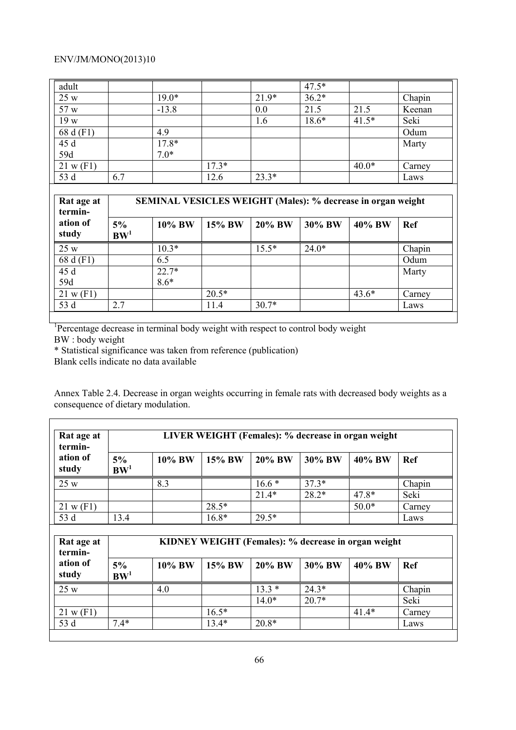| adult | | | | | 47.5* | | |
|---|---|---|---|---|---|---|---|
| 25 w | | 19.0* | | 21.9* | 36.2* | | Chapin |
| 57 w | | -13.8 | | 0.0 | 21.5 | 21.5 | Keenan |
| 19 w | | | | 1.6 | 18.6* | 41.5* | Seki |
| 68 d (F1) | | 4.9 | | | | | Odum |
| 45 d<br>59d | | 17.8*<br>7.0* | | | | | Marty |
| 21 w (F1) | | | 17.3* | | | 40.0* | Carney |
| 53 d | 6.7 | | 12.6 | 23.3* | | | Laws |

| Rat age at termin-ation of study | SEMINAL VESICLES WEIGHT (Males): % decrease in organ weight | | | | | | |
|---|---|---|---|---|---|---|---|
| | 5% BW[1] | 10% BW | 15% BW | 20% BW | 30% BW | 40% BW | Ref |
| 25 w | | 10.3* | | 15.5* | 24.0* | | Chapin |
| 68 d (F1) | | 6.5 | | | | | Odum |
| 45 d<br>59d | | 22.7*<br>8.6* | | | | | Marty |
| 21 w (F1) | | | 20.5* | | | 43.6* | Carney |
| 53 d | 2.7 | | 11.4 | 30.7* | | | Laws |

[1]Percentage decrease in terminal body weight with respect to control body weight

BW : body weight

\* Statistical significance was taken from reference (publication)

Blank cells indicate no data available

Annex Table 2.4. Decrease in organ weights occurring in female rats with decreased body weights as a consequence of dietary modulation.

| Rat age at termin-ation of study | LIVER WEIGHT (Females): % decrease in organ weight | | | | | | |
|---|---|---|---|---|---|---|---|
| | 5% BW[1] | 10% BW | 15% BW | 20% BW | 30% BW | 40% BW | Ref |
| 25 w | | 8.3 | | 16.6 * | 37.3* | | Chapin |
| | | | | 21.4* | 28.2* | 47.8* | Seki |
| 21 w (F1) | | | 28.5* | | | 50.0* | Carney |
| 53 d | 13.4 | | 16.8* | 29.5* | | | Laws |

| Rat age at termin-ation of study | KIDNEY WEIGHT (Females): % decrease in organ weight | | | | | | |
|---|---|---|---|---|---|---|---|
| | 5% BW[1] | 10% BW | 15% BW | 20% BW | 30% BW | 40% BW | Ref |
| 25 w | | 4.0 | | 13.3 * | 24.3* | | Chapin |
| | | | | 14.0* | 20.7* | | Seki |
| 21 w (F1) | | | 16.5* | | | 41.4* | Carney |
| 53 d | 7.4* | | 13.4* | 20.8* | | | Laws |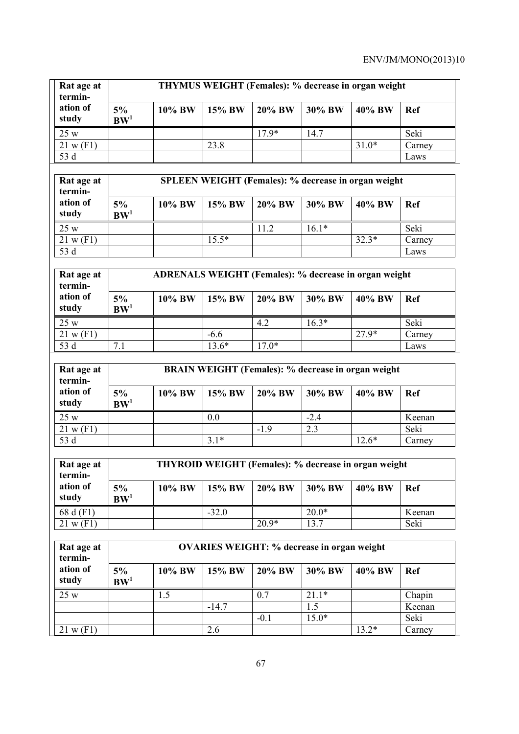| Rat age at termin-ation of study | THYMUS WEIGHT (Females): % decrease in organ weight | | | | | | |
|---|---|---|---|---|---|---|---|
| | 5% BW[1] | 10% BW | 15% BW | 20% BW | 30% BW | 40% BW | Ref |
| 25 w | | | | 17.9* | 14.7 | | Seki |
| 21 w (F1) | | | 23.8 | | | 31.0* | Carney |
| 53 d | | | | | | | Laws |

| Rat age at termin-ation of study | SPLEEN WEIGHT (Females): % decrease in organ weight | | | | | | |
|---|---|---|---|---|---|---|---|
| | 5% BW[1] | 10% BW | 15% BW | 20% BW | 30% BW | 40% BW | Ref |
| 25 w | | | | 11.2 | 16.1* | | Seki |
| 21 w (F1) | | | 15.5* | | | 32.3* | Carney |
| 53 d | | | | | | | Laws |

| Rat age at termin-ation of study | ADRENALS WEIGHT (Females): % decrease in organ weight | | | | | | |
|---|---|---|---|---|---|---|---|
| | 5% BW[1] | 10% BW | 15% BW | 20% BW | 30% BW | 40% BW | Ref |
| 25 w | | | | 4.2 | 16.3* | | Seki |
| 21 w (F1) | | | -6.6 | | | 27.9* | Carney |
| 53 d | 7.1 | | 13.6* | 17.0* | | | Laws |

| Rat age at termin-ation of study | BRAIN WEIGHT (Females): % decrease in organ weight | | | | | | |
|---|---|---|---|---|---|---|---|
| | 5% BW[1] | 10% BW | 15% BW | 20% BW | 30% BW | 40% BW | Ref |
| 25 w | | | 0.0 | | -2.4 | | Keenan |
| 21 w (F1) | | | | -1.9 | 2.3 | | Seki |
| 53 d | | | 3.1* | | | 12.6* | Carney |

| Rat age at termin-ation of study | THYROID WEIGHT (Females): % decrease in organ weight | | | | | | |
|---|---|---|---|---|---|---|---|
| | 5% BW[1] | 10% BW | 15% BW | 20% BW | 30% BW | 40% BW | Ref |
| 68 d (F1) | | | -32.0 | | 20.0* | | Keenan |
| 21 w (F1) | | | | 20.9* | 13.7 | | Seki |

| Rat age at termin-ation of study | OVARIES WEIGHT: % decrease in organ weight | | | | | | |
|---|---|---|---|---|---|---|---|
| | 5% BW[1] | 10% BW | 15% BW | 20% BW | 30% BW | 40% BW | Ref |
| 25 w | | 1.5 | | 0.7 | 21.1* | | Chapin |
| | | | -14.7 | | 1.5 | | Keenan |
| | | | | -0.1 | 15.0* | | Seki |
| 21 w (F1) | | | 2.6 | | | 13.2* | Carney |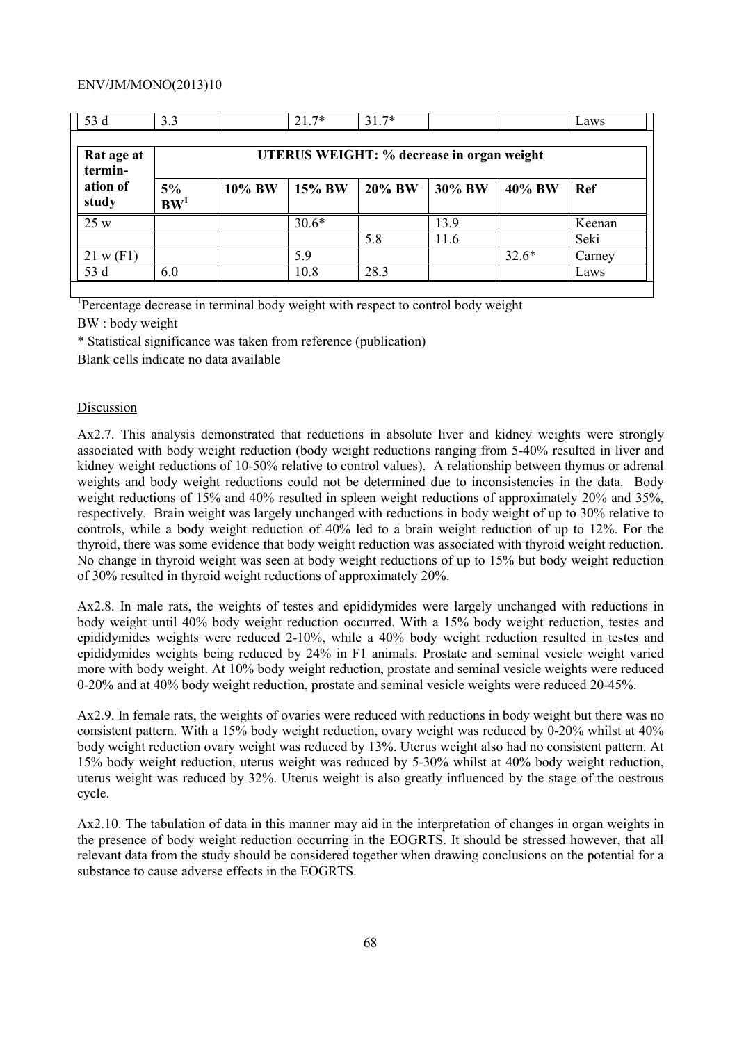| 53 d | 3.3 | | 21.7* | 31.7* | | | Laws |
|---|---|---|---|---|---|---|---|

| Rat age at termin-ation of study | UTERUS WEIGHT: % decrease in organ weight | | | | | | |
|---|---|---|---|---|---|---|---|
| | 5% BW[1] | 10% BW | 15% BW | 20% BW | 30% BW | 40% BW | Ref |
| 25 w | | | 30.6* | | 13.9 | | Keenan |
| | | | | 5.8 | 11.6 | | Seki |
| 21 w (F1) | | | 5.9 | | | 32.6* | Carney |
| 53 d | 6.0 | | 10.8 | 28.3 | | | Laws |

[1]Percentage decrease in terminal body weight with respect to control body weight

BW : body weight

* Statistical significance was taken from reference (publication)

Blank cells indicate no data available

Discussion

Ax2.7. This analysis demonstrated that reductions in absolute liver and kidney weights were strongly associated with body weight reduction (body weight reductions ranging from 5-40% resulted in liver and kidney weight reductions of 10-50% relative to control values). A relationship between thymus or adrenal weights and body weight reductions could not be determined due to inconsistencies in the data. Body weight reductions of 15% and 40% resulted in spleen weight reductions of approximately 20% and 35%, respectively. Brain weight was largely unchanged with reductions in body weight of up to 30% relative to controls, while a body weight reduction of 40% led to a brain weight reduction of up to 12%. For the thyroid, there was some evidence that body weight reduction was associated with thyroid weight reduction. No change in thyroid weight was seen at body weight reductions of up to 15% but body weight reduction of 30% resulted in thyroid weight reductions of approximately 20%.

Ax2.8. In male rats, the weights of testes and epididymides were largely unchanged with reductions in body weight until 40% body weight reduction occurred. With a 15% body weight reduction, testes and epididymides weights were reduced 2-10%, while a 40% body weight reduction resulted in testes and epididymides weights being reduced by 24% in F1 animals. Prostate and seminal vesicle weight varied more with body weight. At 10% body weight reduction, prostate and seminal vesicle weights were reduced 0-20% and at 40% body weight reduction, prostate and seminal vesicle weights were reduced 20-45%.

Ax2.9. In female rats, the weights of ovaries were reduced with reductions in body weight but there was no consistent pattern. With a 15% body weight reduction, ovary weight was reduced by 0-20% whilst at 40% body weight reduction ovary weight was reduced by 13%. Uterus weight also had no consistent pattern. At 15% body weight reduction, uterus weight was reduced by 5-30% whilst at 40% body weight reduction, uterus weight was reduced by 32%. Uterus weight is also greatly influenced by the stage of the oestrous cycle.

Ax2.10. The tabulation of data in this manner may aid in the interpretation of changes in organ weights in the presence of body weight reduction occurring in the EOGRTS. It should be stressed however, that all relevant data from the study should be considered together when drawing conclusions on the potential for a substance to cause adverse effects in the EOGRTS.